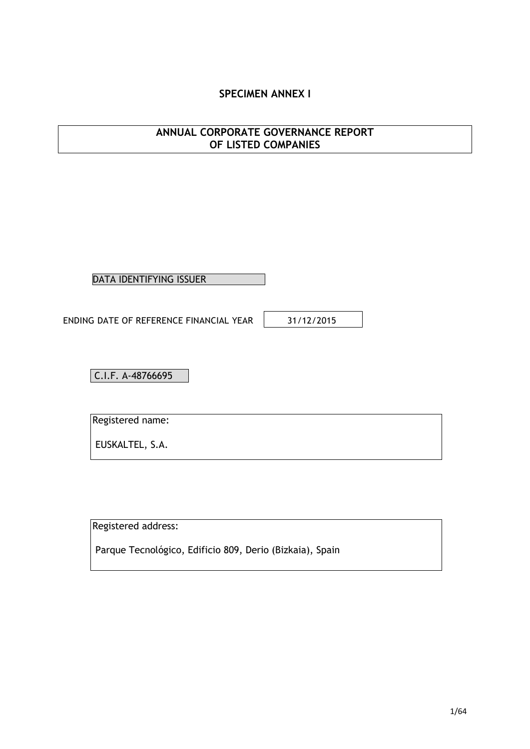**SPECIMEN ANNEX I**

# ANNUAL CORPORATE GOVERNANCE REPORT OF LISTED COMPANIES

DATA IDENTIFYING ISSUER

ENDING DATE OF REFERENCE FINANCIAL YEAR: 31/12/2015

C.I.F. A-48766695

Registered name:

EUSKALTEL, S.A.

Registered address:

Parque Tecnológico, Edificio 809, Derio (Bizkaia), Spain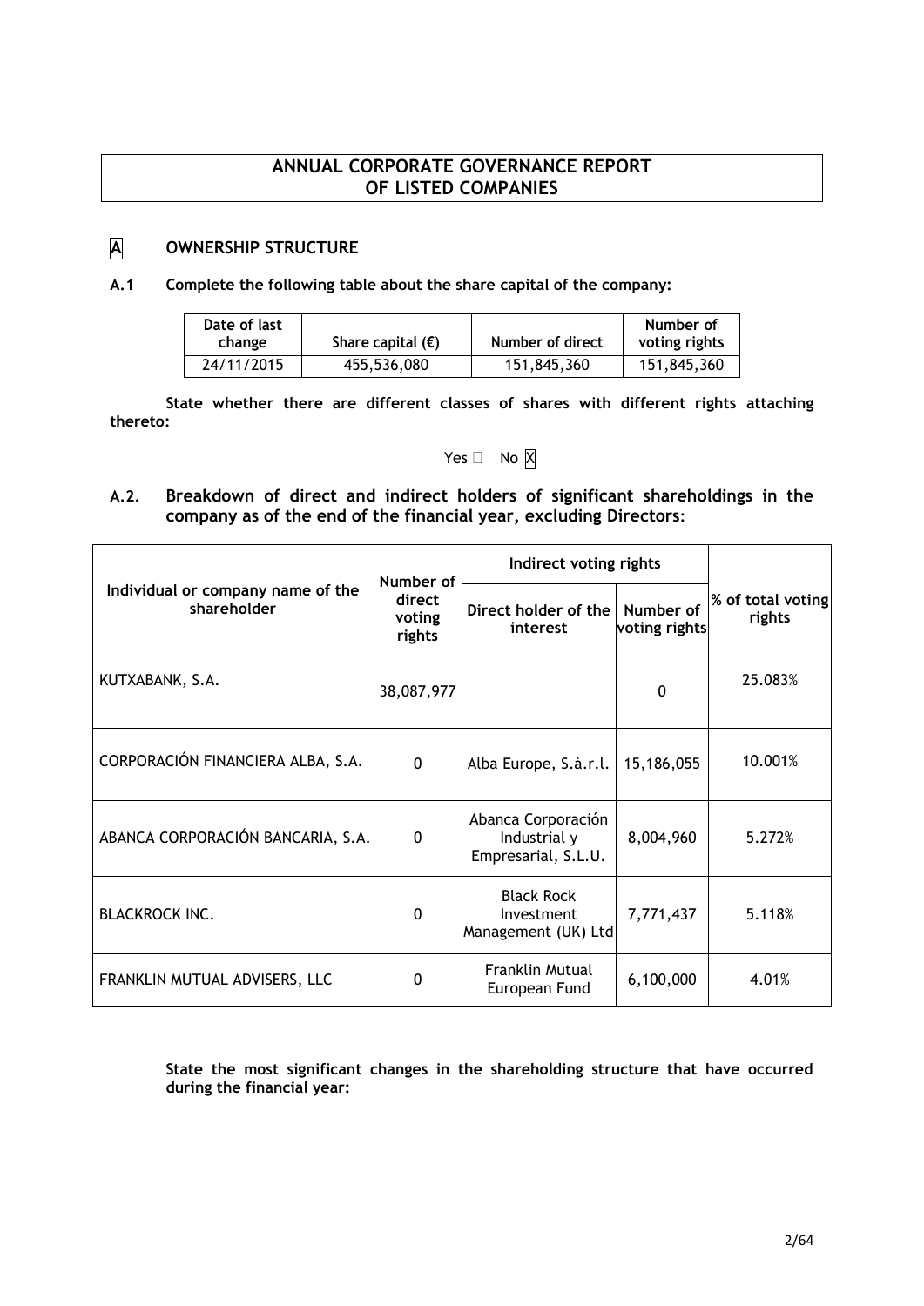# ANNUAL CORPORATE GOVERNANCE REPORT OF LISTED COMPANIES

## A OWNERSHIP STRUCTURE

**A.1 Complete the following table about the share capital of the company:**

| Date of last change | Share capital (€) | Number of direct | Number of voting rights |
|---|---|---|---|
| 24/11/2015 | 455,536,080 | 151,845,360 | 151,845,360 |

**State whether there are different classes of shares with different rights attaching thereto:**

Yes ☐ No X

**A.2. Breakdown of direct and indirect holders of significant shareholdings in the company as of the end of the financial year, excluding Directors:**

| Individual or company name of the shareholder | Number of direct voting rights | Indirect voting rights | | % of total voting rights |
|---|---|---|---|---|
| | | Direct holder of the interest | Number of voting rights | |
| KUTXABANK, S.A. | 38,087,977 | | 0 | 25.083% |
| CORPORACIÓN FINANCIERA ALBA, S.A. | 0 | Alba Europe, S.à.r.l. | 15,186,055 | 10.001% |
| ABANCA CORPORACIÓN BANCARIA, S.A. | 0 | Abanca Corporación Industrial y Empresarial, S.L.U. | 8,004,960 | 5.272% |
| BLACKROCK INC. | 0 | Black Rock Investment Management (UK) Ltd | 7,771,437 | 5.118% |
| FRANKLIN MUTUAL ADVISERS, LLC | 0 | Franklin Mutual European Fund | 6,100,000 | 4.01% |

**State the most significant changes in the shareholding structure that have occurred during the financial year:**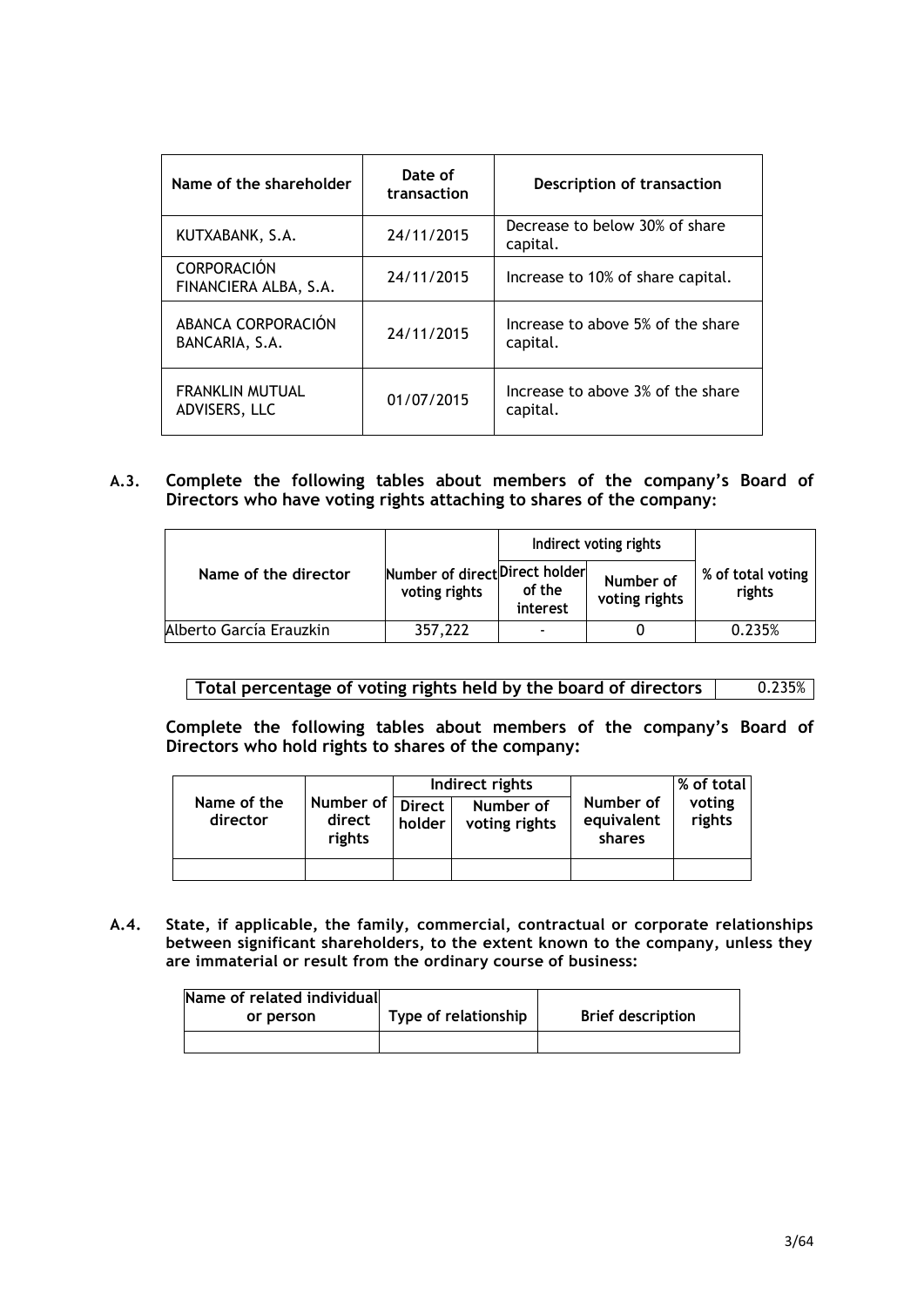| Name of the shareholder | Date of transaction | Description of transaction |
|---|---|---|
| KUTXABANK, S.A. | 24/11/2015 | Decrease to below 30% of share capital. |
| CORPORACIÓN FINANCIERA ALBA, S.A. | 24/11/2015 | Increase to 10% of share capital. |
| ABANCA CORPORACIÓN BANCARIA, S.A. | 24/11/2015 | Increase to above 5% of the share capital. |
| FRANKLIN MUTUAL ADVISERS, LLC | 01/07/2015 | Increase to above 3% of the share capital. |

**A.3. Complete the following tables about members of the company's Board of Directors who have voting rights attaching to shares of the company:**

| Name of the director | Number of direct voting rights | Indirect voting rights | | % of total voting rights |
|---|---|---|---|---|
| | | Direct holder of the interest | Number of voting rights | |
| Alberto García Erauzkin | 357,222 | - | 0 | 0.235% |

| Total percentage of voting rights held by the board of directors | 0.235% |
|---|---|

**Complete the following tables about members of the company's Board of Directors who hold rights to shares of the company:**

| Name of the director | Number of direct rights | Indirect rights | | Number of equivalent shares | % of total voting rights |
|---|---|---|---|---|---|
| | | Direct holder | Number of voting rights | | |
| | | | | | |

**A.4. State, if applicable, the family, commercial, contractual or corporate relationships between significant shareholders, to the extent known to the company, unless they are immaterial or result from the ordinary course of business:**

| Name of related individual or person | Type of relationship | Brief description |
|---|---|---|
| | | |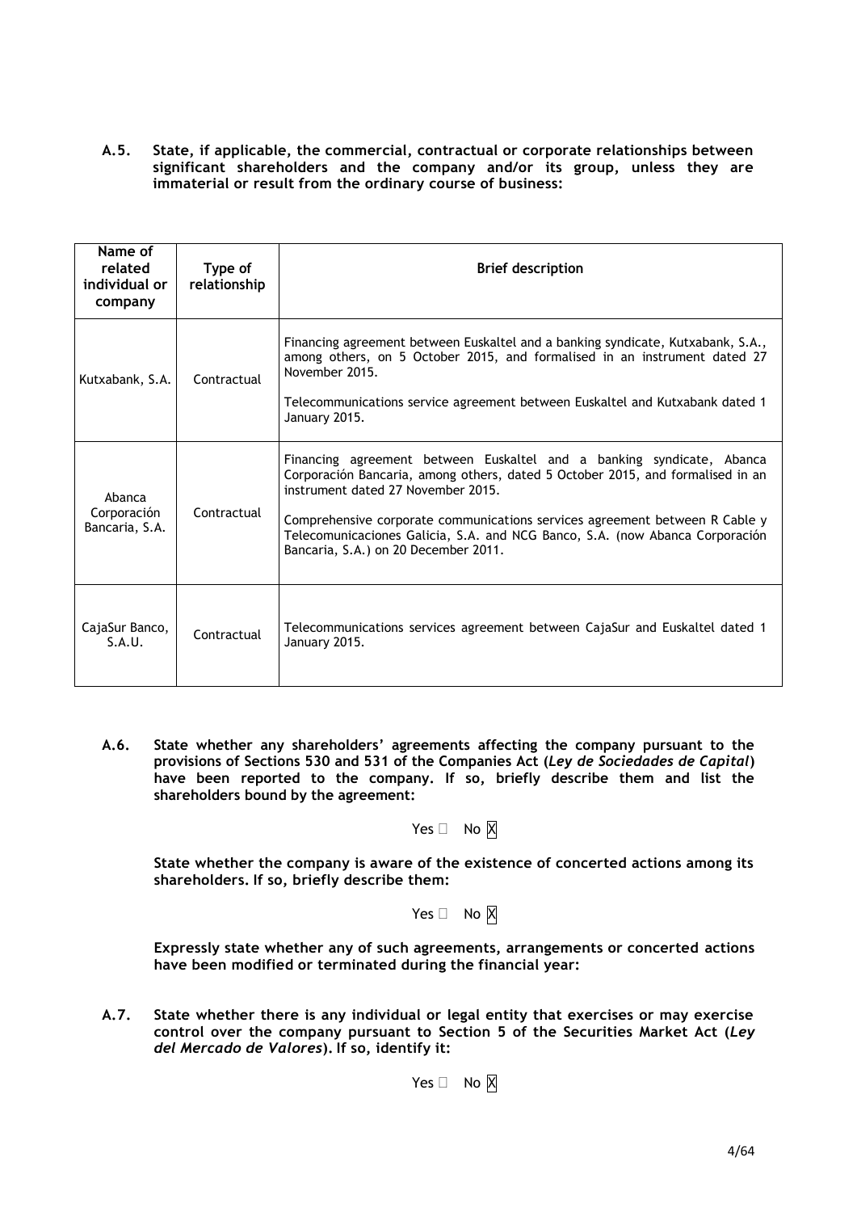**A.5. State, if applicable, the commercial, contractual or corporate relationships between significant shareholders and the company and/or its group, unless they are immaterial or result from the ordinary course of business:**

| Name of related individual or company | Type of relationship | Brief description |
|---|---|---|
| Kutxabank, S.A. | Contractual | Financing agreement between Euskaltel and a banking syndicate, Kutxabank, S.A., among others, on 5 October 2015, and formalised in an instrument dated 27 November 2015.<br><br>Telecommunications service agreement between Euskaltel and Kutxabank dated 1 January 2015. |
| Abanca Corporación Bancaria, S.A. | Contractual | Financing agreement between Euskaltel and a banking syndicate, Abanca Corporación Bancaria, among others, dated 5 October 2015, and formalised in an instrument dated 27 November 2015.<br><br>Comprehensive corporate communications services agreement between R Cable y Telecomunicaciones Galicia, S.A. and NCG Banco, S.A. (now Abanca Corporación Bancaria, S.A.) on 20 December 2011. |
| CajaSur Banco, S.A.U. | Contractual | Telecommunications services agreement between CajaSur and Euskaltel dated 1 January 2015. |

**A.6. State whether any shareholders' agreements affecting the company pursuant to the provisions of Sections 530 and 531 of the Companies Act (*Ley de Sociedades de Capital*) have been reported to the company. If so, briefly describe them and list the shareholders bound by the agreement:**

Yes ☐ No ☒

**State whether the company is aware of the existence of concerted actions among its shareholders. If so, briefly describe them:**

Yes ☐ No ☒

**Expressly state whether any of such agreements, arrangements or concerted actions have been modified or terminated during the financial year:**

**A.7. State whether there is any individual or legal entity that exercises or may exercise control over the company pursuant to Section 5 of the Securities Market Act (*Ley del Mercado de Valores*). If so, identify it:**

Yes ☐ No ☒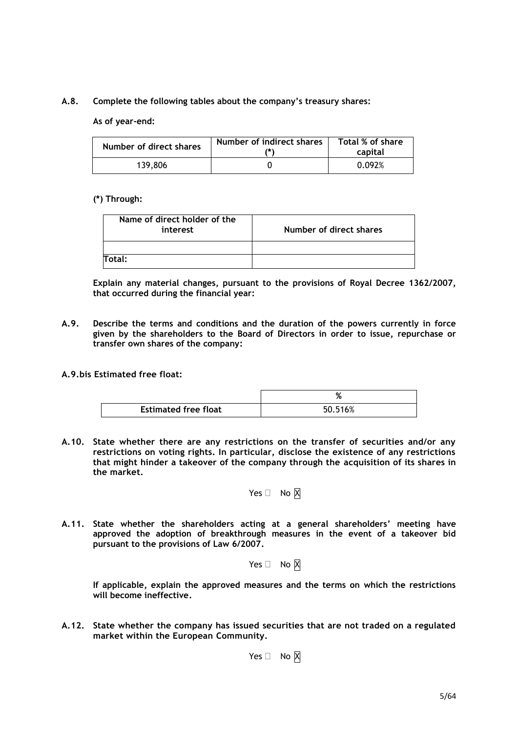**A.8. Complete the following tables about the company's treasury shares:**

**As of year-end:**

| Number of direct shares | Number of indirect shares (*) | Total % of share capital |
|---|---|---|
| 139,806 | 0 | 0.092% |

**(*) Through:**

| Name of direct holder of the interest | Number of direct shares |
|---|---|
| | |
| Total: | |

**Explain any material changes, pursuant to the provisions of Royal Decree 1362/2007, that occurred during the financial year:**

**A.9. Describe the terms and conditions and the duration of the powers currently in force given by the shareholders to the Board of Directors in order to issue, repurchase or transfer own shares of the company:**

**A.9.bis Estimated free float:**

| | % |
|---|---|
| **Estimated free float** | 50.516% |

**A.10. State whether there are any restrictions on the transfer of securities and/or any restrictions on voting rights. In particular, disclose the existence of any restrictions that might hinder a takeover of the company through the acquisition of its shares in the market.**

Yes ☐ No ☒

**A.11. State whether the shareholders acting at a general shareholders' meeting have approved the adoption of breakthrough measures in the event of a takeover bid pursuant to the provisions of Law 6/2007.**

Yes ☐ No ☒

**If applicable, explain the approved measures and the terms on which the restrictions will become ineffective.**

**A.12. State whether the company has issued securities that are not traded on a regulated market within the European Community.**

Yes ☐ No ☒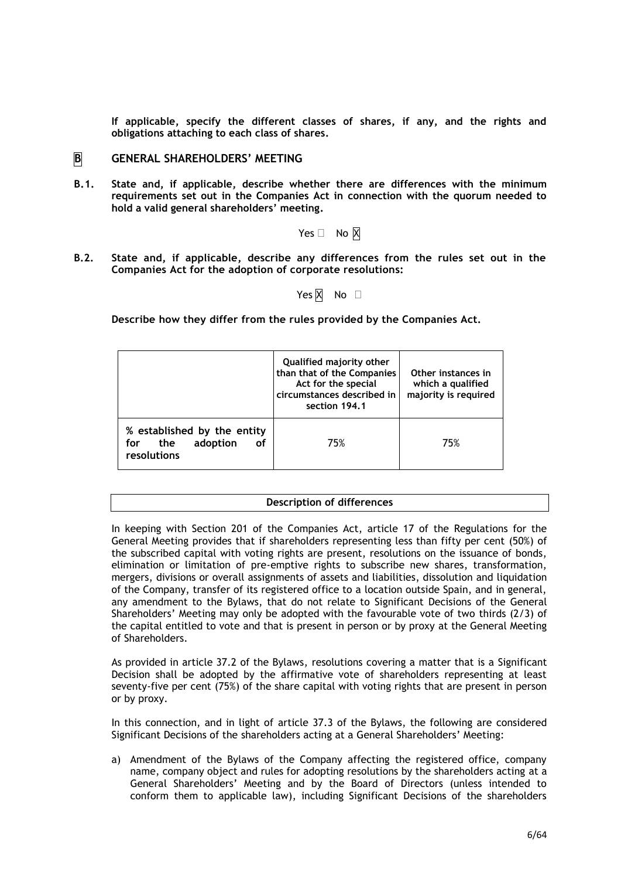**If applicable, specify the different classes of shares, if any, and the rights and obligations attaching to each class of shares.**

## B GENERAL SHAREHOLDERS' MEETING

**B.1. State and, if applicable, describe whether there are differences with the minimum requirements set out in the Companies Act in connection with the quorum needed to hold a valid general shareholders' meeting.**

Yes ☐ No ☒

**B.2. State and, if applicable, describe any differences from the rules set out in the Companies Act for the adoption of corporate resolutions:**

Yes ☒ No ☐

**Describe how they differ from the rules provided by the Companies Act.**

| | Qualified majority other than that of the Companies Act for the special circumstances described in section 194.1 | Other instances in which a qualified majority is required |
|---|---|---|
| % established by the entity for the adoption of resolutions | 75% | 75% |

**Description of differences**

In keeping with Section 201 of the Companies Act, article 17 of the Regulations for the General Meeting provides that if shareholders representing less than fifty per cent (50%) of the subscribed capital with voting rights are present, resolutions on the issuance of bonds, elimination or limitation of pre-emptive rights to subscribe new shares, transformation, mergers, divisions or overall assignments of assets and liabilities, dissolution and liquidation of the Company, transfer of its registered office to a location outside Spain, and in general, any amendment to the Bylaws, that do not relate to Significant Decisions of the General Shareholders' Meeting may only be adopted with the favourable vote of two thirds (2/3) of the capital entitled to vote and that is present in person or by proxy at the General Meeting of Shareholders.

As provided in article 37.2 of the Bylaws, resolutions covering a matter that is a Significant Decision shall be adopted by the affirmative vote of shareholders representing at least seventy-five per cent (75%) of the share capital with voting rights that are present in person or by proxy.

In this connection, and in light of article 37.3 of the Bylaws, the following are considered Significant Decisions of the shareholders acting at a General Shareholders' Meeting:

a) Amendment of the Bylaws of the Company affecting the registered office, company name, company object and rules for adopting resolutions by the shareholders acting at a General Shareholders' Meeting and by the Board of Directors (unless intended to conform them to applicable law), including Significant Decisions of the shareholders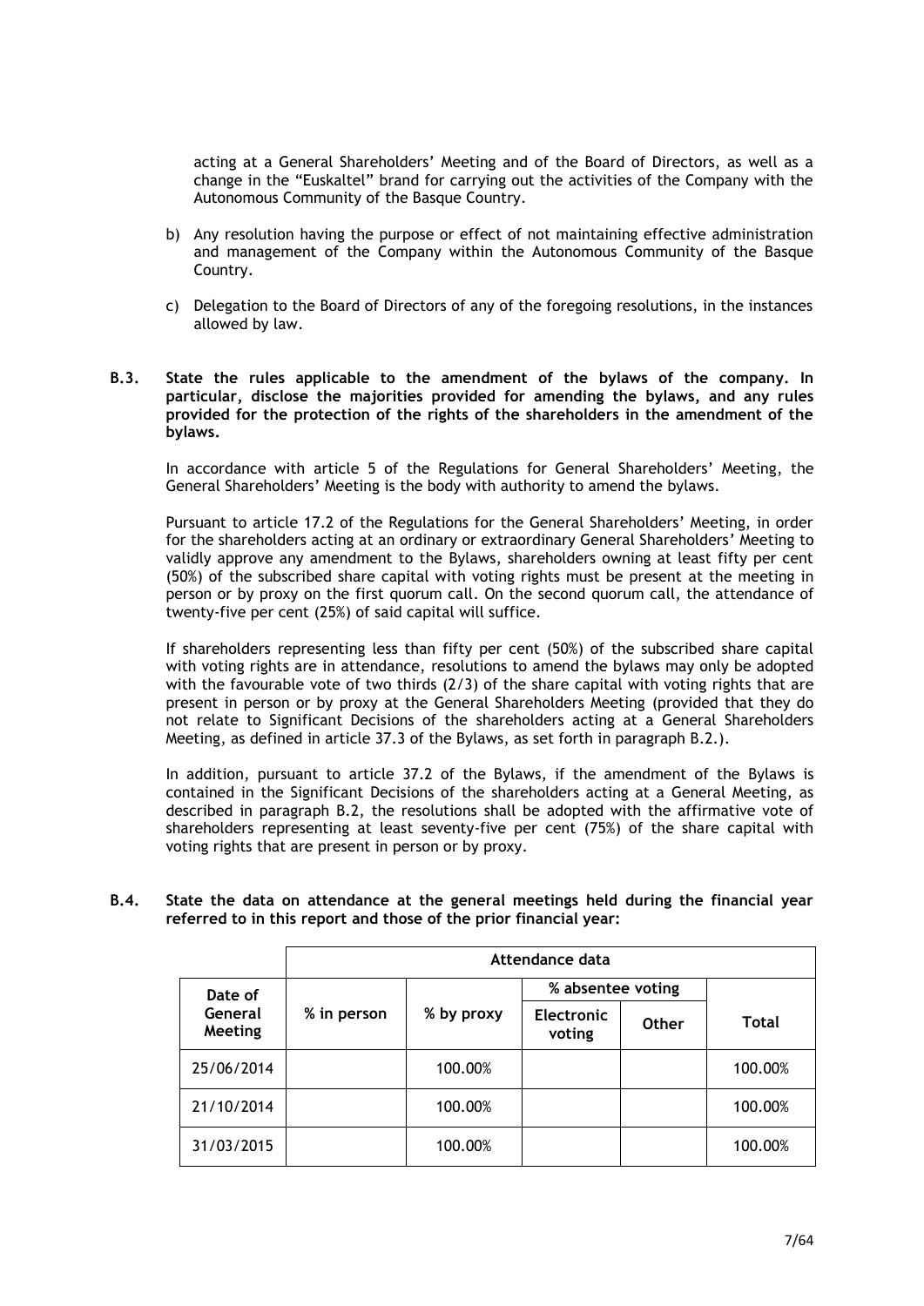acting at a General Shareholders' Meeting and of the Board of Directors, as well as a change in the "Euskaltel" brand for carrying out the activities of the Company with the Autonomous Community of the Basque Country.

b) Any resolution having the purpose or effect of not maintaining effective administration and management of the Company within the Autonomous Community of the Basque Country.

c) Delegation to the Board of Directors of any of the foregoing resolutions, in the instances allowed by law.

**B.3. State the rules applicable to the amendment of the bylaws of the company. In particular, disclose the majorities provided for amending the bylaws, and any rules provided for the protection of the rights of the shareholders in the amendment of the bylaws.**

In accordance with article 5 of the Regulations for General Shareholders' Meeting, the General Shareholders' Meeting is the body with authority to amend the bylaws.

Pursuant to article 17.2 of the Regulations for the General Shareholders' Meeting, in order for the shareholders acting at an ordinary or extraordinary General Shareholders' Meeting to validly approve any amendment to the Bylaws, shareholders owning at least fifty per cent (50%) of the subscribed share capital with voting rights must be present at the meeting in person or by proxy on the first quorum call. On the second quorum call, the attendance of twenty-five per cent (25%) of said capital will suffice.

If shareholders representing less than fifty per cent (50%) of the subscribed share capital with voting rights are in attendance, resolutions to amend the bylaws may only be adopted with the favourable vote of two thirds (2/3) of the share capital with voting rights that are present in person or by proxy at the General Shareholders Meeting (provided that they do not relate to Significant Decisions of the shareholders acting at a General Shareholders Meeting, as defined in article 37.3 of the Bylaws, as set forth in paragraph B.2.).

In addition, pursuant to article 37.2 of the Bylaws, if the amendment of the Bylaws is contained in the Significant Decisions of the shareholders acting at a General Meeting, as described in paragraph B.2, the resolutions shall be adopted with the affirmative vote of shareholders representing at least seventy-five per cent (75%) of the share capital with voting rights that are present in person or by proxy.

**B.4. State the data on attendance at the general meetings held during the financial year referred to in this report and those of the prior financial year:**

| Date of General Meeting | Attendance data | | | | |
|---|---|---|---|---|---|
| | % in person | % by proxy | % absentee voting | | Total |
| | | | Electronic voting | Other | |
| 25/06/2014 | | 100.00% | | | 100.00% |
| 21/10/2014 | | 100.00% | | | 100.00% |
| 31/03/2015 | | 100.00% | | | 100.00% |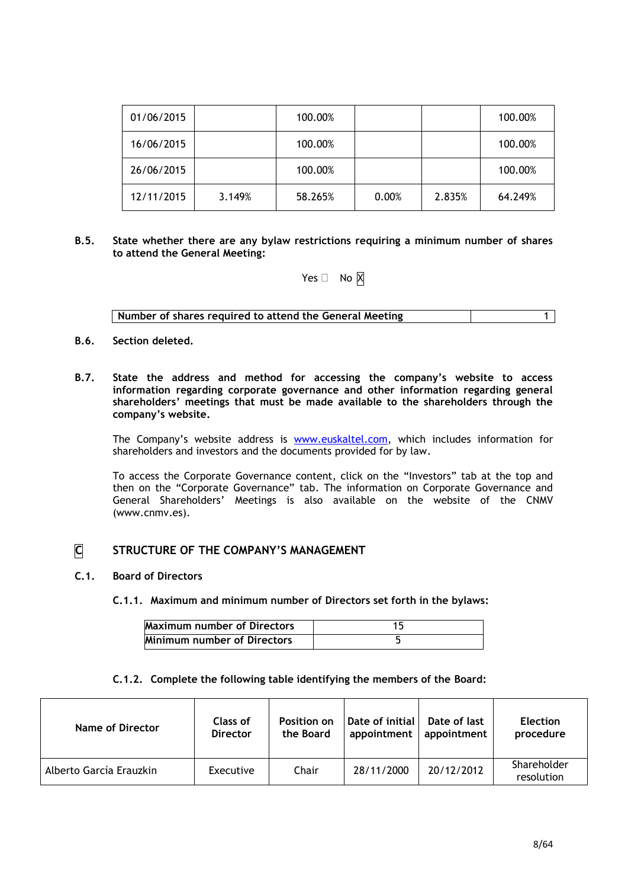| 01/06/2015 | | 100.00% | | | 100.00% |
|---|---|---|---|---|---|
| 16/06/2015 | | 100.00% | | | 100.00% |
| 26/06/2015 | | 100.00% | | | 100.00% |
| 12/11/2015 | 3.149% | 58.265% | 0.00% | 2.835% | 64.249% |

**B.5. State whether there are any bylaw restrictions requiring a minimum number of shares to attend the General Meeting:**

Yes ☐ No ☒

| Number of shares required to attend the General Meeting | 1 |
|---|---|

**B.6. Section deleted.**

**B.7. State the address and method for accessing the company's website to access information regarding corporate governance and other information regarding general shareholders' meetings that must be made available to the shareholders through the company's website.**

The Company's website address is www.euskaltel.com, which includes information for shareholders and investors and the documents provided for by law.

To access the Corporate Governance content, click on the "Investors" tab at the top and then on the "Corporate Governance" tab. The information on Corporate Governance and General Shareholders' Meetings is also available on the website of the CNMV (www.cnmv.es).

## C STRUCTURE OF THE COMPANY'S MANAGEMENT

### C.1. Board of Directors

**C.1.1. Maximum and minimum number of Directors set forth in the bylaws:**

| Maximum number of Directors | 15 |
|---|---|
| Minimum number of Directors | 5 |

**C.1.2. Complete the following table identifying the members of the Board:**

| Name of Director | Class of Director | Position on the Board | Date of initial appointment | Date of last appointment | Election procedure |
|---|---|---|---|---|---|
| Alberto García Erauzkin | Executive | Chair | 28/11/2000 | 20/12/2012 | Shareholder resolution |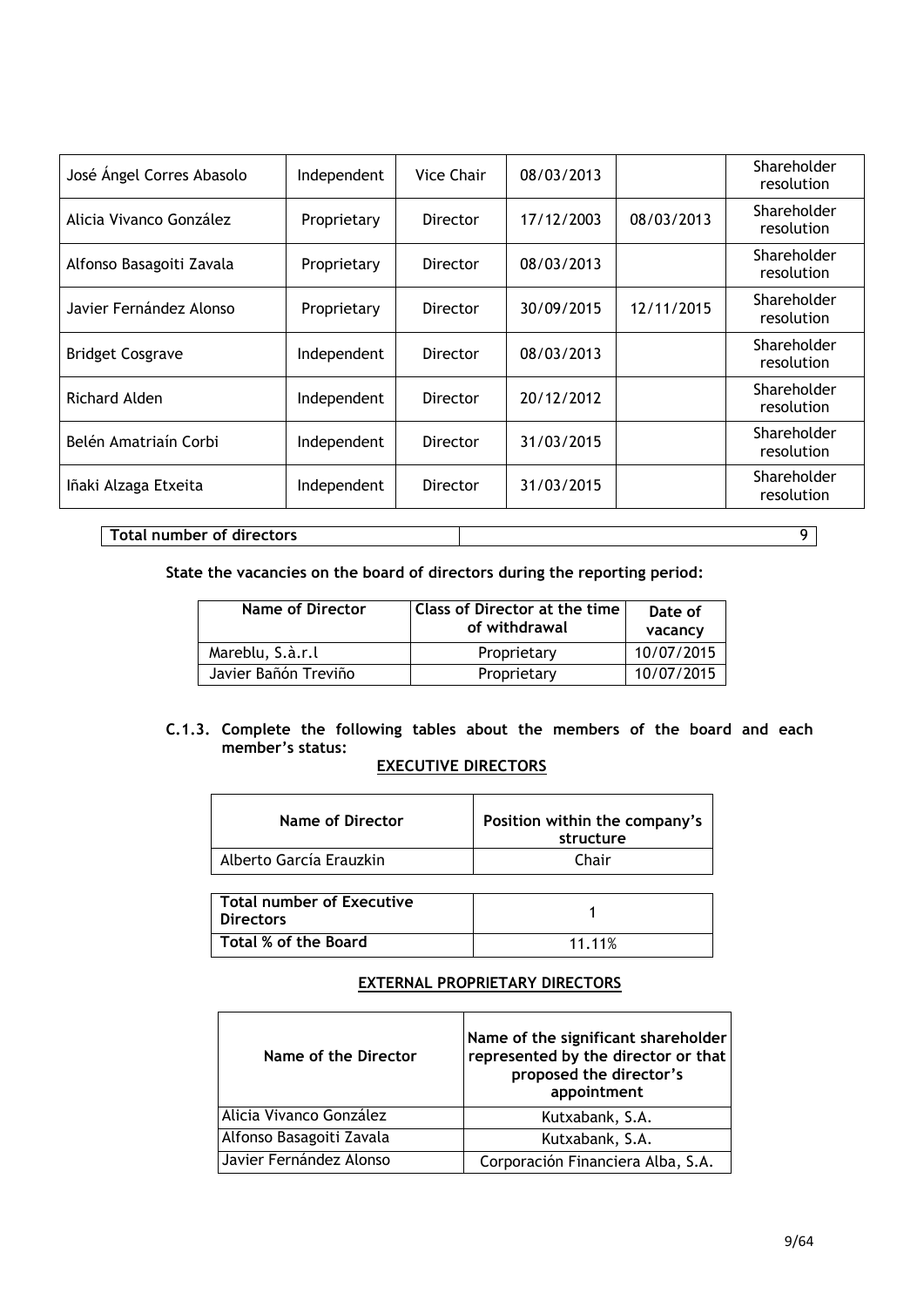| | | | | | |
|---|---|---|---|---|---|
| José Ángel Corres Abasolo | Independent | Vice Chair | 08/03/2013 | | Shareholder resolution |
| Alicia Vivanco González | Proprietary | Director | 17/12/2003 | 08/03/2013 | Shareholder resolution |
| Alfonso Basagoiti Zavala | Proprietary | Director | 08/03/2013 | | Shareholder resolution |
| Javier Fernández Alonso | Proprietary | Director | 30/09/2015 | 12/11/2015 | Shareholder resolution |
| Bridget Cosgrave | Independent | Director | 08/03/2013 | | Shareholder resolution |
| Richard Alden | Independent | Director | 20/12/2012 | | Shareholder resolution |
| Belén Amatriaín Corbi | Independent | Director | 31/03/2015 | | Shareholder resolution |
| Iñaki Alzaga Etxeita | Independent | Director | 31/03/2015 | | Shareholder resolution |

| **Total number of directors** | 9 |
|---|---|

**State the vacancies on the board of directors during the reporting period:**

| Name of Director | Class of Director at the time of withdrawal | Date of vacancy |
|---|---|---|
| Mareblu, S.à.r.l | Proprietary | 10/07/2015 |
| Javier Bañón Treviño | Proprietary | 10/07/2015 |

**C.1.3. Complete the following tables about the members of the board and each member's status:**

**EXECUTIVE DIRECTORS**

| Name of Director | Position within the company's structure |
|---|---|
| Alberto García Erauzkin | Chair |

| **Total number of Executive Directors** | 1 |
|---|---|
| **Total % of the Board** | 11.11% |

**EXTERNAL PROPRIETARY DIRECTORS**

| Name of the Director | Name of the significant shareholder represented by the director or that proposed the director's appointment |
|---|---|
| Alicia Vivanco González | Kutxabank, S.A. |
| Alfonso Basagoiti Zavala | Kutxabank, S.A. |
| Javier Fernández Alonso | Corporación Financiera Alba, S.A. |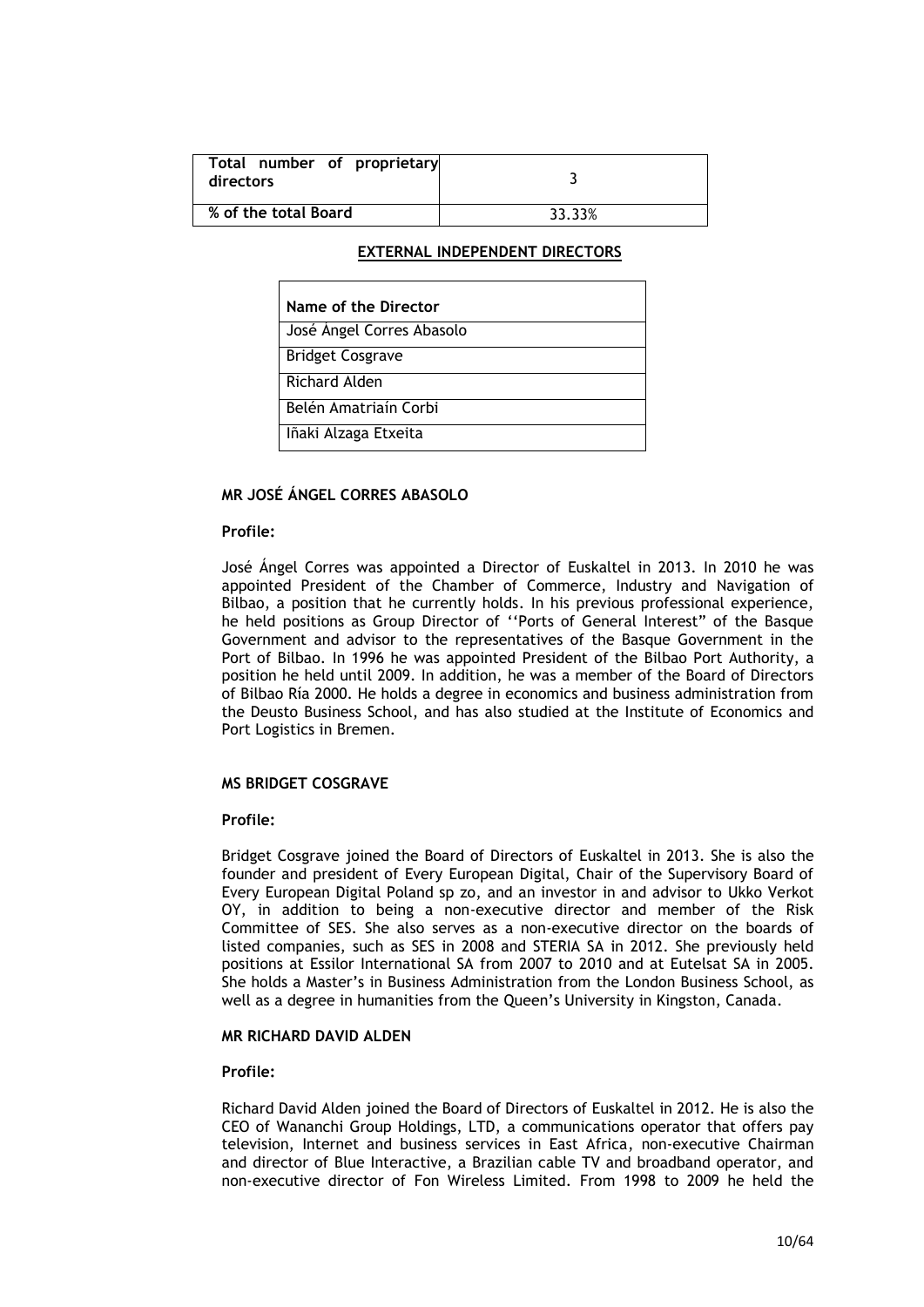| Total number of proprietary directors | 3 |
|---|---|
| % of the total Board | 33.33% |

**EXTERNAL INDEPENDENT DIRECTORS**

| Name of the Director |
|---|
| José Ángel Corres Abasolo |
| Bridget Cosgrave |
| Richard Alden |
| Belén Amatriaín Corbi |
| Iñaki Alzaga Etxeita |

**MR JOSÉ ÁNGEL CORRES ABASOLO**

**Profile:**

José Ángel Corres was appointed a Director of Euskaltel in 2013. In 2010 he was appointed President of the Chamber of Commerce, Industry and Navigation of Bilbao, a position that he currently holds. In his previous professional experience, he held positions as Group Director of ''Ports of General Interest" of the Basque Government and advisor to the representatives of the Basque Government in the Port of Bilbao. In 1996 he was appointed President of the Bilbao Port Authority, a position he held until 2009. In addition, he was a member of the Board of Directors of Bilbao Ría 2000. He holds a degree in economics and business administration from the Deusto Business School, and has also studied at the Institute of Economics and Port Logistics in Bremen.

**MS BRIDGET COSGRAVE**

**Profile:**

Bridget Cosgrave joined the Board of Directors of Euskaltel in 2013. She is also the founder and president of Every European Digital, Chair of the Supervisory Board of Every European Digital Poland sp zo, and an investor in and advisor to Ukko Verkot OY, in addition to being a non-executive director and member of the Risk Committee of SES. She also serves as a non-executive director on the boards of listed companies, such as SES in 2008 and STERIA SA in 2012. She previously held positions at Essilor International SA from 2007 to 2010 and at Eutelsat SA in 2005. She holds a Master's in Business Administration from the London Business School, as well as a degree in humanities from the Queen's University in Kingston, Canada.

**MR RICHARD DAVID ALDEN**

**Profile:**

Richard David Alden joined the Board of Directors of Euskaltel in 2012. He is also the CEO of Wananchi Group Holdings, LTD, a communications operator that offers pay television, Internet and business services in East Africa, non-executive Chairman and director of Blue Interactive, a Brazilian cable TV and broadband operator, and non-executive director of Fon Wireless Limited. From 1998 to 2009 he held the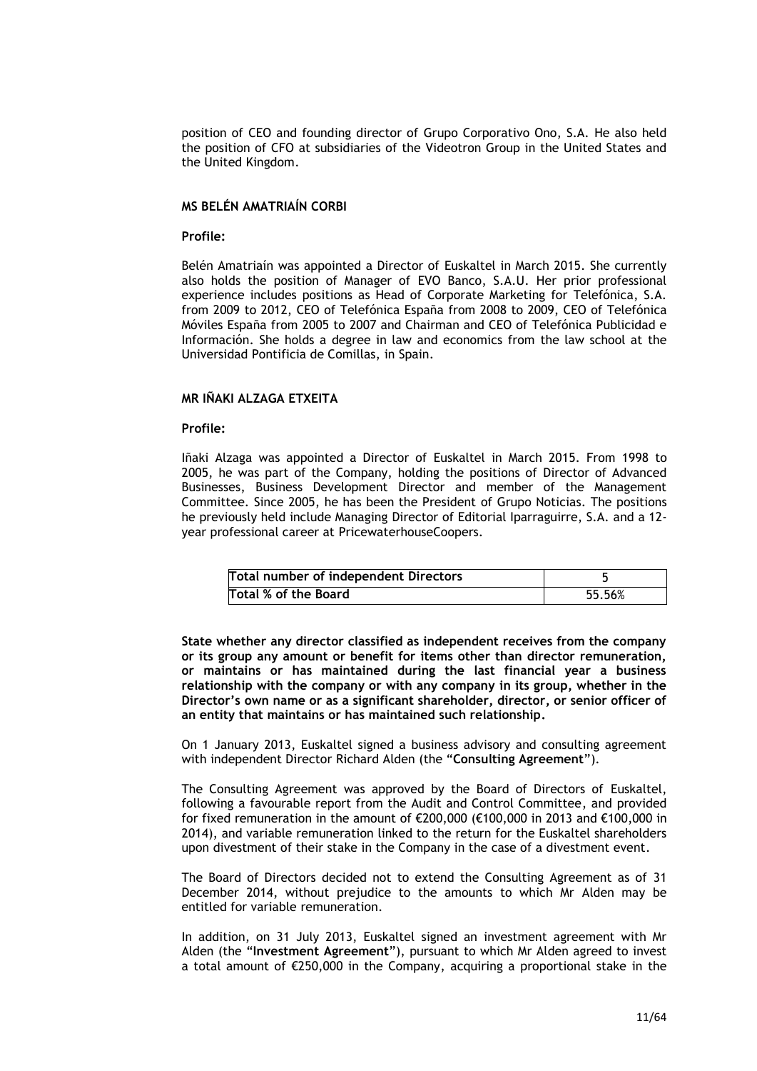position of CEO and founding director of Grupo Corporativo Ono, S.A. He also held the position of CFO at subsidiaries of the Videotron Group in the United States and the United Kingdom.

**MS BELÉN AMATRIAÍN CORBI**

**Profile:**

Belén Amatriaín was appointed a Director of Euskaltel in March 2015. She currently also holds the position of Manager of EVO Banco, S.A.U. Her prior professional experience includes positions as Head of Corporate Marketing for Telefónica, S.A. from 2009 to 2012, CEO of Telefónica España from 2008 to 2009, CEO of Telefónica Móviles España from 2005 to 2007 and Chairman and CEO of Telefónica Publicidad e Información. She holds a degree in law and economics from the law school at the Universidad Pontificia de Comillas, in Spain.

**MR IÑAKI ALZAGA ETXEITA**

**Profile:**

Iñaki Alzaga was appointed a Director of Euskaltel in March 2015. From 1998 to 2005, he was part of the Company, holding the positions of Director of Advanced Businesses, Business Development Director and member of the Management Committee. Since 2005, he has been the President of Grupo Noticias. The positions he previously held include Managing Director of Editorial Iparraguirre, S.A. and a 12-year professional career at PricewaterhouseCoopers.

| **Total number of independent Directors** | 5 |
|---|---|
| **Total % of the Board** | 55.56% |

**State whether any director classified as independent receives from the company or its group any amount or benefit for items other than director remuneration, or maintains or has maintained during the last financial year a business relationship with the company or with any company in its group, whether in the Director's own name or as a significant shareholder, director, or senior officer of an entity that maintains or has maintained such relationship.**

On 1 January 2013, Euskaltel signed a business advisory and consulting agreement with independent Director Richard Alden (the "**Consulting Agreement**").

The Consulting Agreement was approved by the Board of Directors of Euskaltel, following a favourable report from the Audit and Control Committee, and provided for fixed remuneration in the amount of €200,000 (€100,000 in 2013 and €100,000 in 2014), and variable remuneration linked to the return for the Euskaltel shareholders upon divestment of their stake in the Company in the case of a divestment event.

The Board of Directors decided not to extend the Consulting Agreement as of 31 December 2014, without prejudice to the amounts to which Mr Alden may be entitled for variable remuneration.

In addition, on 31 July 2013, Euskaltel signed an investment agreement with Mr Alden (the "**Investment Agreement**"), pursuant to which Mr Alden agreed to invest a total amount of €250,000 in the Company, acquiring a proportional stake in the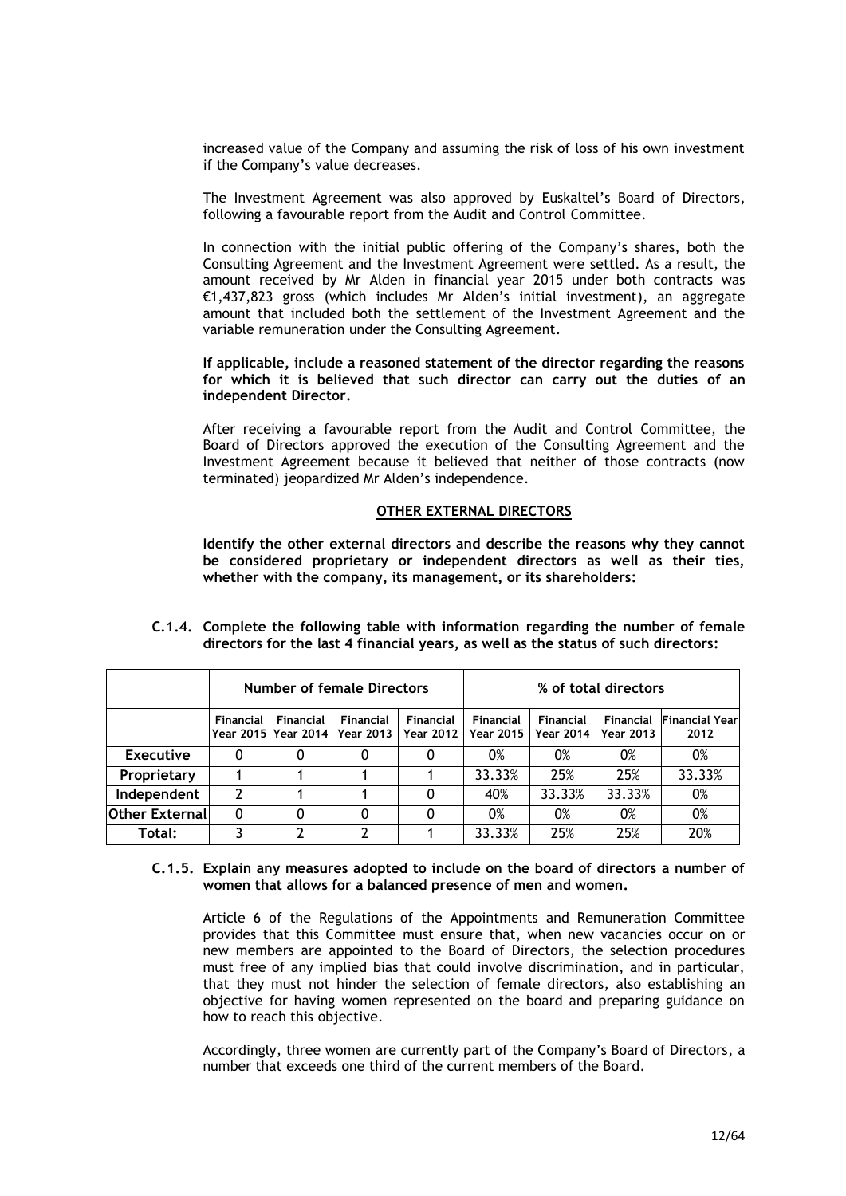increased value of the Company and assuming the risk of loss of his own investment if the Company's value decreases.

The Investment Agreement was also approved by Euskaltel's Board of Directors, following a favourable report from the Audit and Control Committee.

In connection with the initial public offering of the Company's shares, both the Consulting Agreement and the Investment Agreement were settled. As a result, the amount received by Mr Alden in financial year 2015 under both contracts was €1,437,823 gross (which includes Mr Alden's initial investment), an aggregate amount that included both the settlement of the Investment Agreement and the variable remuneration under the Consulting Agreement.

**If applicable, include a reasoned statement of the director regarding the reasons for which it is believed that such director can carry out the duties of an independent Director.**

After receiving a favourable report from the Audit and Control Committee, the Board of Directors approved the execution of the Consulting Agreement and the Investment Agreement because it believed that neither of those contracts (now terminated) jeopardized Mr Alden's independence.

**OTHER EXTERNAL DIRECTORS**

**Identify the other external directors and describe the reasons why they cannot be considered proprietary or independent directors as well as their ties, whether with the company, its management, or its shareholders:**

**C.1.4. Complete the following table with information regarding the number of female directors for the last 4 financial years, as well as the status of such directors:**

| | Number of female Directors | | | | % of total directors | | | |
|---|---|---|---|---|---|---|---|---|
| | Financial Year 2015 | Financial Year 2014 | Financial Year 2013 | Financial Year 2012 | Financial Year 2015 | Financial Year 2014 | Financial Year 2013 | Financial Year 2012 |
| **Executive** | 0 | 0 | 0 | 0 | 0% | 0% | 0% | 0% |
| **Proprietary** | 1 | 1 | 1 | 1 | 33.33% | 25% | 25% | 33.33% |
| **Independent** | 2 | 1 | 1 | 0 | 40% | 33.33% | 33.33% | 0% |
| **Other External** | 0 | 0 | 0 | 0 | 0% | 0% | 0% | 0% |
| **Total:** | 3 | 2 | 2 | 1 | 33.33% | 25% | 25% | 20% |

**C.1.5. Explain any measures adopted to include on the board of directors a number of women that allows for a balanced presence of men and women.**

Article 6 of the Regulations of the Appointments and Remuneration Committee provides that this Committee must ensure that, when new vacancies occur on or new members are appointed to the Board of Directors, the selection procedures must free of any implied bias that could involve discrimination, and in particular, that they must not hinder the selection of female directors, also establishing an objective for having women represented on the board and preparing guidance on how to reach this objective.

Accordingly, three women are currently part of the Company's Board of Directors, a number that exceeds one third of the current members of the Board.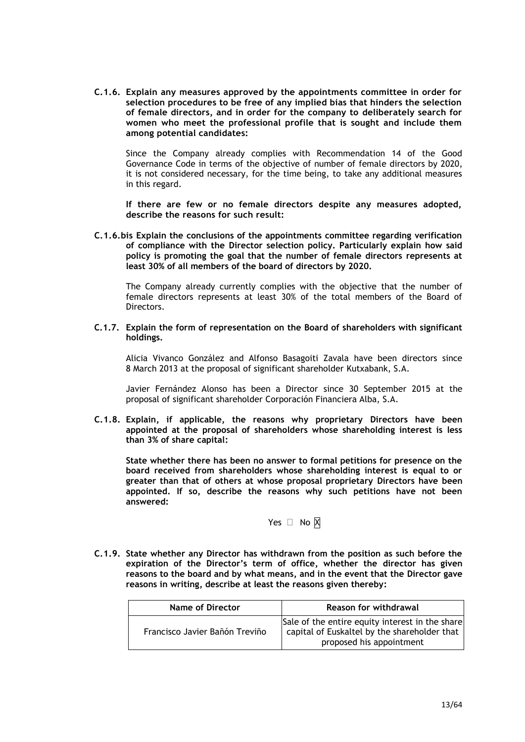**C.1.6. Explain any measures approved by the appointments committee in order for selection procedures to be free of any implied bias that hinders the selection of female directors, and in order for the company to deliberately search for women who meet the professional profile that is sought and include them among potential candidates:**

Since the Company already complies with Recommendation 14 of the Good Governance Code in terms of the objective of number of female directors by 2020, it is not considered necessary, for the time being, to take any additional measures in this regard.

**If there are few or no female directors despite any measures adopted, describe the reasons for such result:**

**C.1.6.bis Explain the conclusions of the appointments committee regarding verification of compliance with the Director selection policy. Particularly explain how said policy is promoting the goal that the number of female directors represents at least 30% of all members of the board of directors by 2020.**

The Company already currently complies with the objective that the number of female directors represents at least 30% of the total members of the Board of Directors.

**C.1.7. Explain the form of representation on the Board of shareholders with significant holdings.**

Alicia Vivanco González and Alfonso Basagoiti Zavala have been directors since 8 March 2013 at the proposal of significant shareholder Kutxabank, S.A.

Javier Fernández Alonso has been a Director since 30 September 2015 at the proposal of significant shareholder Corporación Financiera Alba, S.A.

**C.1.8. Explain, if applicable, the reasons why proprietary Directors have been appointed at the proposal of shareholders whose shareholding interest is less than 3% of share capital:**

**State whether there has been no answer to formal petitions for presence on the board received from shareholders whose shareholding interest is equal to or greater than that of others at whose proposal proprietary Directors have been appointed. If so, describe the reasons why such petitions have not been answered:**

Yes ☐ No ☒

**C.1.9. State whether any Director has withdrawn from the position as such before the expiration of the Director's term of office, whether the director has given reasons to the board and by what means, and in the event that the Director gave reasons in writing, describe at least the reasons given thereby:**

| Name of Director | Reason for withdrawal |
|---|---|
| Francisco Javier Bañón Treviño | Sale of the entire equity interest in the share capital of Euskaltel by the shareholder that proposed his appointment |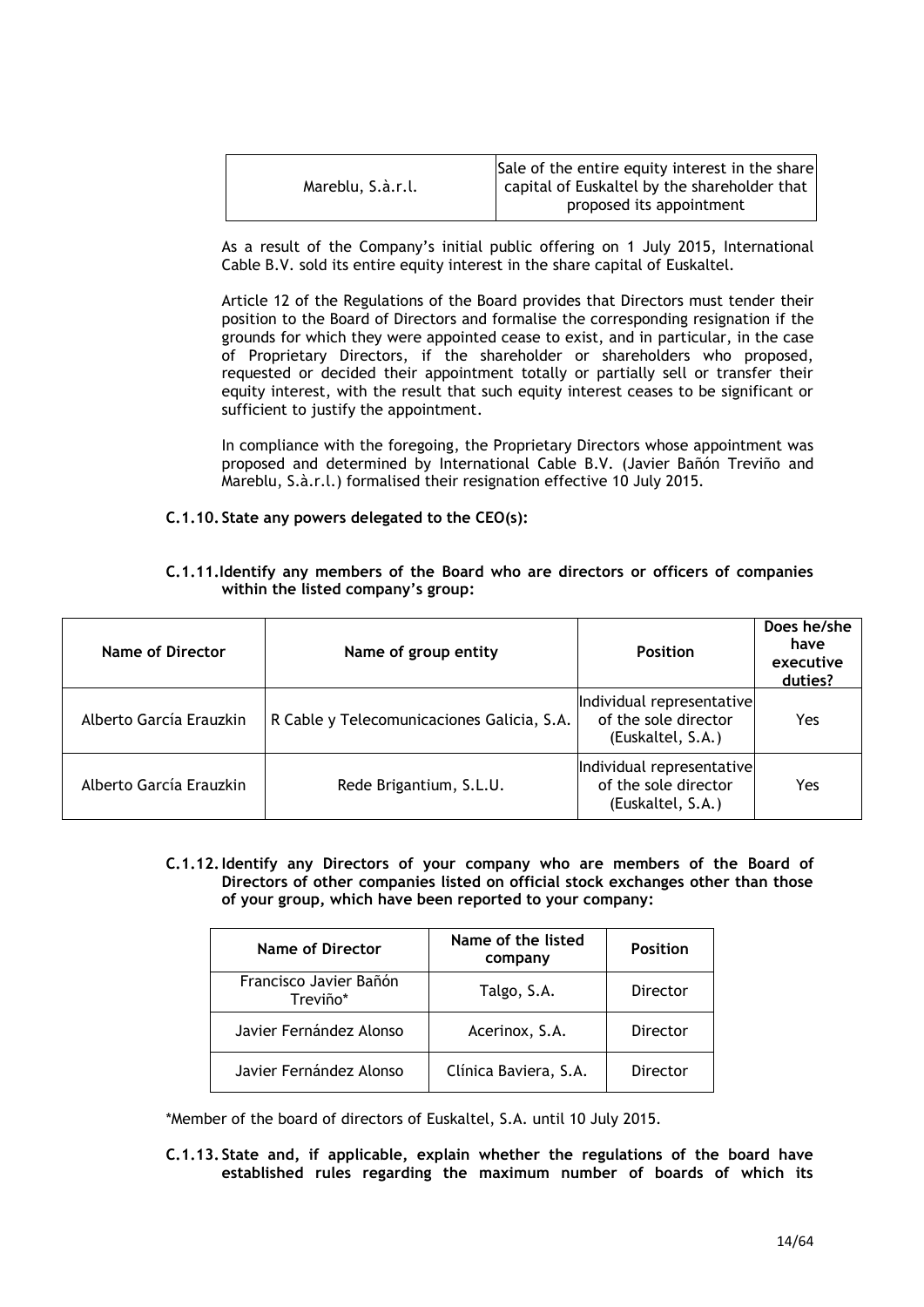| Mareblu, S.à.r.l. | Sale of the entire equity interest in the share capital of Euskaltel by the shareholder that proposed its appointment |
|---|---|

As a result of the Company's initial public offering on 1 July 2015, International Cable B.V. sold its entire equity interest in the share capital of Euskaltel.

Article 12 of the Regulations of the Board provides that Directors must tender their position to the Board of Directors and formalise the corresponding resignation if the grounds for which they were appointed cease to exist, and in particular, in the case of Proprietary Directors, if the shareholder or shareholders who proposed, requested or decided their appointment totally or partially sell or transfer their equity interest, with the result that such equity interest ceases to be significant or sufficient to justify the appointment.

In compliance with the foregoing, the Proprietary Directors whose appointment was proposed and determined by International Cable B.V. (Javier Bañón Treviño and Mareblu, S.à.r.l.) formalised their resignation effective 10 July 2015.

**C.1.10. State any powers delegated to the CEO(s):**

**C.1.11. Identify any members of the Board who are directors or officers of companies within the listed company's group:**

| Name of Director | Name of group entity | Position | Does he/she have executive duties? |
|---|---|---|---|
| Alberto García Erauzkin | R Cable y Telecomunicaciones Galicia, S.A. | Individual representative of the sole director (Euskaltel, S.A.) | Yes |
| Alberto García Erauzkin | Rede Brigantium, S.L.U. | Individual representative of the sole director (Euskaltel, S.A.) | Yes |

**C.1.12. Identify any Directors of your company who are members of the Board of Directors of other companies listed on official stock exchanges other than those of your group, which have been reported to your company:**

| Name of Director | Name of the listed company | Position |
|---|---|---|
| Francisco Javier Bañón Treviño* | Talgo, S.A. | Director |
| Javier Fernández Alonso | Acerinox, S.A. | Director |
| Javier Fernández Alonso | Clínica Baviera, S.A. | Director |

*Member of the board of directors of Euskaltel, S.A. until 10 July 2015.

**C.1.13. State and, if applicable, explain whether the regulations of the board have established rules regarding the maximum number of boards of which its**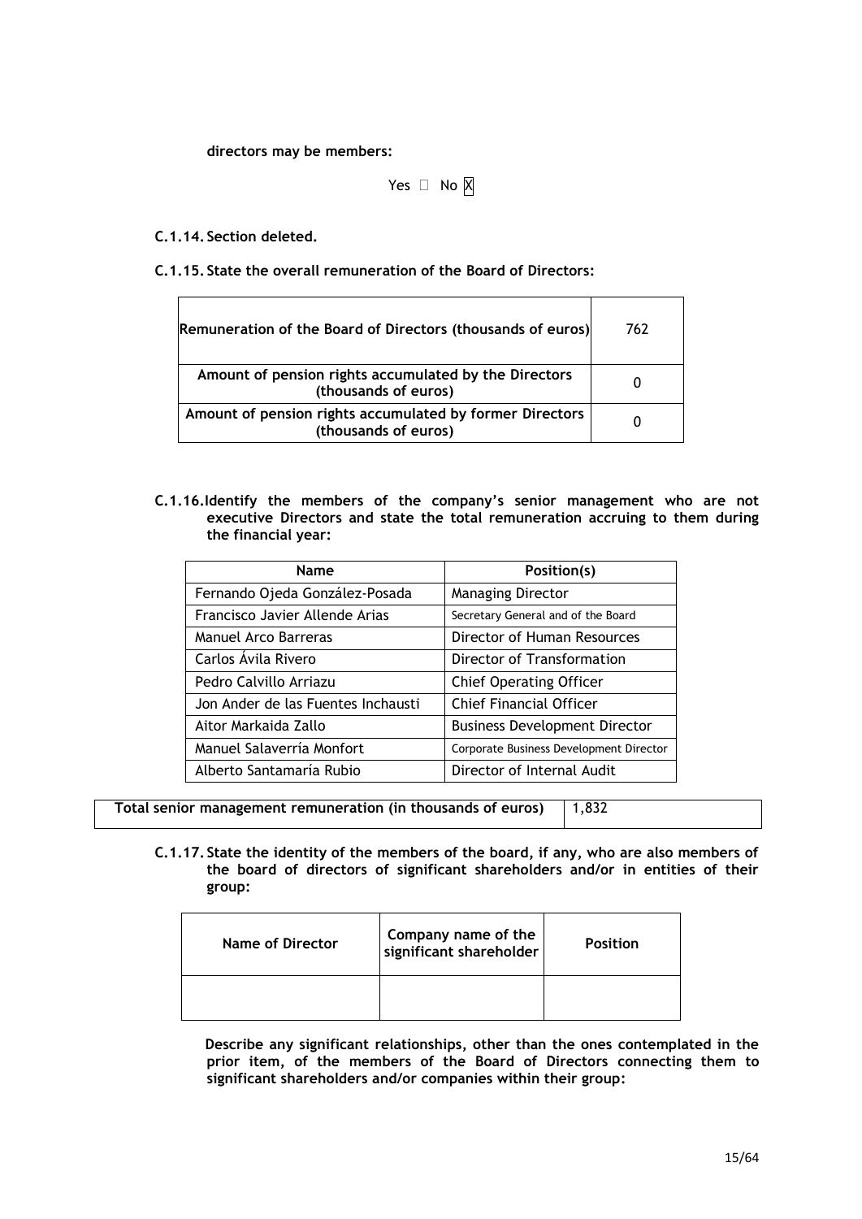**directors may be members:**

Yes ☐ No ☒

**C.1.14. Section deleted.**

**C.1.15. State the overall remuneration of the Board of Directors:**

| | |
|---|---|
| **Remuneration of the Board of Directors (thousands of euros)** | 762 |
| **Amount of pension rights accumulated by the Directors (thousands of euros)** | 0 |
| **Amount of pension rights accumulated by former Directors (thousands of euros)** | 0 |

**C.1.16. Identify the members of the company's senior management who are not executive Directors and state the total remuneration accruing to them during the financial year:**

| Name | Position(s) |
|---|---|
| Fernando Ojeda González-Posada | Managing Director |
| Francisco Javier Allende Arias | Secretary General and of the Board |
| Manuel Arco Barreras | Director of Human Resources |
| Carlos Ávila Rivero | Director of Transformation |
| Pedro Calvillo Arriazu | Chief Operating Officer |
| Jon Ander de las Fuentes Inchausti | Chief Financial Officer |
| Aitor Markaida Zallo | Business Development Director |
| Manuel Salaverría Monfort | Corporate Business Development Director |
| Alberto Santamaría Rubio | Director of Internal Audit |

| | |
|---|---|
| **Total senior management remuneration (in thousands of euros)** | 1,832 |

**C.1.17. State the identity of the members of the board, if any, who are also members of the board of directors of significant shareholders and/or in entities of their group:**

| Name of Director | Company name of the significant shareholder | Position |
|---|---|---|
| | | |

**Describe any significant relationships, other than the ones contemplated in the prior item, of the members of the Board of Directors connecting them to significant shareholders and/or companies within their group:**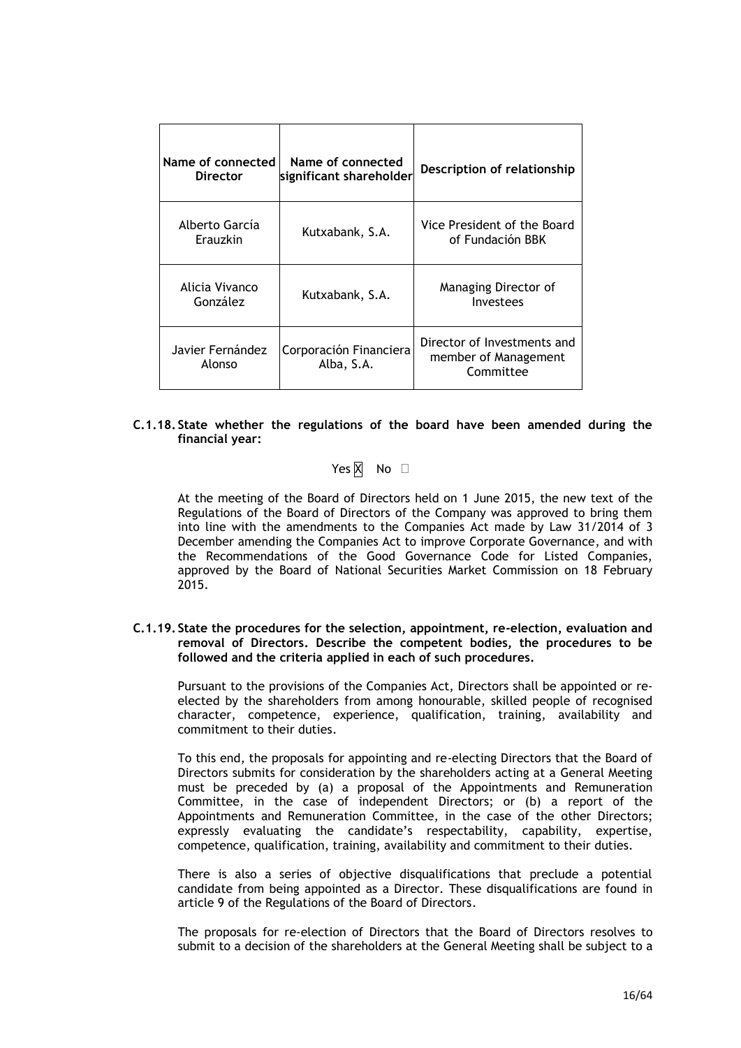| Name of connected Director | Name of connected significant shareholder | Description of relationship |
|---|---|---|
| Alberto García Erauzkin | Kutxabank, S.A. | Vice President of the Board of Fundación BBK |
| Alicia Vivanco González | Kutxabank, S.A. | Managing Director of Investees |
| Javier Fernández Alonso | Corporación Financiera Alba, S.A. | Director of Investments and member of Management Committee |

**C.1.18. State whether the regulations of the board have been amended during the financial year:**

Yes X No ☐

At the meeting of the Board of Directors held on 1 June 2015, the new text of the Regulations of the Board of Directors of the Company was approved to bring them into line with the amendments to the Companies Act made by Law 31/2014 of 3 December amending the Companies Act to improve Corporate Governance, and with the Recommendations of the Good Governance Code for Listed Companies, approved by the Board of National Securities Market Commission on 18 February 2015.

**C.1.19. State the procedures for the selection, appointment, re-election, evaluation and removal of Directors. Describe the competent bodies, the procedures to be followed and the criteria applied in each of such procedures.**

Pursuant to the provisions of the Companies Act, Directors shall be appointed or re-elected by the shareholders from among honourable, skilled people of recognised character, competence, experience, qualification, training, availability and commitment to their duties.

To this end, the proposals for appointing and re-electing Directors that the Board of Directors submits for consideration by the shareholders acting at a General Meeting must be preceded by (a) a proposal of the Appointments and Remuneration Committee, in the case of independent Directors; or (b) a report of the Appointments and Remuneration Committee, in the case of the other Directors; expressly evaluating the candidate's respectability, capability, expertise, competence, qualification, training, availability and commitment to their duties.

There is also a series of objective disqualifications that preclude a potential candidate from being appointed as a Director. These disqualifications are found in article 9 of the Regulations of the Board of Directors.

The proposals for re-election of Directors that the Board of Directors resolves to submit to a decision of the shareholders at the General Meeting shall be subject to a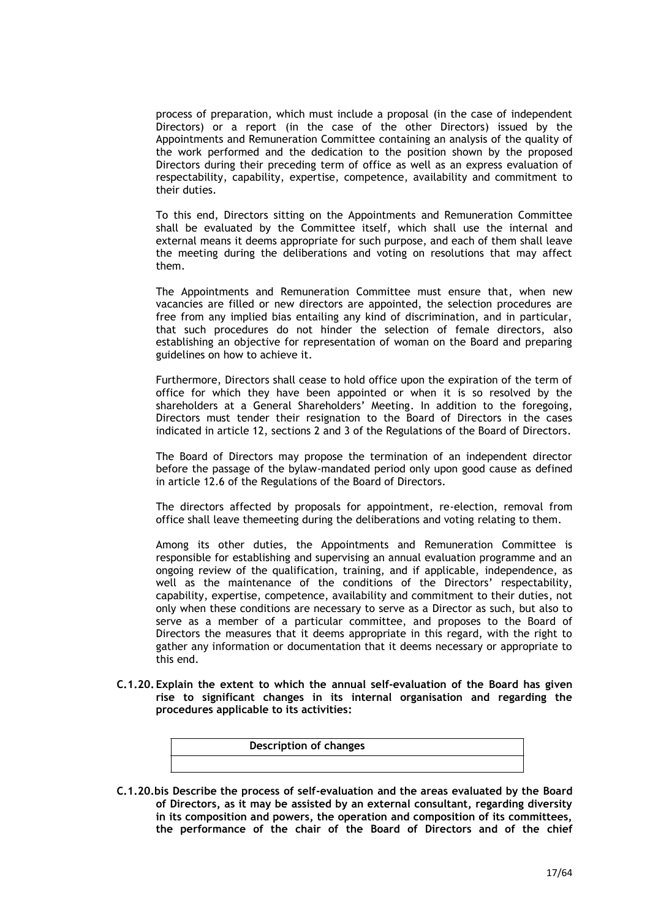process of preparation, which must include a proposal (in the case of independent Directors) or a report (in the case of the other Directors) issued by the Appointments and Remuneration Committee containing an analysis of the quality of the work performed and the dedication to the position shown by the proposed Directors during their preceding term of office as well as an express evaluation of respectability, capability, expertise, competence, availability and commitment to their duties.

To this end, Directors sitting on the Appointments and Remuneration Committee shall be evaluated by the Committee itself, which shall use the internal and external means it deems appropriate for such purpose, and each of them shall leave the meeting during the deliberations and voting on resolutions that may affect them.

The Appointments and Remuneration Committee must ensure that, when new vacancies are filled or new directors are appointed, the selection procedures are free from any implied bias entailing any kind of discrimination, and in particular, that such procedures do not hinder the selection of female directors, also establishing an objective for representation of woman on the Board and preparing guidelines on how to achieve it.

Furthermore, Directors shall cease to hold office upon the expiration of the term of office for which they have been appointed or when it is so resolved by the shareholders at a General Shareholders' Meeting. In addition to the foregoing, Directors must tender their resignation to the Board of Directors in the cases indicated in article 12, sections 2 and 3 of the Regulations of the Board of Directors.

The Board of Directors may propose the termination of an independent director before the passage of the bylaw-mandated period only upon good cause as defined in article 12.6 of the Regulations of the Board of Directors.

The directors affected by proposals for appointment, re-election, removal from office shall leave themeeting during the deliberations and voting relating to them.

Among its other duties, the Appointments and Remuneration Committee is responsible for establishing and supervising an annual evaluation programme and an ongoing review of the qualification, training, and if applicable, independence, as well as the maintenance of the conditions of the Directors' respectability, capability, expertise, competence, availability and commitment to their duties, not only when these conditions are necessary to serve as a Director as such, but also to serve as a member of a particular committee, and proposes to the Board of Directors the measures that it deems appropriate in this regard, with the right to gather any information or documentation that it deems necessary or appropriate to this end.

**C.1.20. Explain the extent to which the annual self-evaluation of the Board has given rise to significant changes in its internal organisation and regarding the procedures applicable to its activities:**

| Description of changes |
| --- |
| |

**C.1.20.bis Describe the process of self-evaluation and the areas evaluated by the Board of Directors, as it may be assisted by an external consultant, regarding diversity in its composition and powers, the operation and composition of its committees, the performance of the chair of the Board of Directors and of the chief**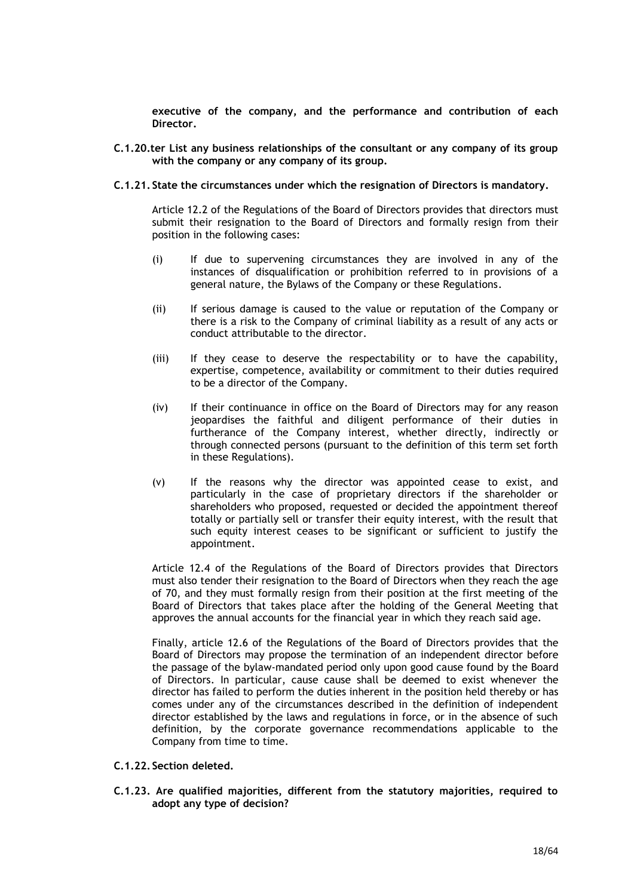**executive of the company, and the performance and contribution of each Director.**

**C.1.20.ter List any business relationships of the consultant or any company of its group with the company or any company of its group.**

**C.1.21. State the circumstances under which the resignation of Directors is mandatory.**

Article 12.2 of the Regulations of the Board of Directors provides that directors must submit their resignation to the Board of Directors and formally resign from their position in the following cases:

(i) If due to supervening circumstances they are involved in any of the instances of disqualification or prohibition referred to in provisions of a general nature, the Bylaws of the Company or these Regulations.

(ii) If serious damage is caused to the value or reputation of the Company or there is a risk to the Company of criminal liability as a result of any acts or conduct attributable to the director.

(iii) If they cease to deserve the respectability or to have the capability, expertise, competence, availability or commitment to their duties required to be a director of the Company.

(iv) If their continuance in office on the Board of Directors may for any reason jeopardises the faithful and diligent performance of their duties in furtherance of the Company interest, whether directly, indirectly or through connected persons (pursuant to the definition of this term set forth in these Regulations).

(v) If the reasons why the director was appointed cease to exist, and particularly in the case of proprietary directors if the shareholder or shareholders who proposed, requested or decided the appointment thereof totally or partially sell or transfer their equity interest, with the result that such equity interest ceases to be significant or sufficient to justify the appointment.

Article 12.4 of the Regulations of the Board of Directors provides that Directors must also tender their resignation to the Board of Directors when they reach the age of 70, and they must formally resign from their position at the first meeting of the Board of Directors that takes place after the holding of the General Meeting that approves the annual accounts for the financial year in which they reach said age.

Finally, article 12.6 of the Regulations of the Board of Directors provides that the Board of Directors may propose the termination of an independent director before the passage of the bylaw-mandated period only upon good cause found by the Board of Directors. In particular, cause cause shall be deemed to exist whenever the director has failed to perform the duties inherent in the position held thereby or has comes under any of the circumstances described in the definition of independent director established by the laws and regulations in force, or in the absence of such definition, by the corporate governance recommendations applicable to the Company from time to time.

**C.1.22. Section deleted.**

**C.1.23. Are qualified majorities, different from the statutory majorities, required to adopt any type of decision?**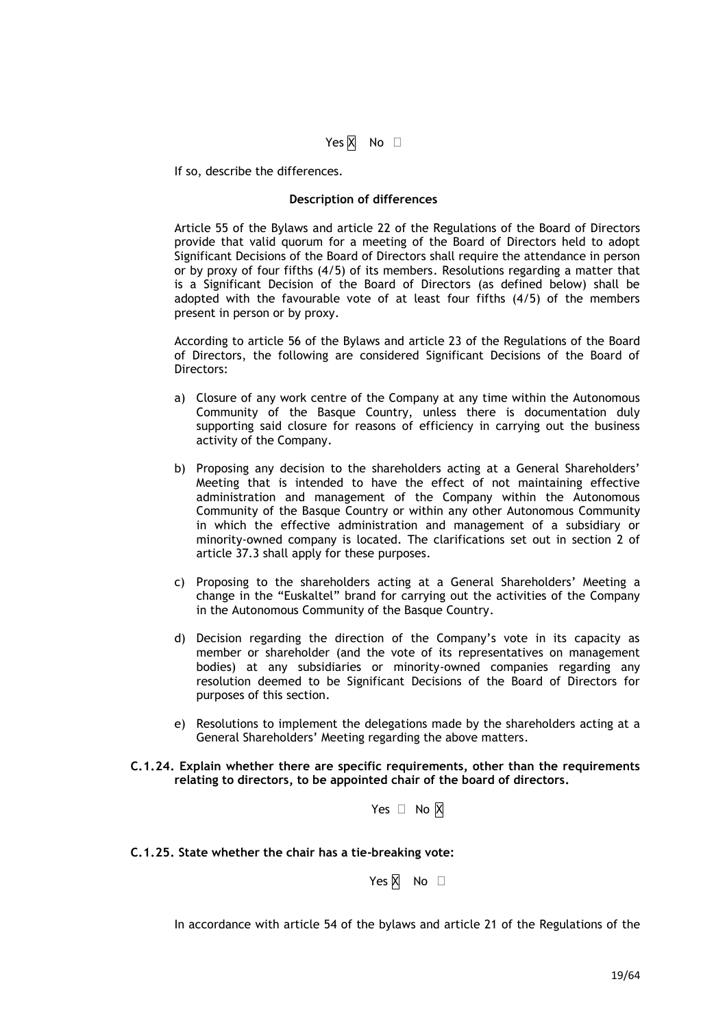Yes ☒ No ☐

If so, describe the differences.

**Description of differences**

Article 55 of the Bylaws and article 22 of the Regulations of the Board of Directors provide that valid quorum for a meeting of the Board of Directors held to adopt Significant Decisions of the Board of Directors shall require the attendance in person or by proxy of four fifths (4/5) of its members. Resolutions regarding a matter that is a Significant Decision of the Board of Directors (as defined below) shall be adopted with the favourable vote of at least four fifths (4/5) of the members present in person or by proxy.

According to article 56 of the Bylaws and article 23 of the Regulations of the Board of Directors, the following are considered Significant Decisions of the Board of Directors:

a) Closure of any work centre of the Company at any time within the Autonomous Community of the Basque Country, unless there is documentation duly supporting said closure for reasons of efficiency in carrying out the business activity of the Company.

b) Proposing any decision to the shareholders acting at a General Shareholders' Meeting that is intended to have the effect of not maintaining effective administration and management of the Company within the Autonomous Community of the Basque Country or within any other Autonomous Community in which the effective administration and management of a subsidiary or minority-owned company is located. The clarifications set out in section 2 of article 37.3 shall apply for these purposes.

c) Proposing to the shareholders acting at a General Shareholders' Meeting a change in the "Euskaltel" brand for carrying out the activities of the Company in the Autonomous Community of the Basque Country.

d) Decision regarding the direction of the Company's vote in its capacity as member or shareholder (and the vote of its representatives on management bodies) at any subsidiaries or minority-owned companies regarding any resolution deemed to be Significant Decisions of the Board of Directors for purposes of this section.

e) Resolutions to implement the delegations made by the shareholders acting at a General Shareholders' Meeting regarding the above matters.

**C.1.24. Explain whether there are specific requirements, other than the requirements relating to directors, to be appointed chair of the board of directors.**

Yes ☐ No ☒

**C.1.25. State whether the chair has a tie-breaking vote:**

Yes ☒ No ☐

In accordance with article 54 of the bylaws and article 21 of the Regulations of the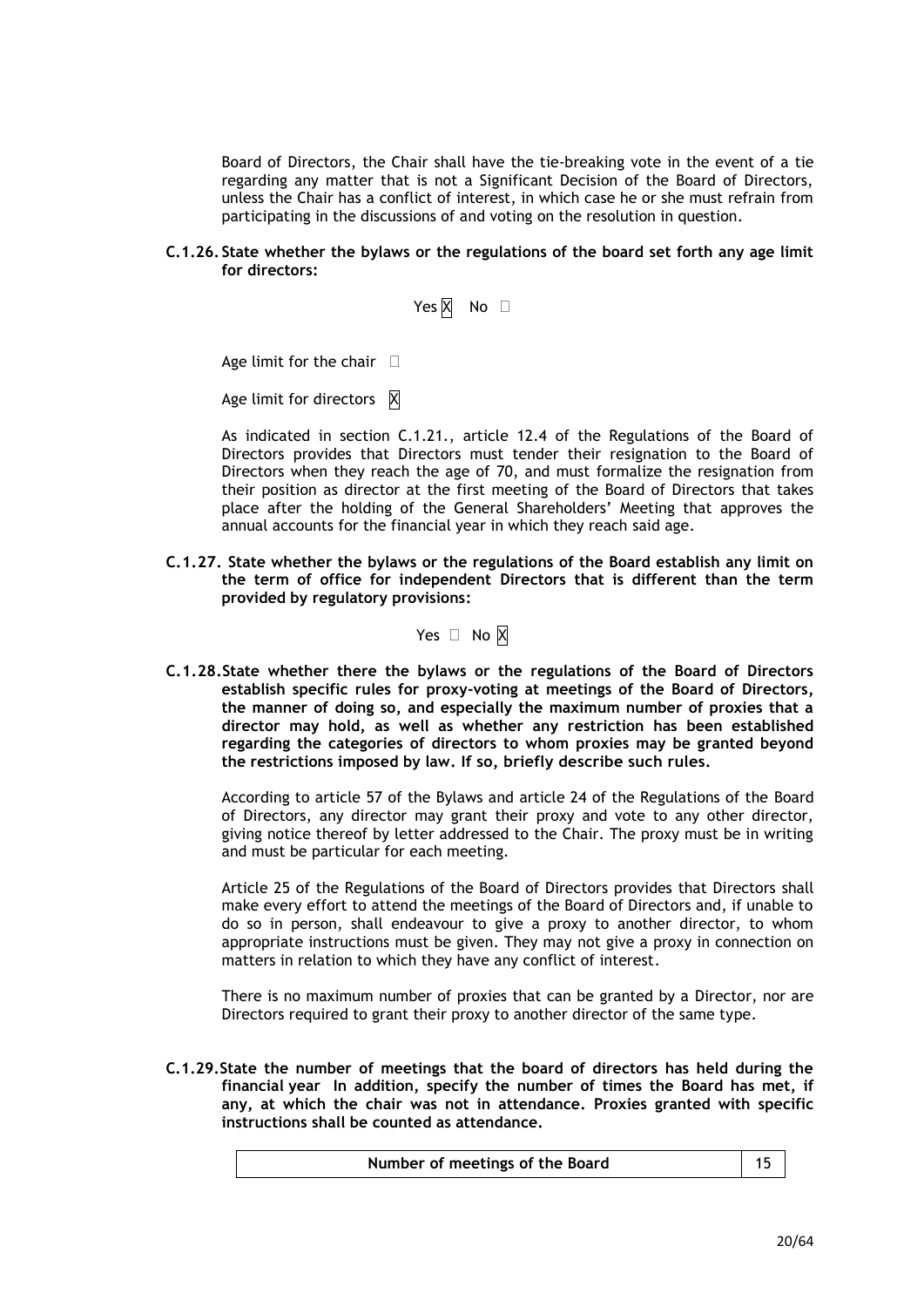Board of Directors, the Chair shall have the tie-breaking vote in the event of a tie regarding any matter that is not a Significant Decision of the Board of Directors, unless the Chair has a conflict of interest, in which case he or she must refrain from participating in the discussions of and voting on the resolution in question.

**C.1.26. State whether the bylaws or the regulations of the board set forth any age limit for directors:**

Yes ☒ No ☐

Age limit for the chair ☐

Age limit for directors ☒

As indicated in section C.1.21., article 12.4 of the Regulations of the Board of Directors provides that Directors must tender their resignation to the Board of Directors when they reach the age of 70, and must formalize the resignation from their position as director at the first meeting of the Board of Directors that takes place after the holding of the General Shareholders' Meeting that approves the annual accounts for the financial year in which they reach said age.

**C.1.27. State whether the bylaws or the regulations of the Board establish any limit on the term of office for independent Directors that is different than the term provided by regulatory provisions:**

Yes ☐ No ☒

**C.1.28. State whether there the bylaws or the regulations of the Board of Directors establish specific rules for proxy-voting at meetings of the Board of Directors, the manner of doing so, and especially the maximum number of proxies that a director may hold, as well as whether any restriction has been established regarding the categories of directors to whom proxies may be granted beyond the restrictions imposed by law. If so, briefly describe such rules.**

According to article 57 of the Bylaws and article 24 of the Regulations of the Board of Directors, any director may grant their proxy and vote to any other director, giving notice thereof by letter addressed to the Chair. The proxy must be in writing and must be particular for each meeting.

Article 25 of the Regulations of the Board of Directors provides that Directors shall make every effort to attend the meetings of the Board of Directors and, if unable to do so in person, shall endeavour to give a proxy to another director, to whom appropriate instructions must be given. They may not give a proxy in connection on matters in relation to which they have any conflict of interest.

There is no maximum number of proxies that can be granted by a Director, nor are Directors required to grant their proxy to another director of the same type.

**C.1.29. State the number of meetings that the board of directors has held during the financial year In addition, specify the number of times the Board has met, if any, at which the chair was not in attendance. Proxies granted with specific instructions shall be counted as attendance.**

| Number of meetings of the Board | 15 |
|---|---|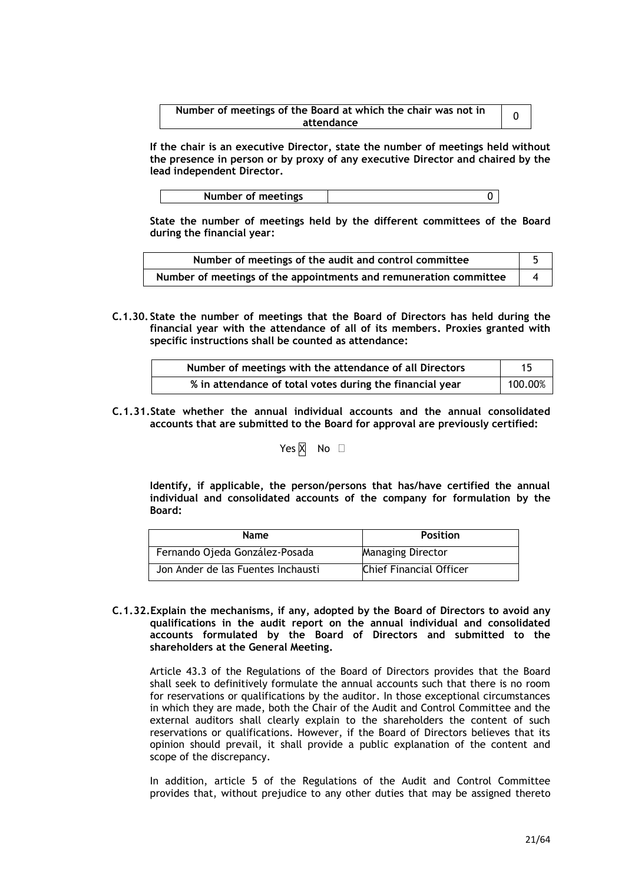| Number of meetings of the Board at which the chair was not in attendance | 0 |
| --- | --- |

**If the chair is an executive Director, state the number of meetings held without the presence in person or by proxy of any executive Director and chaired by the lead independent Director.**

| Number of meetings | 0 |
| --- | --- |

**State the number of meetings held by the different committees of the Board during the financial year:**

| Number of meetings of the audit and control committee | 5 |
| --- | --- |
| Number of meetings of the appointments and remuneration committee | 4 |

**C.1.30. State the number of meetings that the Board of Directors has held during the financial year with the attendance of all of its members. Proxies granted with specific instructions shall be counted as attendance:**

| Number of meetings with the attendance of all Directors | 15 |
| --- | --- |
| % in attendance of total votes during the financial year | 100.00% |

**C.1.31. State whether the annual individual accounts and the annual consolidated accounts that are submitted to the Board for approval are previously certified:**

Yes ☒ No ☐

**Identify, if applicable, the person/persons that has/have certified the annual individual and consolidated accounts of the company for formulation by the Board:**

| Name | Position |
| --- | --- |
| Fernando Ojeda González-Posada | Managing Director |
| Jon Ander de las Fuentes Inchausti | Chief Financial Officer |

**C.1.32. Explain the mechanisms, if any, adopted by the Board of Directors to avoid any qualifications in the audit report on the annual individual and consolidated accounts formulated by the Board of Directors and submitted to the shareholders at the General Meeting.**

Article 43.3 of the Regulations of the Board of Directors provides that the Board shall seek to definitively formulate the annual accounts such that there is no room for reservations or qualifications by the auditor. In those exceptional circumstances in which they are made, both the Chair of the Audit and Control Committee and the external auditors shall clearly explain to the shareholders the content of such reservations or qualifications. However, if the Board of Directors believes that its opinion should prevail, it shall provide a public explanation of the content and scope of the discrepancy.

In addition, article 5 of the Regulations of the Audit and Control Committee provides that, without prejudice to any other duties that may be assigned thereto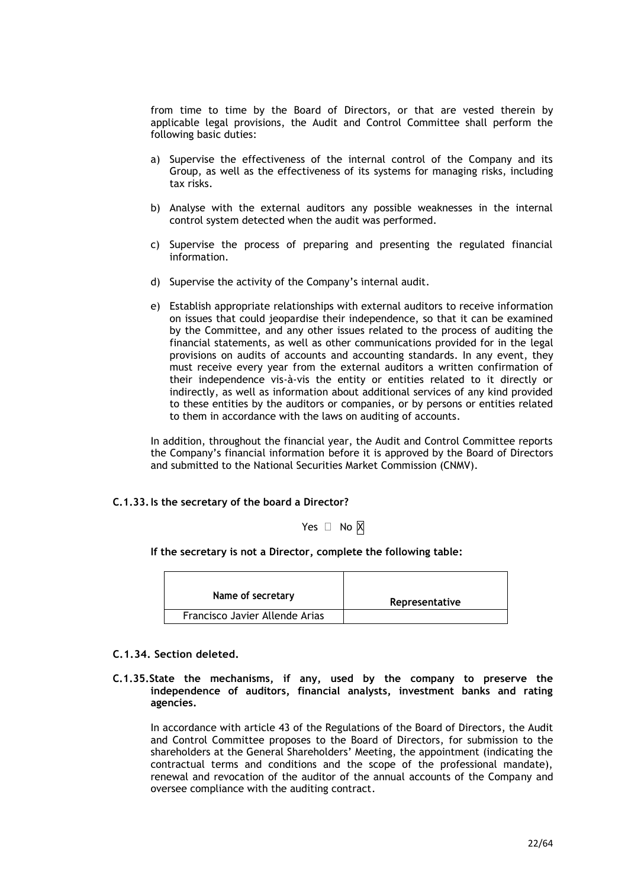from time to time by the Board of Directors, or that are vested therein by applicable legal provisions, the Audit and Control Committee shall perform the following basic duties:

a) Supervise the effectiveness of the internal control of the Company and its Group, as well as the effectiveness of its systems for managing risks, including tax risks.

b) Analyse with the external auditors any possible weaknesses in the internal control system detected when the audit was performed.

c) Supervise the process of preparing and presenting the regulated financial information.

d) Supervise the activity of the Company's internal audit.

e) Establish appropriate relationships with external auditors to receive information on issues that could jeopardise their independence, so that it can be examined by the Committee, and any other issues related to the process of auditing the financial statements, as well as other communications provided for in the legal provisions on audits of accounts and accounting standards. In any event, they must receive every year from the external auditors a written confirmation of their independence vis-à-vis the entity or entities related to it directly or indirectly, as well as information about additional services of any kind provided to these entities by the auditors or companies, or by persons or entities related to them in accordance with the laws on auditing of accounts.

In addition, throughout the financial year, the Audit and Control Committee reports the Company's financial information before it is approved by the Board of Directors and submitted to the National Securities Market Commission (CNMV).

**C.1.33. Is the secretary of the board a Director?**

Yes ☐ No ☒

**If the secretary is not a Director, complete the following table:**

| Name of secretary | Representative |
|---|---|
| Francisco Javier Allende Arias | |

**C.1.34. Section deleted.**

**C.1.35. State the mechanisms, if any, used by the company to preserve the independence of auditors, financial analysts, investment banks and rating agencies.**

In accordance with article 43 of the Regulations of the Board of Directors, the Audit and Control Committee proposes to the Board of Directors, for submission to the shareholders at the General Shareholders' Meeting, the appointment (indicating the contractual terms and conditions and the scope of the professional mandate), renewal and revocation of the auditor of the annual accounts of the Company and oversee compliance with the auditing contract.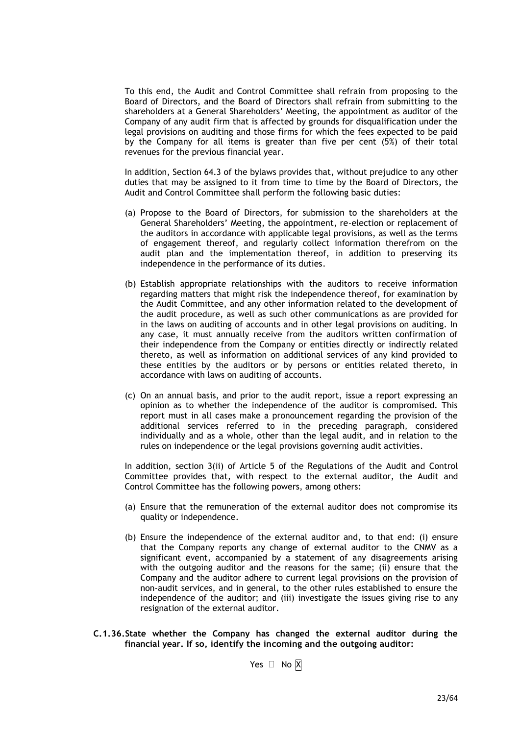To this end, the Audit and Control Committee shall refrain from proposing to the Board of Directors, and the Board of Directors shall refrain from submitting to the shareholders at a General Shareholders' Meeting, the appointment as auditor of the Company of any audit firm that is affected by grounds for disqualification under the legal provisions on auditing and those firms for which the fees expected to be paid by the Company for all items is greater than five per cent (5%) of their total revenues for the previous financial year.

In addition, Section 64.3 of the bylaws provides that, without prejudice to any other duties that may be assigned to it from time to time by the Board of Directors, the Audit and Control Committee shall perform the following basic duties:

(a) Propose to the Board of Directors, for submission to the shareholders at the General Shareholders' Meeting, the appointment, re-election or replacement of the auditors in accordance with applicable legal provisions, as well as the terms of engagement thereof, and regularly collect information therefrom on the audit plan and the implementation thereof, in addition to preserving its independence in the performance of its duties.

(b) Establish appropriate relationships with the auditors to receive information regarding matters that might risk the independence thereof, for examination by the Audit Committee, and any other information related to the development of the audit procedure, as well as such other communications as are provided for in the laws on auditing of accounts and in other legal provisions on auditing. In any case, it must annually receive from the auditors written confirmation of their independence from the Company or entities directly or indirectly related thereto, as well as information on additional services of any kind provided to these entities by the auditors or by persons or entities related thereto, in accordance with laws on auditing of accounts.

(c) On an annual basis, and prior to the audit report, issue a report expressing an opinion as to whether the independence of the auditor is compromised. This report must in all cases make a pronouncement regarding the provision of the additional services referred to in the preceding paragraph, considered individually and as a whole, other than the legal audit, and in relation to the rules on independence or the legal provisions governing audit activities.

In addition, section 3(ii) of Article 5 of the Regulations of the Audit and Control Committee provides that, with respect to the external auditor, the Audit and Control Committee has the following powers, among others:

(a) Ensure that the remuneration of the external auditor does not compromise its quality or independence.

(b) Ensure the independence of the external auditor and, to that end: (i) ensure that the Company reports any change of external auditor to the CNMV as a significant event, accompanied by a statement of any disagreements arising with the outgoing auditor and the reasons for the same; (ii) ensure that the Company and the auditor adhere to current legal provisions on the provision of non-audit services, and in general, to the other rules established to ensure the independence of the auditor; and (iii) investigate the issues giving rise to any resignation of the external auditor.

**C.1.36. State whether the Company has changed the external auditor during the financial year. If so, identify the incoming and the outgoing auditor:**

Yes ☐ No X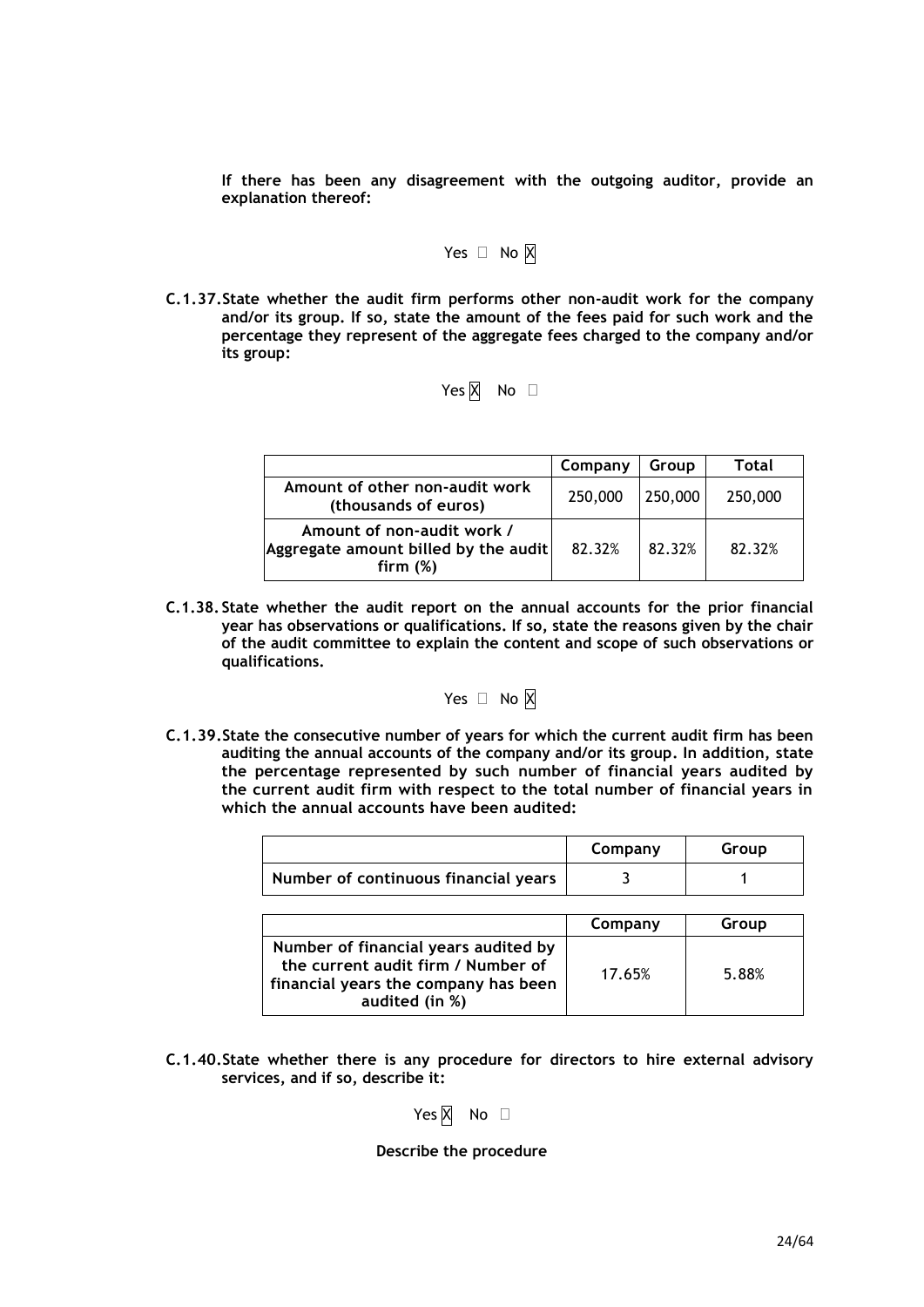**If there has been any disagreement with the outgoing auditor, provide an explanation thereof:**

Yes ☐ No ☒

**C.1.37. State whether the audit firm performs other non-audit work for the company and/or its group. If so, state the amount of the fees paid for such work and the percentage they represent of the aggregate fees charged to the company and/or its group:**

Yes ☒ No ☐

| | Company | Group | Total |
|---|---|---|---|
| Amount of other non-audit work (thousands of euros) | 250,000 | 250,000 | 250,000 |
| Amount of non-audit work / Aggregate amount billed by the audit firm (%) | 82.32% | 82.32% | 82.32% |

**C.1.38. State whether the audit report on the annual accounts for the prior financial year has observations or qualifications. If so, state the reasons given by the chair of the audit committee to explain the content and scope of such observations or qualifications.**

Yes ☐ No ☒

**C.1.39. State the consecutive number of years for which the current audit firm has been auditing the annual accounts of the company and/or its group. In addition, state the percentage represented by such number of financial years audited by the current audit firm with respect to the total number of financial years in which the annual accounts have been audited:**

| | Company | Group |
|---|---|---|
| Number of continuous financial years | 3 | 1 |

| | Company | Group |
|---|---|---|
| Number of financial years audited by the current audit firm / Number of financial years the company has been audited (in %) | 17.65% | 5.88% |

**C.1.40. State whether there is any procedure for directors to hire external advisory services, and if so, describe it:**

Yes ☒ No ☐

**Describe the procedure**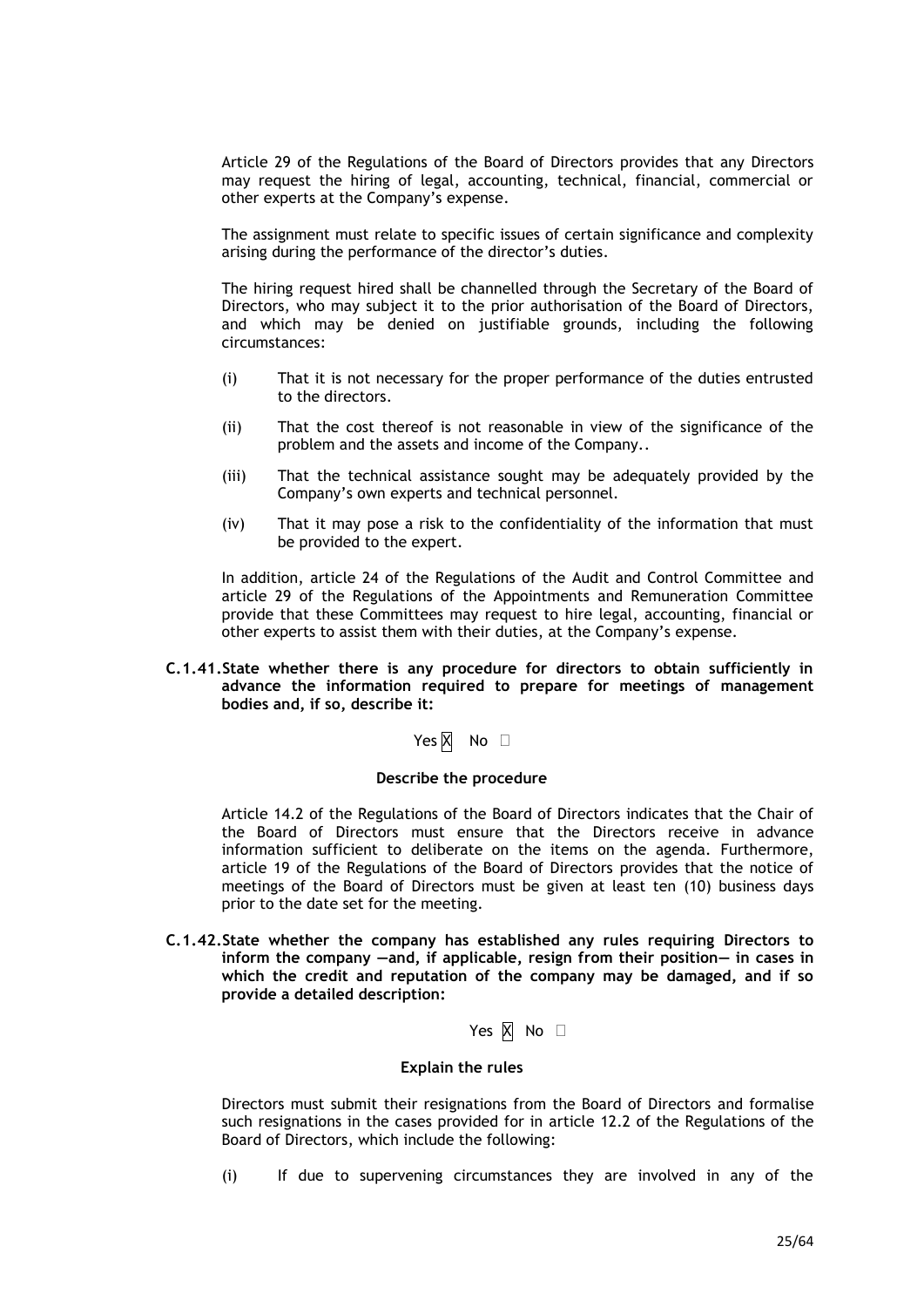Article 29 of the Regulations of the Board of Directors provides that any Directors may request the hiring of legal, accounting, technical, financial, commercial or other experts at the Company's expense.

The assignment must relate to specific issues of certain significance and complexity arising during the performance of the director's duties.

The hiring request hired shall be channelled through the Secretary of the Board of Directors, who may subject it to the prior authorisation of the Board of Directors, and which may be denied on justifiable grounds, including the following circumstances:

(i) That it is not necessary for the proper performance of the duties entrusted to the directors.

(ii) That the cost thereof is not reasonable in view of the significance of the problem and the assets and income of the Company..

(iii) That the technical assistance sought may be adequately provided by the Company's own experts and technical personnel.

(iv) That it may pose a risk to the confidentiality of the information that must be provided to the expert.

In addition, article 24 of the Regulations of the Audit and Control Committee and article 29 of the Regulations of the Appointments and Remuneration Committee provide that these Committees may request to hire legal, accounting, financial or other experts to assist them with their duties, at the Company's expense.

**C.1.41. State whether there is any procedure for directors to obtain sufficiently in advance the information required to prepare for meetings of management bodies and, if so, describe it:**

Yes X No ☐

**Describe the procedure**

Article 14.2 of the Regulations of the Board of Directors indicates that the Chair of the Board of Directors must ensure that the Directors receive in advance information sufficient to deliberate on the items on the agenda. Furthermore, article 19 of the Regulations of the Board of Directors provides that the notice of meetings of the Board of Directors must be given at least ten (10) business days prior to the date set for the meeting.

**C.1.42. State whether the company has established any rules requiring Directors to inform the company —and, if applicable, resign from their position— in cases in which the credit and reputation of the company may be damaged, and if so provide a detailed description:**

Yes X No ☐

**Explain the rules**

Directors must submit their resignations from the Board of Directors and formalise such resignations in the cases provided for in article 12.2 of the Regulations of the Board of Directors, which include the following:

(i) If due to supervening circumstances they are involved in any of the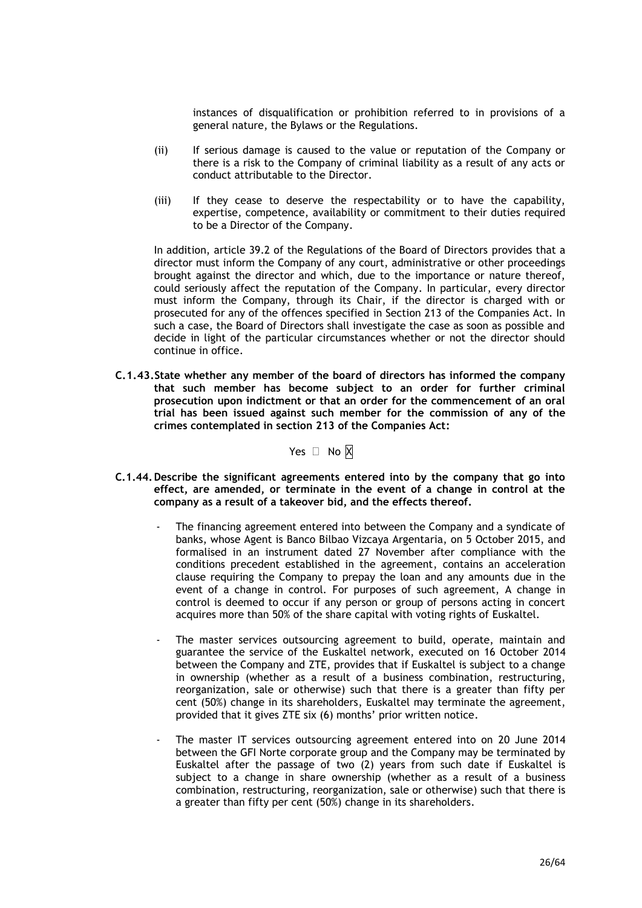instances of disqualification or prohibition referred to in provisions of a general nature, the Bylaws or the Regulations.

(ii) If serious damage is caused to the value or reputation of the Company or there is a risk to the Company of criminal liability as a result of any acts or conduct attributable to the Director.

(iii) If they cease to deserve the respectability or to have the capability, expertise, competence, availability or commitment to their duties required to be a Director of the Company.

In addition, article 39.2 of the Regulations of the Board of Directors provides that a director must inform the Company of any court, administrative or other proceedings brought against the director and which, due to the importance or nature thereof, could seriously affect the reputation of the Company. In particular, every director must inform the Company, through its Chair, if the director is charged with or prosecuted for any of the offences specified in Section 213 of the Companies Act. In such a case, the Board of Directors shall investigate the case as soon as possible and decide in light of the particular circumstances whether or not the director should continue in office.

**C.1.43. State whether any member of the board of directors has informed the company that such member has become subject to an order for further criminal prosecution upon indictment or that an order for the commencement of an oral trial has been issued against such member for the commission of any of the crimes contemplated in section 213 of the Companies Act:**

Yes ☐ No ☒

**C.1.44. Describe the significant agreements entered into by the company that go into effect, are amended, or terminate in the event of a change in control at the company as a result of a takeover bid, and the effects thereof.**

- The financing agreement entered into between the Company and a syndicate of banks, whose Agent is Banco Bilbao Vizcaya Argentaria, on 5 October 2015, and formalised in an instrument dated 27 November after compliance with the conditions precedent established in the agreement, contains an acceleration clause requiring the Company to prepay the loan and any amounts due in the event of a change in control. For purposes of such agreement, A change in control is deemed to occur if any person or group of persons acting in concert acquires more than 50% of the share capital with voting rights of Euskaltel.

- The master services outsourcing agreement to build, operate, maintain and guarantee the service of the Euskaltel network, executed on 16 October 2014 between the Company and ZTE, provides that if Euskaltel is subject to a change in ownership (whether as a result of a business combination, restructuring, reorganization, sale or otherwise) such that there is a greater than fifty per cent (50%) change in its shareholders, Euskaltel may terminate the agreement, provided that it gives ZTE six (6) months' prior written notice.

- The master IT services outsourcing agreement entered into on 20 June 2014 between the GFI Norte corporate group and the Company may be terminated by Euskaltel after the passage of two (2) years from such date if Euskaltel is subject to a change in share ownership (whether as a result of a business combination, restructuring, reorganization, sale or otherwise) such that there is a greater than fifty per cent (50%) change in its shareholders.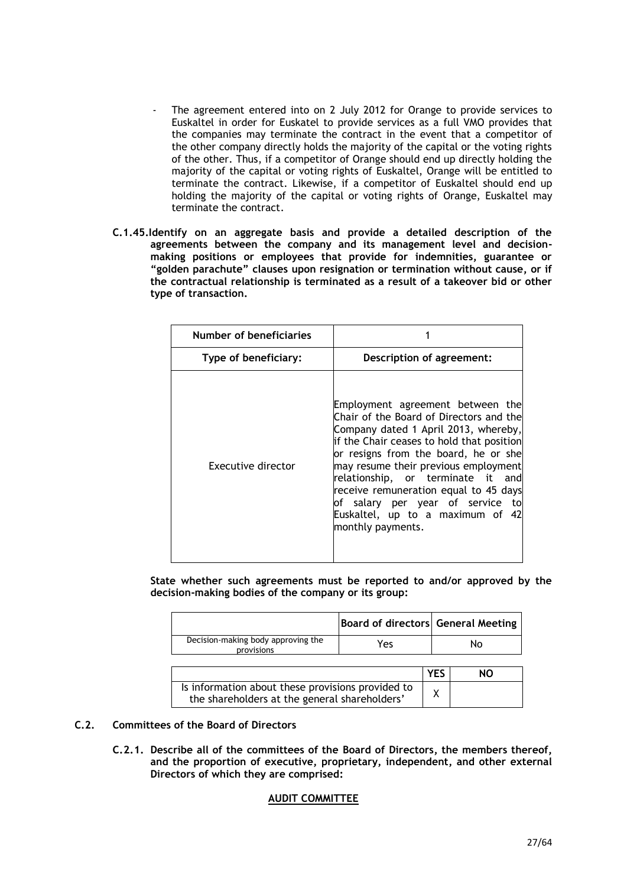- The agreement entered into on 2 July 2012 for Orange to provide services to Euskaltel in order for Euskatel to provide services as a full VMO provides that the companies may terminate the contract in the event that a competitor of the other company directly holds the majority of the capital or the voting rights of the other. Thus, if a competitor of Orange should end up directly holding the majority of the capital or voting rights of Euskaltel, Orange will be entitled to terminate the contract. Likewise, if a competitor of Euskaltel should end up holding the majority of the capital or voting rights of Orange, Euskaltel may terminate the contract.

**C.1.45. Identify on an aggregate basis and provide a detailed description of the agreements between the company and its management level and decision-making positions or employees that provide for indemnities, guarantee or "golden parachute" clauses upon resignation or termination without cause, or if the contractual relationship is terminated as a result of a takeover bid or other type of transaction.**

| **Number of beneficiaries** | 1 |
|---|---|
| **Type of beneficiary:** | **Description of agreement:** |
| Executive director | Employment agreement between the Chair of the Board of Directors and the Company dated 1 April 2013, whereby, if the Chair ceases to hold that position or resigns from the board, he or she may resume their previous employment relationship, or terminate it and receive remuneration equal to 45 days of salary per year of service to Euskaltel, up to a maximum of 42 monthly payments. |

**State whether such agreements must be reported to and/or approved by the decision-making bodies of the company or its group:**

| | **Board of directors** | **General Meeting** |
|---|---|---|
| Decision-making body approving the provisions | Yes | No |

| | **YES** | **NO** |
|---|---|---|
| Is information about these provisions provided to the shareholders at the general shareholders' | X | |

## C.2. Committees of the Board of Directors

**C.2.1. Describe all of the committees of the Board of Directors, the members thereof, and the proportion of executive, proprietary, independent, and other external Directors of which they are comprised:**

**AUDIT COMMITTEE**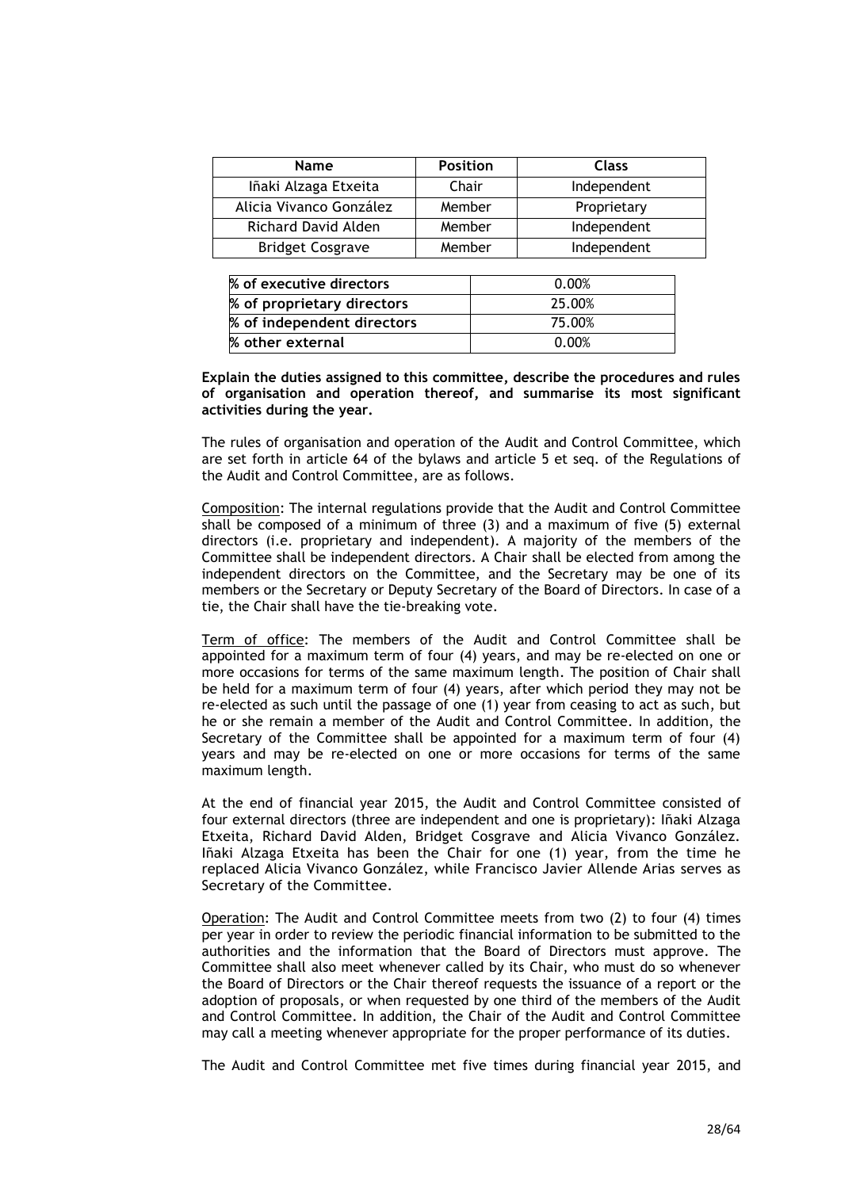| Name | Position | Class |
|---|---|---|
| Iñaki Alzaga Etxeita | Chair | Independent |
| Alicia Vivanco González | Member | Proprietary |
| Richard David Alden | Member | Independent |
| Bridget Cosgrave | Member | Independent |

| | |
|---|---|
| **% of executive directors** | 0.00% |
| **% of proprietary directors** | 25.00% |
| **% of independent directors** | 75.00% |
| **% other external** | 0.00% |

**Explain the duties assigned to this committee, describe the procedures and rules of organisation and operation thereof, and summarise its most significant activities during the year.**

The rules of organisation and operation of the Audit and Control Committee, which are set forth in article 64 of the bylaws and article 5 et seq. of the Regulations of the Audit and Control Committee, are as follows.

Composition: The internal regulations provide that the Audit and Control Committee shall be composed of a minimum of three (3) and a maximum of five (5) external directors (i.e. proprietary and independent). A majority of the members of the Committee shall be independent directors. A Chair shall be elected from among the independent directors on the Committee, and the Secretary may be one of its members or the Secretary or Deputy Secretary of the Board of Directors. In case of a tie, the Chair shall have the tie-breaking vote.

Term of office: The members of the Audit and Control Committee shall be appointed for a maximum term of four (4) years, and may be re-elected on one or more occasions for terms of the same maximum length. The position of Chair shall be held for a maximum term of four (4) years, after which period they may not be re-elected as such until the passage of one (1) year from ceasing to act as such, but he or she remain a member of the Audit and Control Committee. In addition, the Secretary of the Committee shall be appointed for a maximum term of four (4) years and may be re-elected on one or more occasions for terms of the same maximum length.

At the end of financial year 2015, the Audit and Control Committee consisted of four external directors (three are independent and one is proprietary): Iñaki Alzaga Etxeita, Richard David Alden, Bridget Cosgrave and Alicia Vivanco González. Iñaki Alzaga Etxeita has been the Chair for one (1) year, from the time he replaced Alicia Vivanco González, while Francisco Javier Allende Arias serves as Secretary of the Committee.

Operation: The Audit and Control Committee meets from two (2) to four (4) times per year in order to review the periodic financial information to be submitted to the authorities and the information that the Board of Directors must approve. The Committee shall also meet whenever called by its Chair, who must do so whenever the Board of Directors or the Chair thereof requests the issuance of a report or the adoption of proposals, or when requested by one third of the members of the Audit and Control Committee. In addition, the Chair of the Audit and Control Committee may call a meeting whenever appropriate for the proper performance of its duties.

The Audit and Control Committee met five times during financial year 2015, and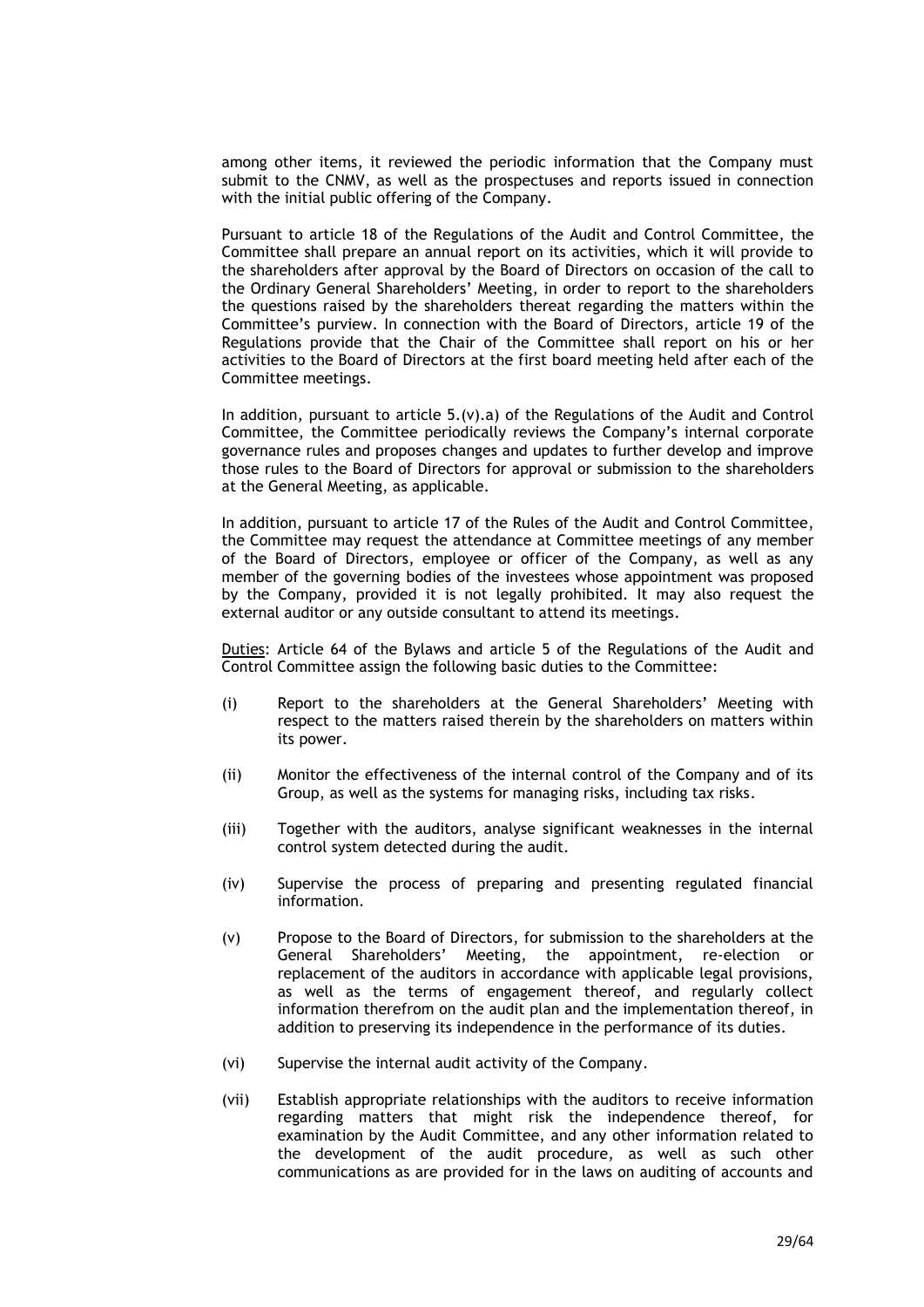among other items, it reviewed the periodic information that the Company must submit to the CNMV, as well as the prospectuses and reports issued in connection with the initial public offering of the Company.

Pursuant to article 18 of the Regulations of the Audit and Control Committee, the Committee shall prepare an annual report on its activities, which it will provide to the shareholders after approval by the Board of Directors on occasion of the call to the Ordinary General Shareholders' Meeting, in order to report to the shareholders the questions raised by the shareholders thereat regarding the matters within the Committee's purview. In connection with the Board of Directors, article 19 of the Regulations provide that the Chair of the Committee shall report on his or her activities to the Board of Directors at the first board meeting held after each of the Committee meetings.

In addition, pursuant to article 5.(v).a) of the Regulations of the Audit and Control Committee, the Committee periodically reviews the Company's internal corporate governance rules and proposes changes and updates to further develop and improve those rules to the Board of Directors for approval or submission to the shareholders at the General Meeting, as applicable.

In addition, pursuant to article 17 of the Rules of the Audit and Control Committee, the Committee may request the attendance at Committee meetings of any member of the Board of Directors, employee or officer of the Company, as well as any member of the governing bodies of the investees whose appointment was proposed by the Company, provided it is not legally prohibited. It may also request the external auditor or any outside consultant to attend its meetings.

<u>Duties</u>: Article 64 of the Bylaws and article 5 of the Regulations of the Audit and Control Committee assign the following basic duties to the Committee:

(i) Report to the shareholders at the General Shareholders' Meeting with respect to the matters raised therein by the shareholders on matters within its power.

(ii) Monitor the effectiveness of the internal control of the Company and of its Group, as well as the systems for managing risks, including tax risks.

(iii) Together with the auditors, analyse significant weaknesses in the internal control system detected during the audit.

(iv) Supervise the process of preparing and presenting regulated financial information.

(v) Propose to the Board of Directors, for submission to the shareholders at the General Shareholders' Meeting, the appointment, re-election or replacement of the auditors in accordance with applicable legal provisions, as well as the terms of engagement thereof, and regularly collect information therefrom on the audit plan and the implementation thereof, in addition to preserving its independence in the performance of its duties.

(vi) Supervise the internal audit activity of the Company.

(vii) Establish appropriate relationships with the auditors to receive information regarding matters that might risk the independence thereof, for examination by the Audit Committee, and any other information related to the development of the audit procedure, as well as such other communications as are provided for in the laws on auditing of accounts and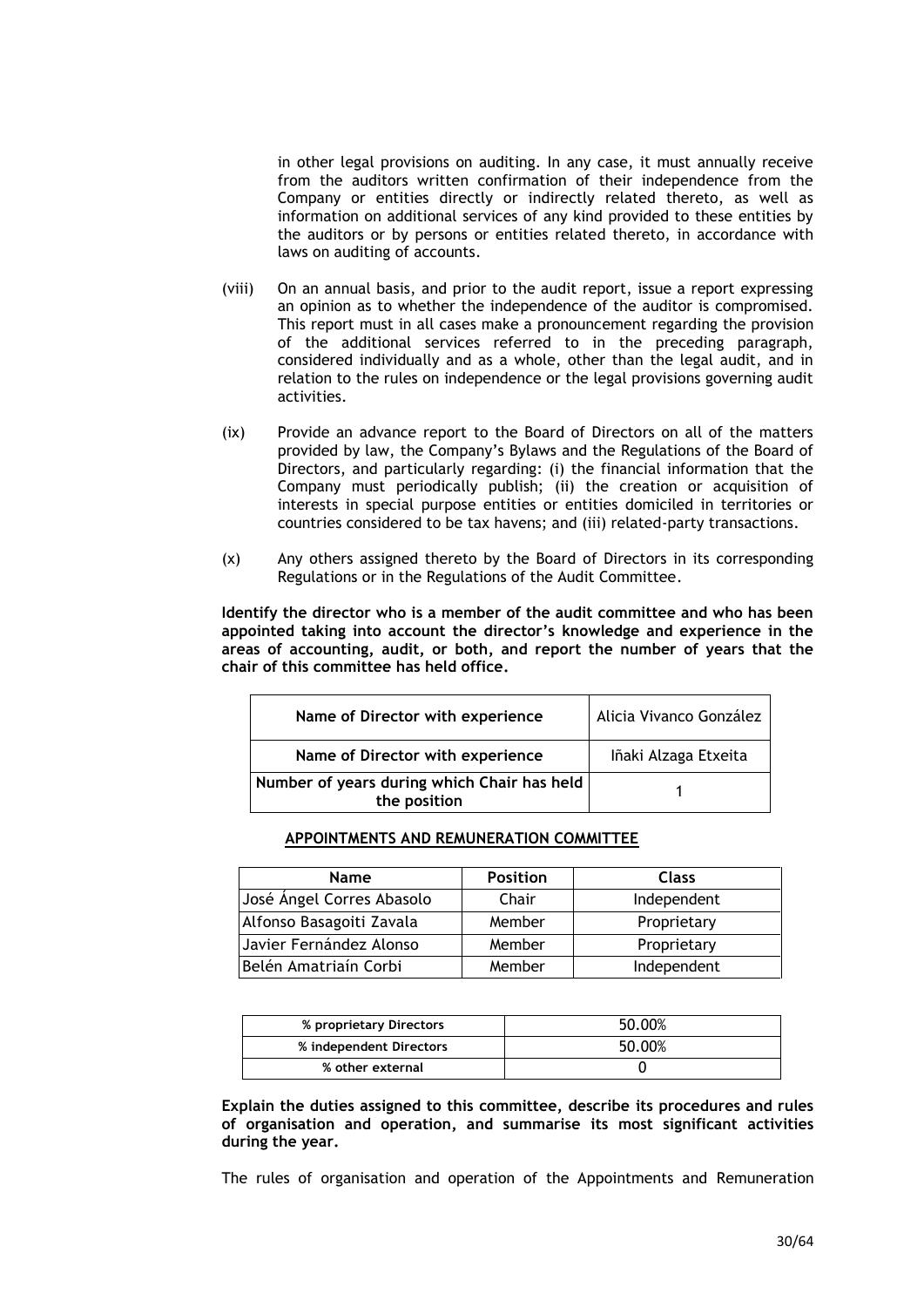in other legal provisions on auditing. In any case, it must annually receive from the auditors written confirmation of their independence from the Company or entities directly or indirectly related thereto, as well as information on additional services of any kind provided to these entities by the auditors or by persons or entities related thereto, in accordance with laws on auditing of accounts.

(viii) On an annual basis, and prior to the audit report, issue a report expressing an opinion as to whether the independence of the auditor is compromised. This report must in all cases make a pronouncement regarding the provision of the additional services referred to in the preceding paragraph, considered individually and as a whole, other than the legal audit, and in relation to the rules on independence or the legal provisions governing audit activities.

(ix) Provide an advance report to the Board of Directors on all of the matters provided by law, the Company's Bylaws and the Regulations of the Board of Directors, and particularly regarding: (i) the financial information that the Company must periodically publish; (ii) the creation or acquisition of interests in special purpose entities or entities domiciled in territories or countries considered to be tax havens; and (iii) related-party transactions.

(x) Any others assigned thereto by the Board of Directors in its corresponding Regulations or in the Regulations of the Audit Committee.

**Identify the director who is a member of the audit committee and who has been appointed taking into account the director's knowledge and experience in the areas of accounting, audit, or both, and report the number of years that the chair of this committee has held office.**

| Name of Director with experience | Alicia Vivanco González |
|---|---|
| Name of Director with experience | Iñaki Alzaga Etxeita |
| Number of years during which Chair has held the position | 1 |

**APPOINTMENTS AND REMUNERATION COMMITTEE**

| Name | Position | Class |
|---|---|---|
| José Ángel Corres Abasolo | Chair | Independent |
| Alfonso Basagoiti Zavala | Member | Proprietary |
| Javier Fernández Alonso | Member | Proprietary |
| Belén Amatriaín Corbi | Member | Independent |

| % proprietary Directors | 50.00% |
|---|---|
| % independent Directors | 50.00% |
| % other external | 0 |

**Explain the duties assigned to this committee, describe its procedures and rules of organisation and operation, and summarise its most significant activities during the year.**

The rules of organisation and operation of the Appointments and Remuneration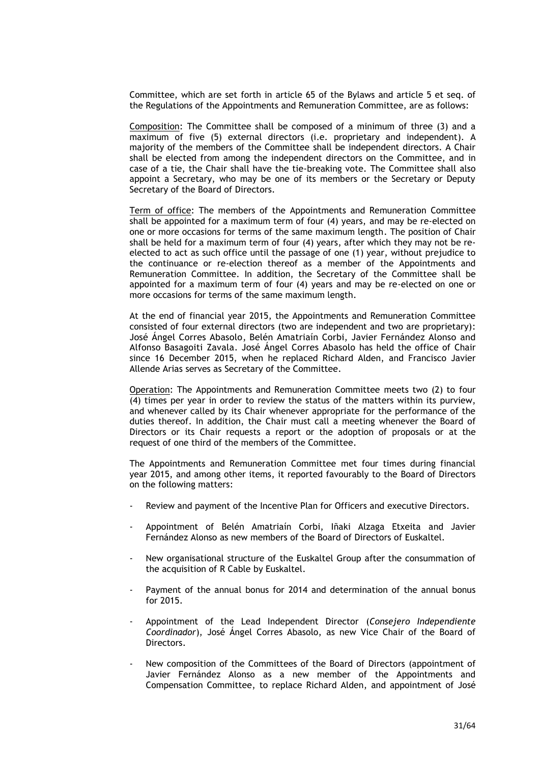Committee, which are set forth in article 65 of the Bylaws and article 5 et seq. of the Regulations of the Appointments and Remuneration Committee, are as follows:

Composition: The Committee shall be composed of a minimum of three (3) and a maximum of five (5) external directors (i.e. proprietary and independent). A majority of the members of the Committee shall be independent directors. A Chair shall be elected from among the independent directors on the Committee, and in case of a tie, the Chair shall have the tie-breaking vote. The Committee shall also appoint a Secretary, who may be one of its members or the Secretary or Deputy Secretary of the Board of Directors.

Term of office: The members of the Appointments and Remuneration Committee shall be appointed for a maximum term of four (4) years, and may be re-elected on one or more occasions for terms of the same maximum length. The position of Chair shall be held for a maximum term of four (4) years, after which they may not be re-elected to act as such office until the passage of one (1) year, without prejudice to the continuance or re-election thereof as a member of the Appointments and Remuneration Committee. In addition, the Secretary of the Committee shall be appointed for a maximum term of four (4) years and may be re-elected on one or more occasions for terms of the same maximum length.

At the end of financial year 2015, the Appointments and Remuneration Committee consisted of four external directors (two are independent and two are proprietary): José Ángel Corres Abasolo, Belén Amatriaín Corbi, Javier Fernández Alonso and Alfonso Basagoiti Zavala. José Ángel Corres Abasolo has held the office of Chair since 16 December 2015, when he replaced Richard Alden, and Francisco Javier Allende Arias serves as Secretary of the Committee.

Operation: The Appointments and Remuneration Committee meets two (2) to four (4) times per year in order to review the status of the matters within its purview, and whenever called by its Chair whenever appropriate for the performance of the duties thereof. In addition, the Chair must call a meeting whenever the Board of Directors or its Chair requests a report or the adoption of proposals or at the request of one third of the members of the Committee.

The Appointments and Remuneration Committee met four times during financial year 2015, and among other items, it reported favourably to the Board of Directors on the following matters:

- Review and payment of the Incentive Plan for Officers and executive Directors.
- Appointment of Belén Amatriaín Corbi, Iñaki Alzaga Etxeita and Javier Fernández Alonso as new members of the Board of Directors of Euskaltel.
- New organisational structure of the Euskaltel Group after the consummation of the acquisition of R Cable by Euskaltel.
- Payment of the annual bonus for 2014 and determination of the annual bonus for 2015.
- Appointment of the Lead Independent Director (*Consejero Independiente Coordinador*), José Ángel Corres Abasolo, as new Vice Chair of the Board of Directors.
- New composition of the Committees of the Board of Directors (appointment of Javier Fernández Alonso as a new member of the Appointments and Compensation Committee, to replace Richard Alden, and appointment of José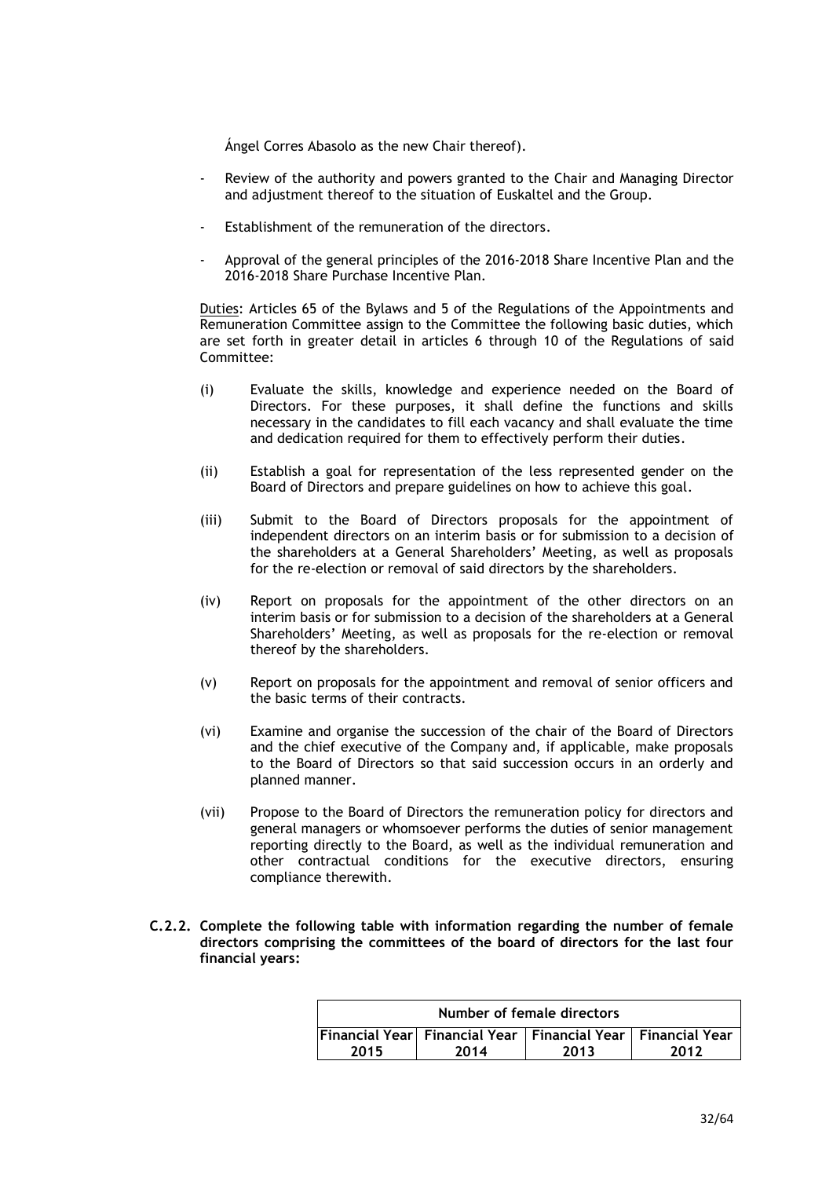Ángel Corres Abasolo as the new Chair thereof).

- Review of the authority and powers granted to the Chair and Managing Director and adjustment thereof to the situation of Euskaltel and the Group.
- Establishment of the remuneration of the directors.
- Approval of the general principles of the 2016-2018 Share Incentive Plan and the 2016-2018 Share Purchase Incentive Plan.

Duties: Articles 65 of the Bylaws and 5 of the Regulations of the Appointments and Remuneration Committee assign to the Committee the following basic duties, which are set forth in greater detail in articles 6 through 10 of the Regulations of said Committee:

(i) Evaluate the skills, knowledge and experience needed on the Board of Directors. For these purposes, it shall define the functions and skills necessary in the candidates to fill each vacancy and shall evaluate the time and dedication required for them to effectively perform their duties.

(ii) Establish a goal for representation of the less represented gender on the Board of Directors and prepare guidelines on how to achieve this goal.

(iii) Submit to the Board of Directors proposals for the appointment of independent directors on an interim basis or for submission to a decision of the shareholders at a General Shareholders' Meeting, as well as proposals for the re-election or removal of said directors by the shareholders.

(iv) Report on proposals for the appointment of the other directors on an interim basis or for submission to a decision of the shareholders at a General Shareholders' Meeting, as well as proposals for the re-election or removal thereof by the shareholders.

(v) Report on proposals for the appointment and removal of senior officers and the basic terms of their contracts.

(vi) Examine and organise the succession of the chair of the Board of Directors and the chief executive of the Company and, if applicable, make proposals to the Board of Directors so that said succession occurs in an orderly and planned manner.

(vii) Propose to the Board of Directors the remuneration policy for directors and general managers or whomsoever performs the duties of senior management reporting directly to the Board, as well as the individual remuneration and other contractual conditions for the executive directors, ensuring compliance therewith.

**C.2.2. Complete the following table with information regarding the number of female directors comprising the committees of the board of directors for the last four financial years:**

| Number of female directors | | | |
|---|---|---|---|
| Financial Year 2015 | Financial Year 2014 | Financial Year 2013 | Financial Year 2012 |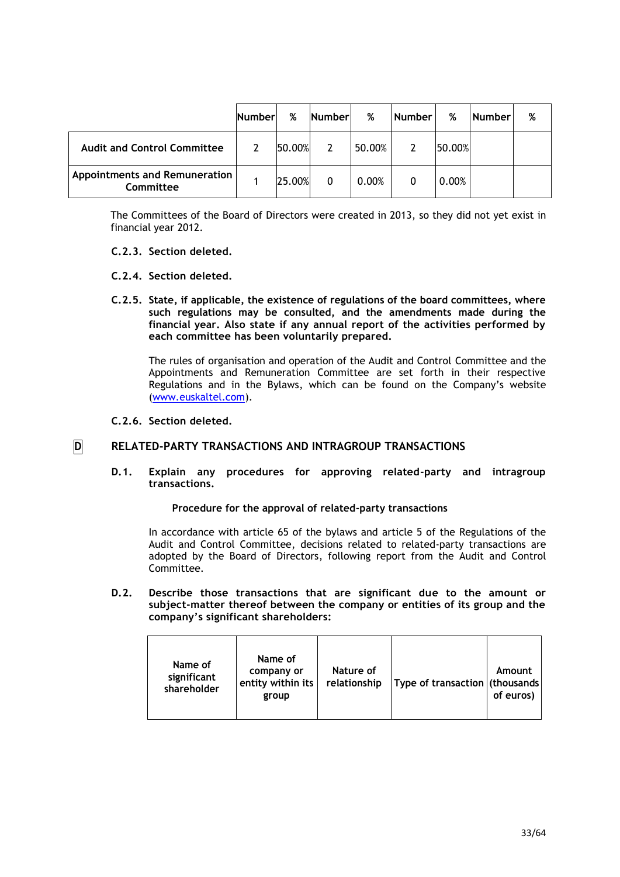| | Number | % | Number | % | Number | % | Number | % |
|---|---|---|---|---|---|---|---|---|
| **Audit and Control Committee** | 2 | 50.00% | 2 | 50.00% | 2 | 50.00% | | |
| **Appointments and Remuneration Committee** | 1 | 25.00% | 0 | 0.00% | 0 | 0.00% | | |

The Committees of the Board of Directors were created in 2013, so they did not yet exist in financial year 2012.

**C.2.3. Section deleted.**

**C.2.4. Section deleted.**

**C.2.5. State, if applicable, the existence of regulations of the board committees, where such regulations may be consulted, and the amendments made during the financial year. Also state if any annual report of the activities performed by each committee has been voluntarily prepared.**

The rules of organisation and operation of the Audit and Control Committee and the Appointments and Remuneration Committee are set forth in their respective Regulations and in the Bylaws, which can be found on the Company's website (www.euskaltel.com).

**C.2.6. Section deleted.**

## D RELATED-PARTY TRANSACTIONS AND INTRAGROUP TRANSACTIONS

**D.1. Explain any procedures for approving related-party and intragroup transactions.**

**Procedure for the approval of related-party transactions**

In accordance with article 65 of the bylaws and article 5 of the Regulations of the Audit and Control Committee, decisions related to related-party transactions are adopted by the Board of Directors, following report from the Audit and Control Committee.

**D.2. Describe those transactions that are significant due to the amount or subject-matter thereof between the company or entities of its group and the company's significant shareholders:**

| Name of significant shareholder | Name of company or entity within its group | Nature of relationship | Type of transaction | Amount (thousands of euros) |
|---|---|---|---|---|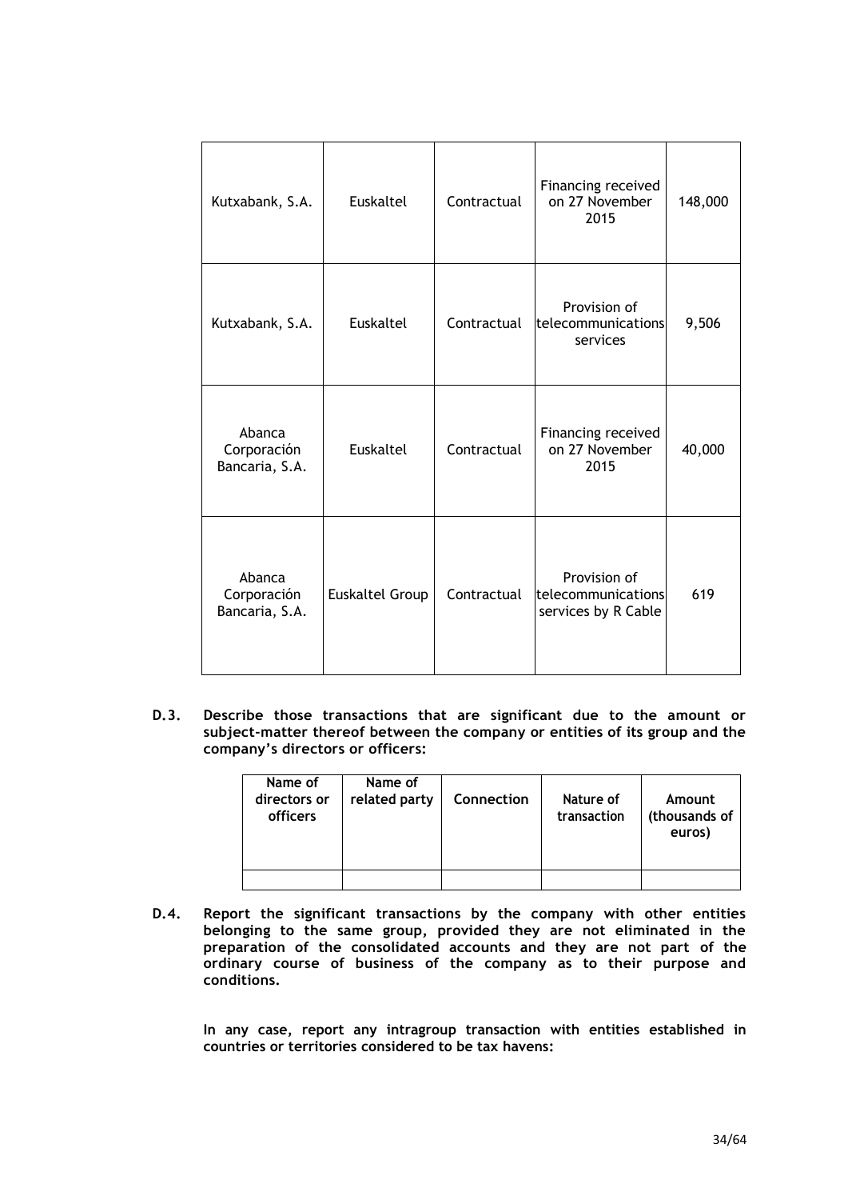| | | | | |
|---|---|---|---|---|
| Kutxabank, S.A. | Euskaltel | Contractual | Financing received on 27 November 2015 | 148,000 |
| Kutxabank, S.A. | Euskaltel | Contractual | Provision of telecommunications services | 9,506 |
| Abanca Corporación Bancaria, S.A. | Euskaltel | Contractual | Financing received on 27 November 2015 | 40,000 |
| Abanca Corporación Bancaria, S.A. | Euskaltel Group | Contractual | Provision of telecommunications services by R Cable | 619 |

**D.3. Describe those transactions that are significant due to the amount or subject-matter thereof between the company or entities of its group and the company's directors or officers:**

| Name of directors or officers | Name of related party | Connection | Nature of transaction | Amount (thousands of euros) |
|---|---|---|---|---|
| | | | | |

**D.4. Report the significant transactions by the company with other entities belonging to the same group, provided they are not eliminated in the preparation of the consolidated accounts and they are not part of the ordinary course of business of the company as to their purpose and conditions.**

**In any case, report any intragroup transaction with entities established in countries or territories considered to be tax havens:**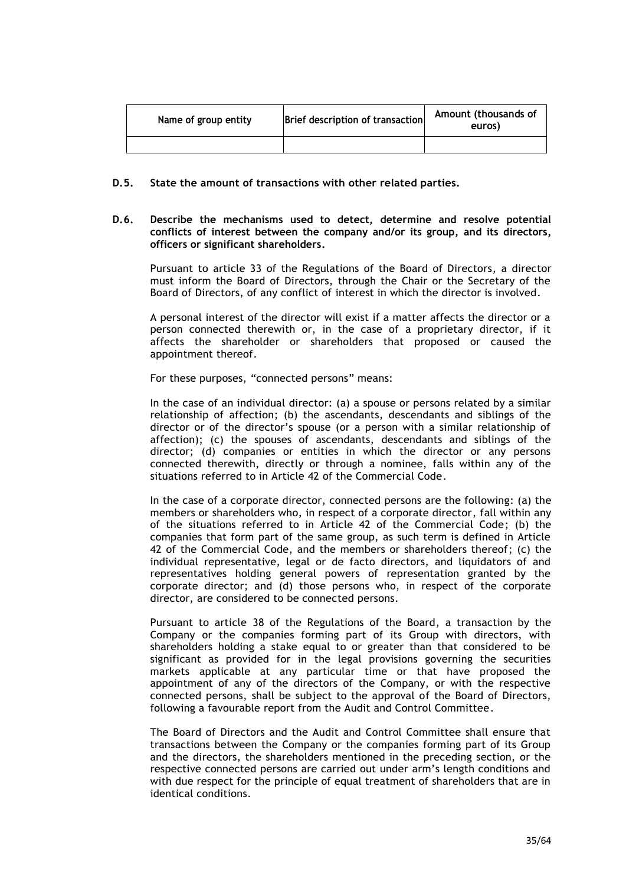| Name of group entity | Brief description of transaction | Amount (thousands of euros) |
|---|---|---|
| | | |

**D.5. State the amount of transactions with other related parties.**

**D.6. Describe the mechanisms used to detect, determine and resolve potential conflicts of interest between the company and/or its group, and its directors, officers or significant shareholders.**

Pursuant to article 33 of the Regulations of the Board of Directors, a director must inform the Board of Directors, through the Chair or the Secretary of the Board of Directors, of any conflict of interest in which the director is involved.

A personal interest of the director will exist if a matter affects the director or a person connected therewith or, in the case of a proprietary director, if it affects the shareholder or shareholders that proposed or caused the appointment thereof.

For these purposes, "connected persons" means:

In the case of an individual director: (a) a spouse or persons related by a similar relationship of affection; (b) the ascendants, descendants and siblings of the director or of the director's spouse (or a person with a similar relationship of affection); (c) the spouses of ascendants, descendants and siblings of the director; (d) companies or entities in which the director or any persons connected therewith, directly or through a nominee, falls within any of the situations referred to in Article 42 of the Commercial Code.

In the case of a corporate director, connected persons are the following: (a) the members or shareholders who, in respect of a corporate director, fall within any of the situations referred to in Article 42 of the Commercial Code; (b) the companies that form part of the same group, as such term is defined in Article 42 of the Commercial Code, and the members or shareholders thereof; (c) the individual representative, legal or de facto directors, and liquidators of and representatives holding general powers of representation granted by the corporate director; and (d) those persons who, in respect of the corporate director, are considered to be connected persons.

Pursuant to article 38 of the Regulations of the Board, a transaction by the Company or the companies forming part of its Group with directors, with shareholders holding a stake equal to or greater than that considered to be significant as provided for in the legal provisions governing the securities markets applicable at any particular time or that have proposed the appointment of any of the directors of the Company, or with the respective connected persons, shall be subject to the approval of the Board of Directors, following a favourable report from the Audit and Control Committee.

The Board of Directors and the Audit and Control Committee shall ensure that transactions between the Company or the companies forming part of its Group and the directors, the shareholders mentioned in the preceding section, or the respective connected persons are carried out under arm's length conditions and with due respect for the principle of equal treatment of shareholders that are in identical conditions.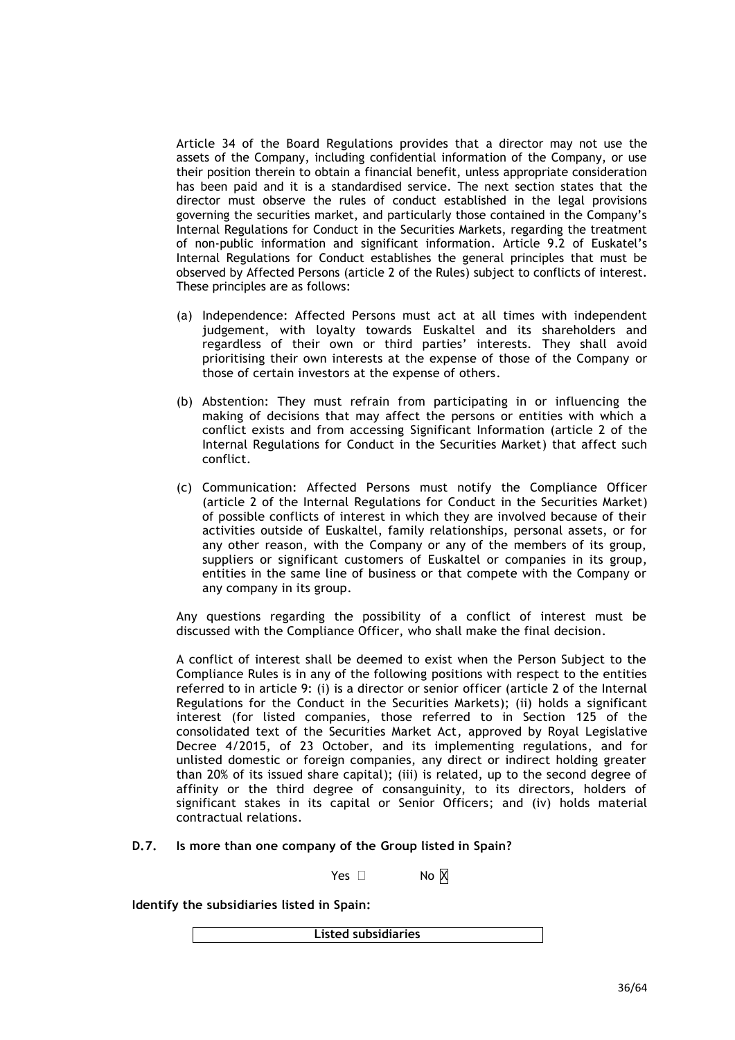Article 34 of the Board Regulations provides that a director may not use the assets of the Company, including confidential information of the Company, or use their position therein to obtain a financial benefit, unless appropriate consideration has been paid and it is a standardised service. The next section states that the director must observe the rules of conduct established in the legal provisions governing the securities market, and particularly those contained in the Company's Internal Regulations for Conduct in the Securities Markets, regarding the treatment of non-public information and significant information. Article 9.2 of Euskatel's Internal Regulations for Conduct establishes the general principles that must be observed by Affected Persons (article 2 of the Rules) subject to conflicts of interest. These principles are as follows:

(a) Independence: Affected Persons must act at all times with independent judgement, with loyalty towards Euskaltel and its shareholders and regardless of their own or third parties' interests. They shall avoid prioritising their own interests at the expense of those of the Company or those of certain investors at the expense of others.

(b) Abstention: They must refrain from participating in or influencing the making of decisions that may affect the persons or entities with which a conflict exists and from accessing Significant Information (article 2 of the Internal Regulations for Conduct in the Securities Market) that affect such conflict.

(c) Communication: Affected Persons must notify the Compliance Officer (article 2 of the Internal Regulations for Conduct in the Securities Market) of possible conflicts of interest in which they are involved because of their activities outside of Euskaltel, family relationships, personal assets, or for any other reason, with the Company or any of the members of its group, suppliers or significant customers of Euskaltel or companies in its group, entities in the same line of business or that compete with the Company or any company in its group.

Any questions regarding the possibility of a conflict of interest must be discussed with the Compliance Officer, who shall make the final decision.

A conflict of interest shall be deemed to exist when the Person Subject to the Compliance Rules is in any of the following positions with respect to the entities referred to in article 9: (i) is a director or senior officer (article 2 of the Internal Regulations for the Conduct in the Securities Markets); (ii) holds a significant interest (for listed companies, those referred to in Section 125 of the consolidated text of the Securities Market Act, approved by Royal Legislative Decree 4/2015, of 23 October, and its implementing regulations, and for unlisted domestic or foreign companies, any direct or indirect holding greater than 20% of its issued share capital); (iii) is related, up to the second degree of affinity or the third degree of consanguinity, to its directors, holders of significant stakes in its capital or Senior Officers; and (iv) holds material contractual relations.

**D.7. Is more than one company of the Group listed in Spain?**

Yes ☐ No ☒

**Identify the subsidiaries listed in Spain:**

| Listed subsidiaries |
|---|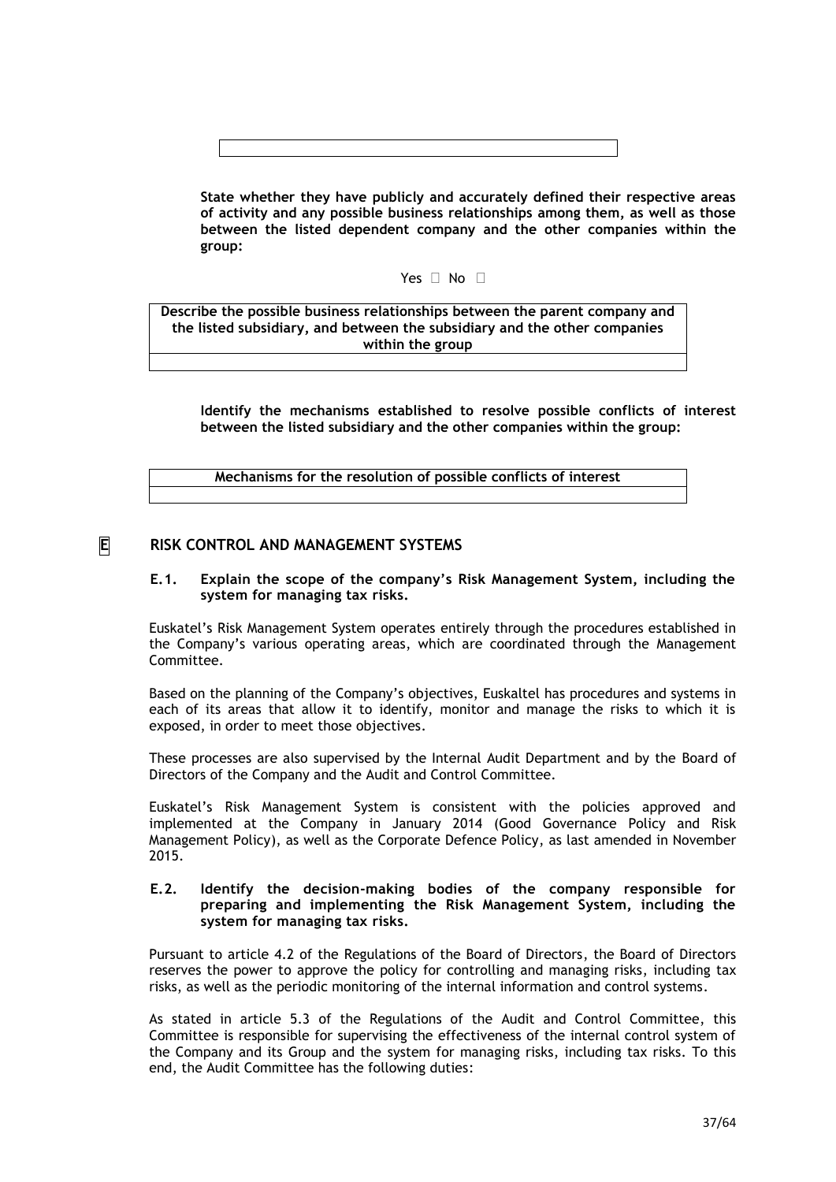| |
|---|
| |

**State whether they have publicly and accurately defined their respective areas of activity and any possible business relationships among them, as well as those between the listed dependent company and the other companies within the group:**

Yes ☐ No ☐

| Describe the possible business relationships between the parent company and the listed subsidiary, and between the subsidiary and the other companies within the group |
|---|
| |

**Identify the mechanisms established to resolve possible conflicts of interest between the listed subsidiary and the other companies within the group:**

| Mechanisms for the resolution of possible conflicts of interest |
|---|
| |

# E RISK CONTROL AND MANAGEMENT SYSTEMS

## E.1. Explain the scope of the company's Risk Management System, including the system for managing tax risks.

Euskatel's Risk Management System operates entirely through the procedures established in the Company's various operating areas, which are coordinated through the Management Committee.

Based on the planning of the Company's objectives, Euskaltel has procedures and systems in each of its areas that allow it to identify, monitor and manage the risks to which it is exposed, in order to meet those objectives.

These processes are also supervised by the Internal Audit Department and by the Board of Directors of the Company and the Audit and Control Committee.

Euskatel's Risk Management System is consistent with the policies approved and implemented at the Company in January 2014 (Good Governance Policy and Risk Management Policy), as well as the Corporate Defence Policy, as last amended in November 2015.

## E.2. Identify the decision-making bodies of the company responsible for preparing and implementing the Risk Management System, including the system for managing tax risks.

Pursuant to article 4.2 of the Regulations of the Board of Directors, the Board of Directors reserves the power to approve the policy for controlling and managing risks, including tax risks, as well as the periodic monitoring of the internal information and control systems.

As stated in article 5.3 of the Regulations of the Audit and Control Committee, this Committee is responsible for supervising the effectiveness of the internal control system of the Company and its Group and the system for managing risks, including tax risks. To this end, the Audit Committee has the following duties: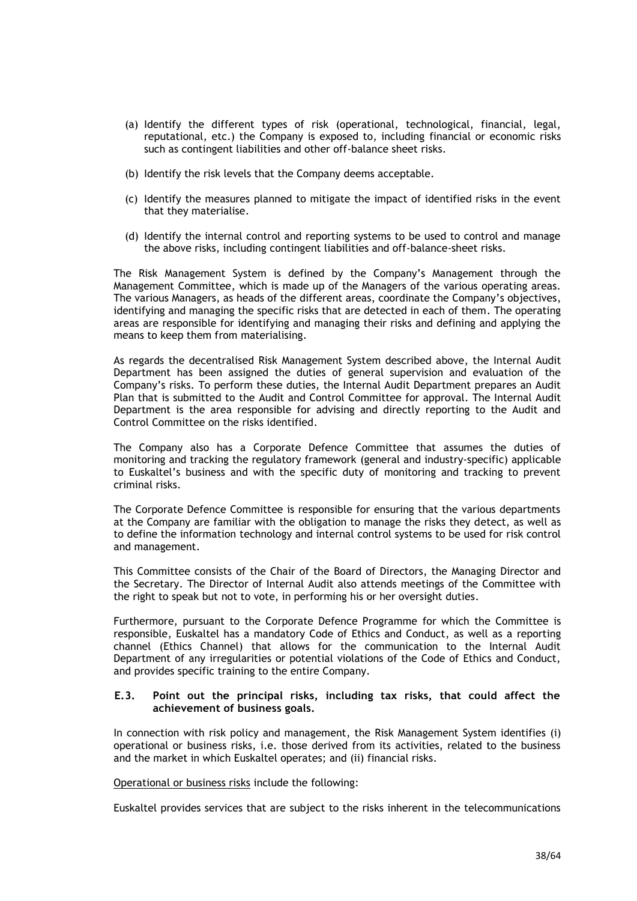(a) Identify the different types of risk (operational, technological, financial, legal, reputational, etc.) the Company is exposed to, including financial or economic risks such as contingent liabilities and other off-balance sheet risks.

(b) Identify the risk levels that the Company deems acceptable.

(c) Identify the measures planned to mitigate the impact of identified risks in the event that they materialise.

(d) Identify the internal control and reporting systems to be used to control and manage the above risks, including contingent liabilities and off-balance-sheet risks.

The Risk Management System is defined by the Company's Management through the Management Committee, which is made up of the Managers of the various operating areas. The various Managers, as heads of the different areas, coordinate the Company's objectives, identifying and managing the specific risks that are detected in each of them. The operating areas are responsible for identifying and managing their risks and defining and applying the means to keep them from materialising.

As regards the decentralised Risk Management System described above, the Internal Audit Department has been assigned the duties of general supervision and evaluation of the Company's risks. To perform these duties, the Internal Audit Department prepares an Audit Plan that is submitted to the Audit and Control Committee for approval. The Internal Audit Department is the area responsible for advising and directly reporting to the Audit and Control Committee on the risks identified.

The Company also has a Corporate Defence Committee that assumes the duties of monitoring and tracking the regulatory framework (general and industry-specific) applicable to Euskaltel's business and with the specific duty of monitoring and tracking to prevent criminal risks.

The Corporate Defence Committee is responsible for ensuring that the various departments at the Company are familiar with the obligation to manage the risks they detect, as well as to define the information technology and internal control systems to be used for risk control and management.

This Committee consists of the Chair of the Board of Directors, the Managing Director and the Secretary. The Director of Internal Audit also attends meetings of the Committee with the right to speak but not to vote, in performing his or her oversight duties.

Furthermore, pursuant to the Corporate Defence Programme for which the Committee is responsible, Euskaltel has a mandatory Code of Ethics and Conduct, as well as a reporting channel (Ethics Channel) that allows for the communication to the Internal Audit Department of any irregularities or potential violations of the Code of Ethics and Conduct, and provides specific training to the entire Company.

### E.3. Point out the principal risks, including tax risks, that could affect the achievement of business goals.

In connection with risk policy and management, the Risk Management System identifies (i) operational or business risks, i.e. those derived from its activities, related to the business and the market in which Euskaltel operates; and (ii) financial risks.

Operational or business risks include the following:

Euskaltel provides services that are subject to the risks inherent in the telecommunications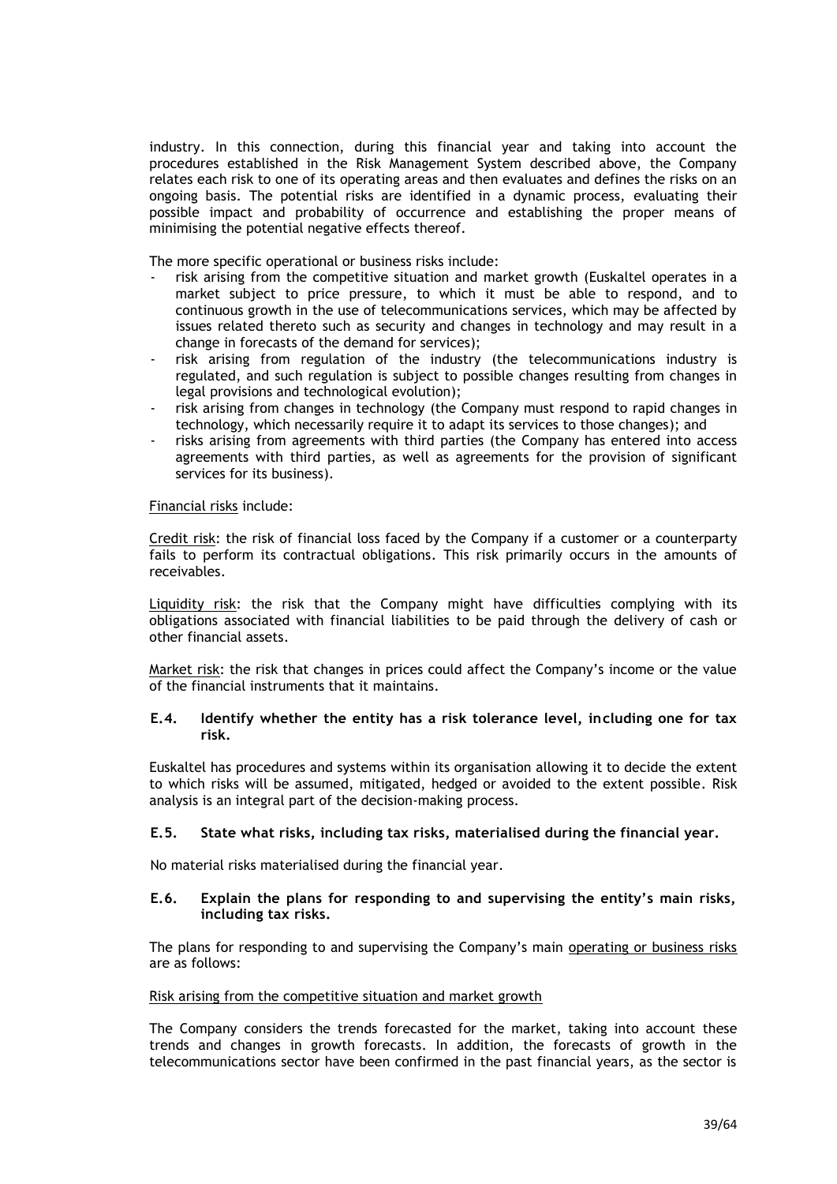industry. In this connection, during this financial year and taking into account the procedures established in the Risk Management System described above, the Company relates each risk to one of its operating areas and then evaluates and defines the risks on an ongoing basis. The potential risks are identified in a dynamic process, evaluating their possible impact and probability of occurrence and establishing the proper means of minimising the potential negative effects thereof.

The more specific operational or business risks include:

- risk arising from the competitive situation and market growth (Euskaltel operates in a market subject to price pressure, to which it must be able to respond, and to continuous growth in the use of telecommunications services, which may be affected by issues related thereto such as security and changes in technology and may result in a change in forecasts of the demand for services);
- risk arising from regulation of the industry (the telecommunications industry is regulated, and such regulation is subject to possible changes resulting from changes in legal provisions and technological evolution);
- risk arising from changes in technology (the Company must respond to rapid changes in technology, which necessarily require it to adapt its services to those changes); and
- risks arising from agreements with third parties (the Company has entered into access agreements with third parties, as well as agreements for the provision of significant services for its business).

Financial risks include:

Credit risk: the risk of financial loss faced by the Company if a customer or a counterparty fails to perform its contractual obligations. This risk primarily occurs in the amounts of receivables.

Liquidity risk: the risk that the Company might have difficulties complying with its obligations associated with financial liabilities to be paid through the delivery of cash or other financial assets.

Market risk: the risk that changes in prices could affect the Company's income or the value of the financial instruments that it maintains.

### E.4. Identify whether the entity has a risk tolerance level, including one for tax risk.

Euskaltel has procedures and systems within its organisation allowing it to decide the extent to which risks will be assumed, mitigated, hedged or avoided to the extent possible. Risk analysis is an integral part of the decision-making process.

### E.5. State what risks, including tax risks, materialised during the financial year.

No material risks materialised during the financial year.

### E.6. Explain the plans for responding to and supervising the entity's main risks, including tax risks.

The plans for responding to and supervising the Company's main operating or business risks are as follows:

Risk arising from the competitive situation and market growth

The Company considers the trends forecasted for the market, taking into account these trends and changes in growth forecasts. In addition, the forecasts of growth in the telecommunications sector have been confirmed in the past financial years, as the sector is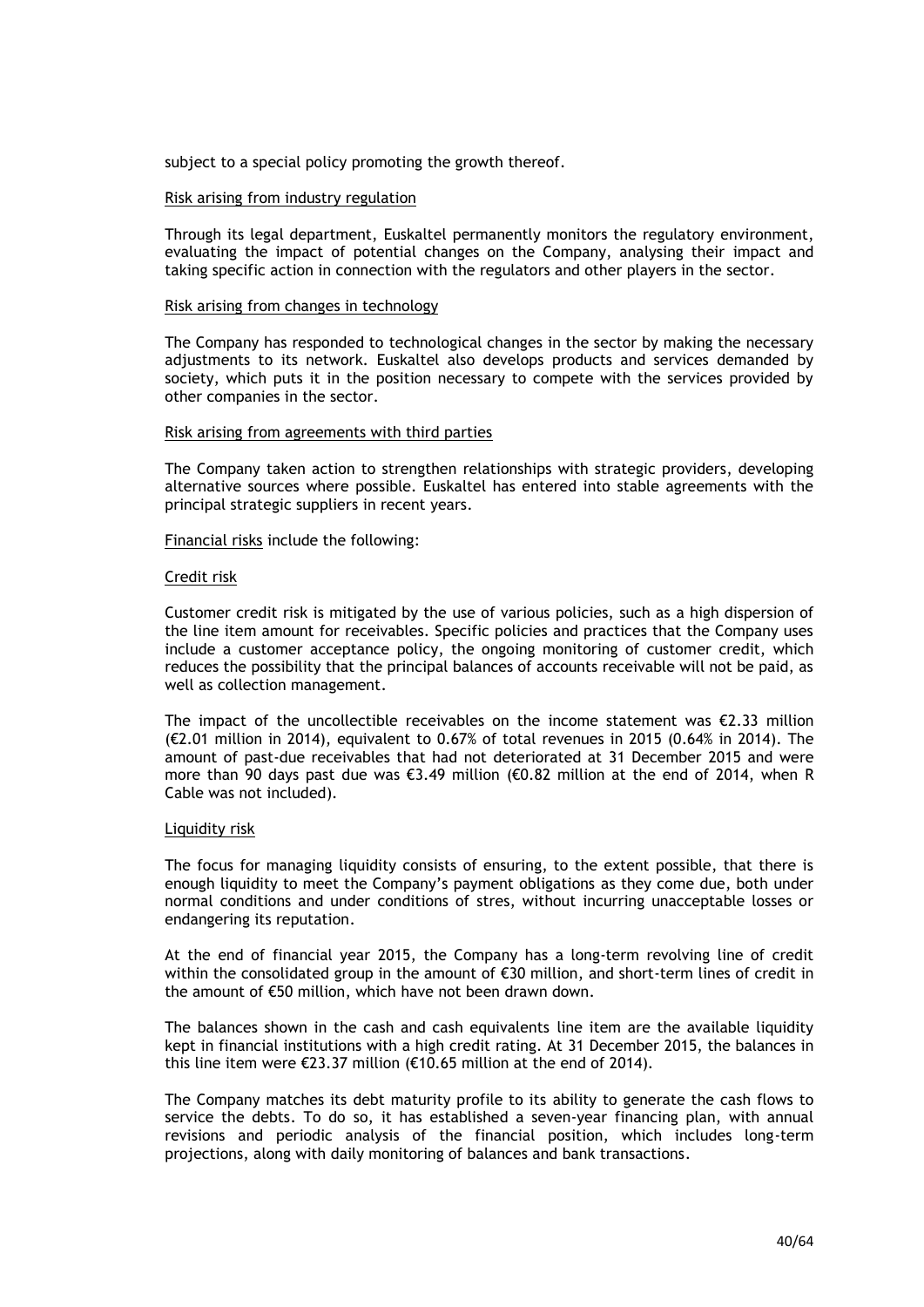subject to a special policy promoting the growth thereof.

Risk arising from industry regulation

Through its legal department, Euskaltel permanently monitors the regulatory environment, evaluating the impact of potential changes on the Company, analysing their impact and taking specific action in connection with the regulators and other players in the sector.

Risk arising from changes in technology

The Company has responded to technological changes in the sector by making the necessary adjustments to its network. Euskaltel also develops products and services demanded by society, which puts it in the position necessary to compete with the services provided by other companies in the sector.

Risk arising from agreements with third parties

The Company taken action to strengthen relationships with strategic providers, developing alternative sources where possible. Euskaltel has entered into stable agreements with the principal strategic suppliers in recent years.

Financial risks include the following:

Credit risk

Customer credit risk is mitigated by the use of various policies, such as a high dispersion of the line item amount for receivables. Specific policies and practices that the Company uses include a customer acceptance policy, the ongoing monitoring of customer credit, which reduces the possibility that the principal balances of accounts receivable will not be paid, as well as collection management.

The impact of the uncollectible receivables on the income statement was €2.33 million (€2.01 million in 2014), equivalent to 0.67% of total revenues in 2015 (0.64% in 2014). The amount of past-due receivables that had not deteriorated at 31 December 2015 and were more than 90 days past due was €3.49 million (€0.82 million at the end of 2014, when R Cable was not included).

Liquidity risk

The focus for managing liquidity consists of ensuring, to the extent possible, that there is enough liquidity to meet the Company's payment obligations as they come due, both under normal conditions and under conditions of stres, without incurring unacceptable losses or endangering its reputation.

At the end of financial year 2015, the Company has a long-term revolving line of credit within the consolidated group in the amount of €30 million, and short-term lines of credit in the amount of €50 million, which have not been drawn down.

The balances shown in the cash and cash equivalents line item are the available liquidity kept in financial institutions with a high credit rating. At 31 December 2015, the balances in this line item were €23.37 million (€10.65 million at the end of 2014).

The Company matches its debt maturity profile to its ability to generate the cash flows to service the debts. To do so, it has established a seven-year financing plan, with annual revisions and periodic analysis of the financial position, which includes long-term projections, along with daily monitoring of balances and bank transactions.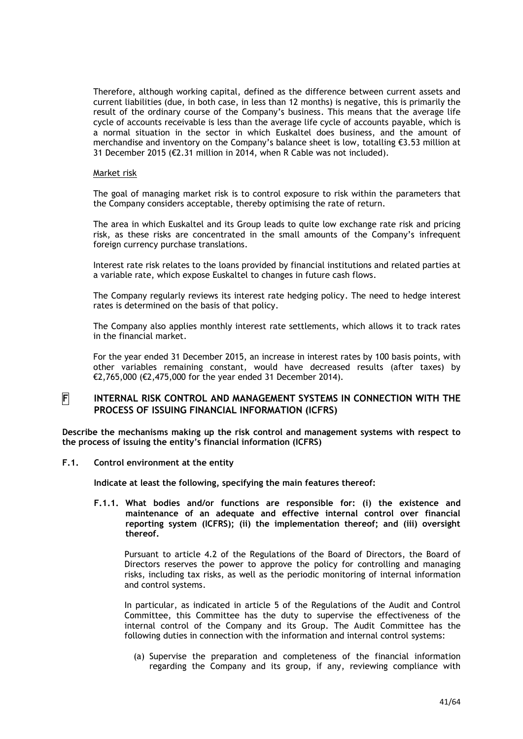Therefore, although working capital, defined as the difference between current assets and current liabilities (due, in both case, in less than 12 months) is negative, this is primarily the result of the ordinary course of the Company's business. This means that the average life cycle of accounts receivable is less than the average life cycle of accounts payable, which is a normal situation in the sector in which Euskaltel does business, and the amount of merchandise and inventory on the Company's balance sheet is low, totalling €3.53 million at 31 December 2015 (€2.31 million in 2014, when R Cable was not included).

Market risk

The goal of managing market risk is to control exposure to risk within the parameters that the Company considers acceptable, thereby optimising the rate of return.

The area in which Euskaltel and its Group leads to quite low exchange rate risk and pricing risk, as these risks are concentrated in the small amounts of the Company's infrequent foreign currency purchase translations.

Interest rate risk relates to the loans provided by financial institutions and related parties at a variable rate, which expose Euskaltel to changes in future cash flows.

The Company regularly reviews its interest rate hedging policy. The need to hedge interest rates is determined on the basis of that policy.

The Company also applies monthly interest rate settlements, which allows it to track rates in the financial market.

For the year ended 31 December 2015, an increase in interest rates by 100 basis points, with other variables remaining constant, would have decreased results (after taxes) by €2,765,000 (€2,475,000 for the year ended 31 December 2014).

## F INTERNAL RISK CONTROL AND MANAGEMENT SYSTEMS IN CONNECTION WITH THE PROCESS OF ISSUING FINANCIAL INFORMATION (ICFRS)

**Describe the mechanisms making up the risk control and management systems with respect to the process of issuing the entity's financial information (ICFRS)**

### F.1. Control environment at the entity

**Indicate at least the following, specifying the main features thereof:**

**F.1.1. What bodies and/or functions are responsible for: (i) the existence and maintenance of an adequate and effective internal control over financial reporting system (ICFRS); (ii) the implementation thereof; and (iii) oversight thereof.**

Pursuant to article 4.2 of the Regulations of the Board of Directors, the Board of Directors reserves the power to approve the policy for controlling and managing risks, including tax risks, as well as the periodic monitoring of internal information and control systems.

In particular, as indicated in article 5 of the Regulations of the Audit and Control Committee, this Committee has the duty to supervise the effectiveness of the internal control of the Company and its Group. The Audit Committee has the following duties in connection with the information and internal control systems:

(a) Supervise the preparation and completeness of the financial information regarding the Company and its group, if any, reviewing compliance with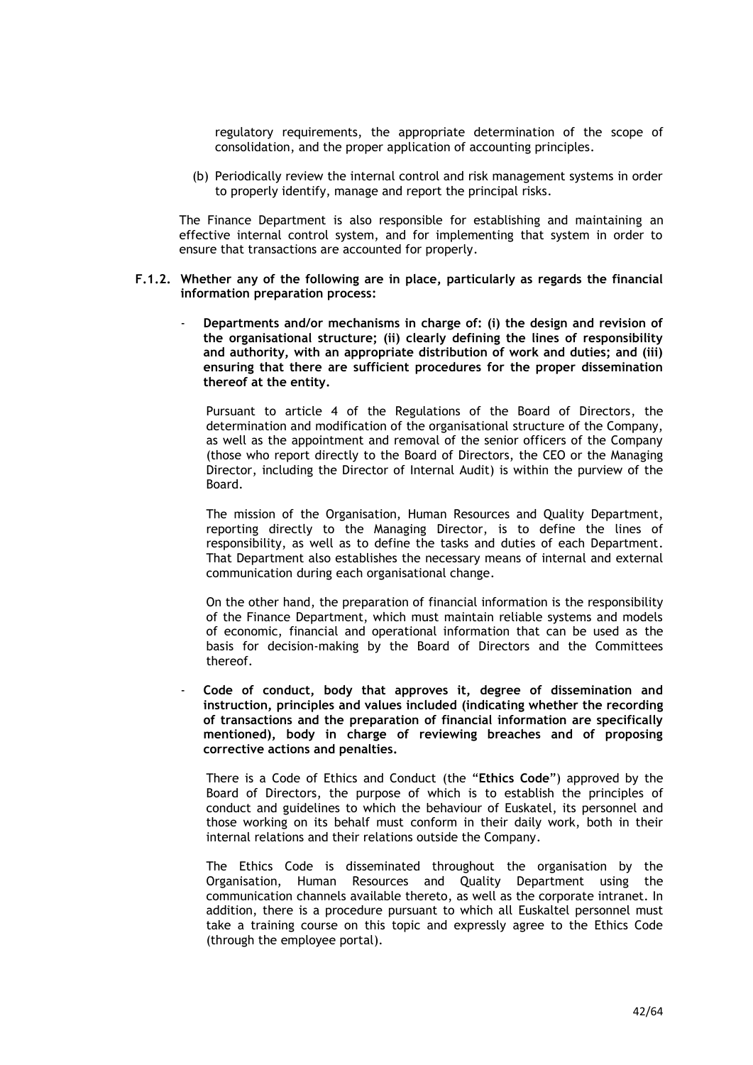regulatory requirements, the appropriate determination of the scope of consolidation, and the proper application of accounting principles.

(b) Periodically review the internal control and risk management systems in order to properly identify, manage and report the principal risks.

The Finance Department is also responsible for establishing and maintaining an effective internal control system, and for implementing that system in order to ensure that transactions are accounted for properly.

**F.1.2. Whether any of the following are in place, particularly as regards the financial information preparation process:**

- **Departments and/or mechanisms in charge of: (i) the design and revision of the organisational structure; (ii) clearly defining the lines of responsibility and authority, with an appropriate distribution of work and duties; and (iii) ensuring that there are sufficient procedures for the proper dissemination thereof at the entity.**

  Pursuant to article 4 of the Regulations of the Board of Directors, the determination and modification of the organisational structure of the Company, as well as the appointment and removal of the senior officers of the Company (those who report directly to the Board of Directors, the CEO or the Managing Director, including the Director of Internal Audit) is within the purview of the Board.

  The mission of the Organisation, Human Resources and Quality Department, reporting directly to the Managing Director, is to define the lines of responsibility, as well as to define the tasks and duties of each Department. That Department also establishes the necessary means of internal and external communication during each organisational change.

  On the other hand, the preparation of financial information is the responsibility of the Finance Department, which must maintain reliable systems and models of economic, financial and operational information that can be used as the basis for decision-making by the Board of Directors and the Committees thereof.

- **Code of conduct, body that approves it, degree of dissemination and instruction, principles and values included (indicating whether the recording of transactions and the preparation of financial information are specifically mentioned), body in charge of reviewing breaches and of proposing corrective actions and penalties.**

  There is a Code of Ethics and Conduct (the "**Ethics Code**") approved by the Board of Directors, the purpose of which is to establish the principles of conduct and guidelines to which the behaviour of Euskatel, its personnel and those working on its behalf must conform in their daily work, both in their internal relations and their relations outside the Company.

  The Ethics Code is disseminated throughout the organisation by the Organisation, Human Resources and Quality Department using the communication channels available thereto, as well as the corporate intranet. In addition, there is a procedure pursuant to which all Euskaltel personnel must take a training course on this topic and expressly agree to the Ethics Code (through the employee portal).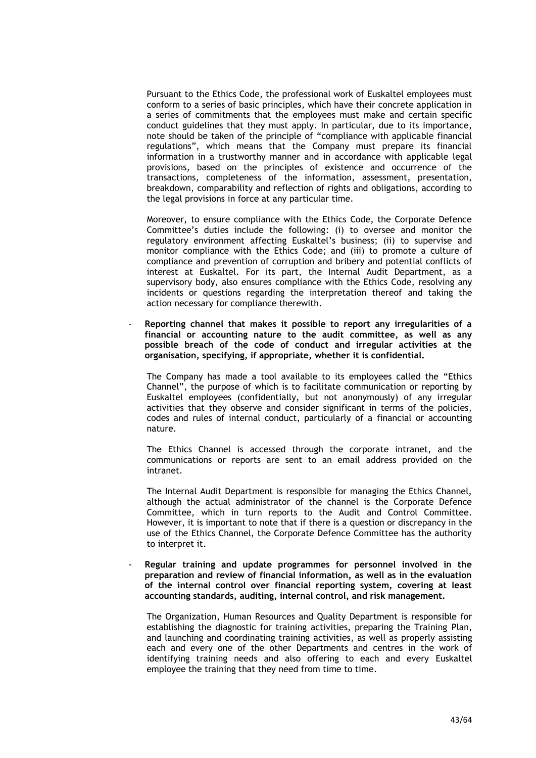Pursuant to the Ethics Code, the professional work of Euskaltel employees must conform to a series of basic principles, which have their concrete application in a series of commitments that the employees must make and certain specific conduct guidelines that they must apply. In particular, due to its importance, note should be taken of the principle of "compliance with applicable financial regulations", which means that the Company must prepare its financial information in a trustworthy manner and in accordance with applicable legal provisions, based on the principles of existence and occurrence of the transactions, completeness of the information, assessment, presentation, breakdown, comparability and reflection of rights and obligations, according to the legal provisions in force at any particular time.

Moreover, to ensure compliance with the Ethics Code, the Corporate Defence Committee's duties include the following: (i) to oversee and monitor the regulatory environment affecting Euskaltel's business; (ii) to supervise and monitor compliance with the Ethics Code; and (iii) to promote a culture of compliance and prevention of corruption and bribery and potential conflicts of interest at Euskaltel. For its part, the Internal Audit Department, as a supervisory body, also ensures compliance with the Ethics Code, resolving any incidents or questions regarding the interpretation thereof and taking the action necessary for compliance therewith.

- **Reporting channel that makes it possible to report any irregularities of a financial or accounting nature to the audit committee, as well as any possible breach of the code of conduct and irregular activities at the organisation, specifying, if appropriate, whether it is confidential.**

  The Company has made a tool available to its employees called the "Ethics Channel", the purpose of which is to facilitate communication or reporting by Euskaltel employees (confidentially, but not anonymously) of any irregular activities that they observe and consider significant in terms of the policies, codes and rules of internal conduct, particularly of a financial or accounting nature.

  The Ethics Channel is accessed through the corporate intranet, and the communications or reports are sent to an email address provided on the intranet.

  The Internal Audit Department is responsible for managing the Ethics Channel, although the actual administrator of the channel is the Corporate Defence Committee, which in turn reports to the Audit and Control Committee. However, it is important to note that if there is a question or discrepancy in the use of the Ethics Channel, the Corporate Defence Committee has the authority to interpret it.

- **Regular training and update programmes for personnel involved in the preparation and review of financial information, as well as in the evaluation of the internal control over financial reporting system, covering at least accounting standards, auditing, internal control, and risk management.**

  The Organization, Human Resources and Quality Department is responsible for establishing the diagnostic for training activities, preparing the Training Plan, and launching and coordinating training activities, as well as properly assisting each and every one of the other Departments and centres in the work of identifying training needs and also offering to each and every Euskaltel employee the training that they need from time to time.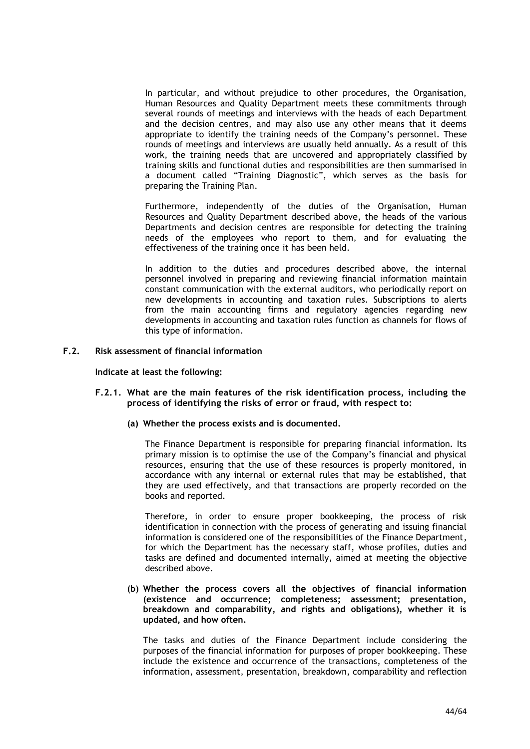In particular, and without prejudice to other procedures, the Organisation, Human Resources and Quality Department meets these commitments through several rounds of meetings and interviews with the heads of each Department and the decision centres, and may also use any other means that it deems appropriate to identify the training needs of the Company's personnel. These rounds of meetings and interviews are usually held annually. As a result of this work, the training needs that are uncovered and appropriately classified by training skills and functional duties and responsibilities are then summarised in a document called "Training Diagnostic", which serves as the basis for preparing the Training Plan.

Furthermore, independently of the duties of the Organisation, Human Resources and Quality Department described above, the heads of the various Departments and decision centres are responsible for detecting the training needs of the employees who report to them, and for evaluating the effectiveness of the training once it has been held.

In addition to the duties and procedures described above, the internal personnel involved in preparing and reviewing financial information maintain constant communication with the external auditors, who periodically report on new developments in accounting and taxation rules. Subscriptions to alerts from the main accounting firms and regulatory agencies regarding new developments in accounting and taxation rules function as channels for flows of this type of information.

## F.2. Risk assessment of financial information

**Indicate at least the following:**

### F.2.1. What are the main features of the risk identification process, including the process of identifying the risks of error or fraud, with respect to:

**(a) Whether the process exists and is documented.**

The Finance Department is responsible for preparing financial information. Its primary mission is to optimise the use of the Company's financial and physical resources, ensuring that the use of these resources is properly monitored, in accordance with any internal or external rules that may be established, that they are used effectively, and that transactions are properly recorded on the books and reported.

Therefore, in order to ensure proper bookkeeping, the process of risk identification in connection with the process of generating and issuing financial information is considered one of the responsibilities of the Finance Department, for which the Department has the necessary staff, whose profiles, duties and tasks are defined and documented internally, aimed at meeting the objective described above.

**(b) Whether the process covers all the objectives of financial information (existence and occurrence; completeness; assessment; presentation, breakdown and comparability, and rights and obligations), whether it is updated, and how often.**

The tasks and duties of the Finance Department include considering the purposes of the financial information for purposes of proper bookkeeping. These include the existence and occurrence of the transactions, completeness of the information, assessment, presentation, breakdown, comparability and reflection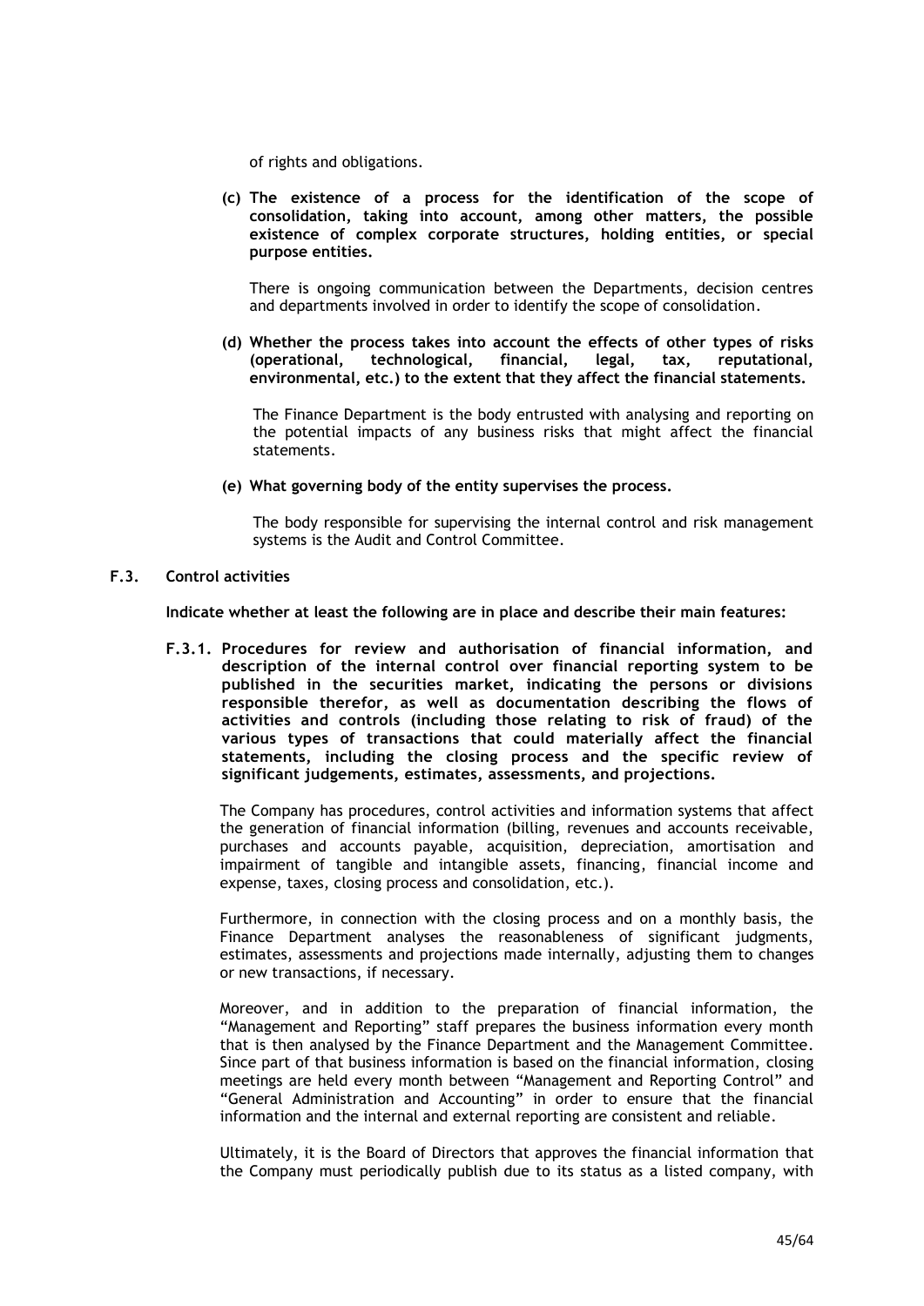of rights and obligations.

**(c) The existence of a process for the identification of the scope of consolidation, taking into account, among other matters, the possible existence of complex corporate structures, holding entities, or special purpose entities.**

There is ongoing communication between the Departments, decision centres and departments involved in order to identify the scope of consolidation.

**(d) Whether the process takes into account the effects of other types of risks (operational, technological, financial, legal, tax, reputational, environmental, etc.) to the extent that they affect the financial statements.**

The Finance Department is the body entrusted with analysing and reporting on the potential impacts of any business risks that might affect the financial statements.

**(e) What governing body of the entity supervises the process.**

The body responsible for supervising the internal control and risk management systems is the Audit and Control Committee.

## F.3. Control activities

**Indicate whether at least the following are in place and describe their main features:**

**F.3.1. Procedures for review and authorisation of financial information, and description of the internal control over financial reporting system to be published in the securities market, indicating the persons or divisions responsible therefor, as well as documentation describing the flows of activities and controls (including those relating to risk of fraud) of the various types of transactions that could materially affect the financial statements, including the closing process and the specific review of significant judgements, estimates, assessments, and projections.**

The Company has procedures, control activities and information systems that affect the generation of financial information (billing, revenues and accounts receivable, purchases and accounts payable, acquisition, depreciation, amortisation and impairment of tangible and intangible assets, financing, financial income and expense, taxes, closing process and consolidation, etc.).

Furthermore, in connection with the closing process and on a monthly basis, the Finance Department analyses the reasonableness of significant judgments, estimates, assessments and projections made internally, adjusting them to changes or new transactions, if necessary.

Moreover, and in addition to the preparation of financial information, the "Management and Reporting" staff prepares the business information every month that is then analysed by the Finance Department and the Management Committee. Since part of that business information is based on the financial information, closing meetings are held every month between "Management and Reporting Control" and "General Administration and Accounting" in order to ensure that the financial information and the internal and external reporting are consistent and reliable.

Ultimately, it is the Board of Directors that approves the financial information that the Company must periodically publish due to its status as a listed company, with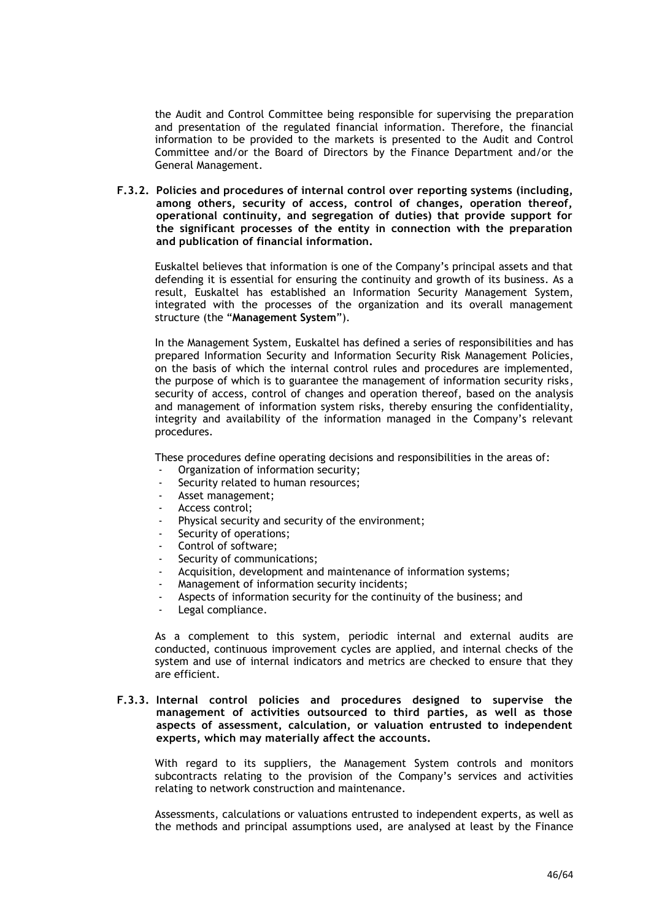the Audit and Control Committee being responsible for supervising the preparation and presentation of the regulated financial information. Therefore, the financial information to be provided to the markets is presented to the Audit and Control Committee and/or the Board of Directors by the Finance Department and/or the General Management.

**F.3.2. Policies and procedures of internal control over reporting systems (including, among others, security of access, control of changes, operation thereof, operational continuity, and segregation of duties) that provide support for the significant processes of the entity in connection with the preparation and publication of financial information.**

Euskaltel believes that information is one of the Company's principal assets and that defending it is essential for ensuring the continuity and growth of its business. As a result, Euskaltel has established an Information Security Management System, integrated with the processes of the organization and its overall management structure (the "**Management System**").

In the Management System, Euskaltel has defined a series of responsibilities and has prepared Information Security and Information Security Risk Management Policies, on the basis of which the internal control rules and procedures are implemented, the purpose of which is to guarantee the management of information security risks, security of access, control of changes and operation thereof, based on the analysis and management of information system risks, thereby ensuring the confidentiality, integrity and availability of the information managed in the Company's relevant procedures.

These procedures define operating decisions and responsibilities in the areas of:

- Organization of information security;
- Security related to human resources;
- Asset management;
- Access control;
- Physical security and security of the environment;
- Security of operations;
- Control of software;
- Security of communications;
- Acquisition, development and maintenance of information systems;
- Management of information security incidents;
- Aspects of information security for the continuity of the business; and
- Legal compliance.

As a complement to this system, periodic internal and external audits are conducted, continuous improvement cycles are applied, and internal checks of the system and use of internal indicators and metrics are checked to ensure that they are efficient.

**F.3.3. Internal control policies and procedures designed to supervise the management of activities outsourced to third parties, as well as those aspects of assessment, calculation, or valuation entrusted to independent experts, which may materially affect the accounts.**

With regard to its suppliers, the Management System controls and monitors subcontracts relating to the provision of the Company's services and activities relating to network construction and maintenance.

Assessments, calculations or valuations entrusted to independent experts, as well as the methods and principal assumptions used, are analysed at least by the Finance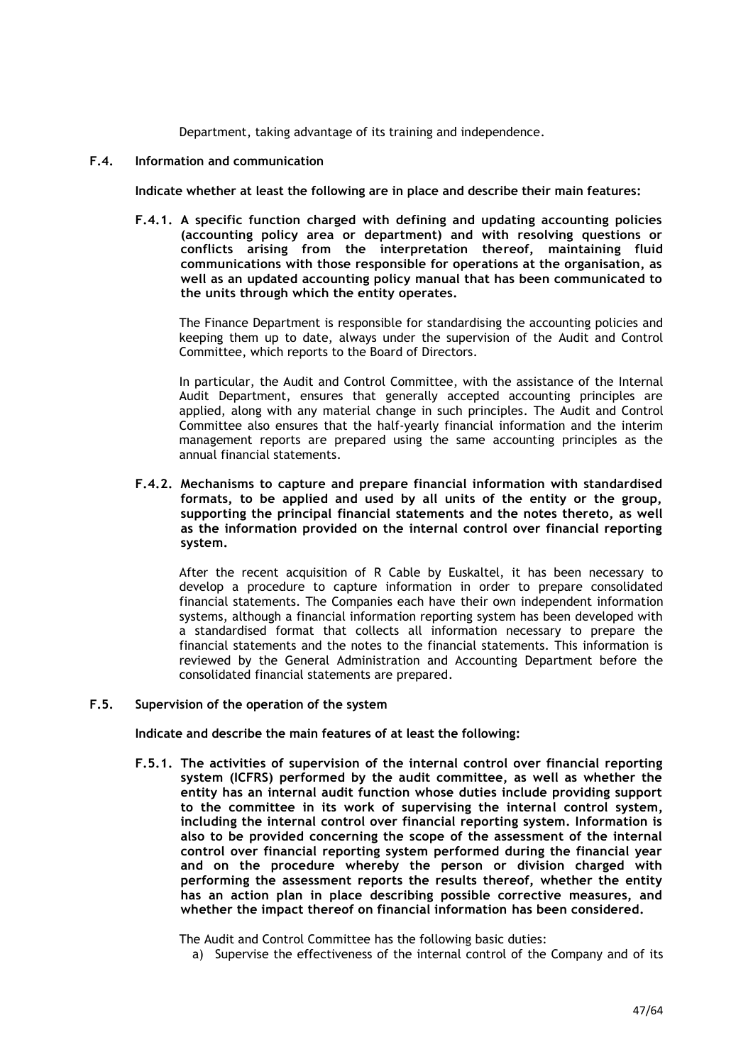Department, taking advantage of its training and independence.

### F.4. Information and communication

**Indicate whether at least the following are in place and describe their main features:**

**F.4.1. A specific function charged with defining and updating accounting policies (accounting policy area or department) and with resolving questions or conflicts arising from the interpretation thereof, maintaining fluid communications with those responsible for operations at the organisation, as well as an updated accounting policy manual that has been communicated to the units through which the entity operates.**

The Finance Department is responsible for standardising the accounting policies and keeping them up to date, always under the supervision of the Audit and Control Committee, which reports to the Board of Directors.

In particular, the Audit and Control Committee, with the assistance of the Internal Audit Department, ensures that generally accepted accounting principles are applied, along with any material change in such principles. The Audit and Control Committee also ensures that the half-yearly financial information and the interim management reports are prepared using the same accounting principles as the annual financial statements.

**F.4.2. Mechanisms to capture and prepare financial information with standardised formats, to be applied and used by all units of the entity or the group, supporting the principal financial statements and the notes thereto, as well as the information provided on the internal control over financial reporting system.**

After the recent acquisition of R Cable by Euskaltel, it has been necessary to develop a procedure to capture information in order to prepare consolidated financial statements. The Companies each have their own independent information systems, although a financial information reporting system has been developed with a standardised format that collects all information necessary to prepare the financial statements and the notes to the financial statements. This information is reviewed by the General Administration and Accounting Department before the consolidated financial statements are prepared.

### F.5. Supervision of the operation of the system

**Indicate and describe the main features of at least the following:**

**F.5.1. The activities of supervision of the internal control over financial reporting system (ICFRS) performed by the audit committee, as well as whether the entity has an internal audit function whose duties include providing support to the committee in its work of supervising the internal control system, including the internal control over financial reporting system. Information is also to be provided concerning the scope of the assessment of the internal control over financial reporting system performed during the financial year and on the procedure whereby the person or division charged with performing the assessment reports the results thereof, whether the entity has an action plan in place describing possible corrective measures, and whether the impact thereof on financial information has been considered.**

The Audit and Control Committee has the following basic duties:

a) Supervise the effectiveness of the internal control of the Company and of its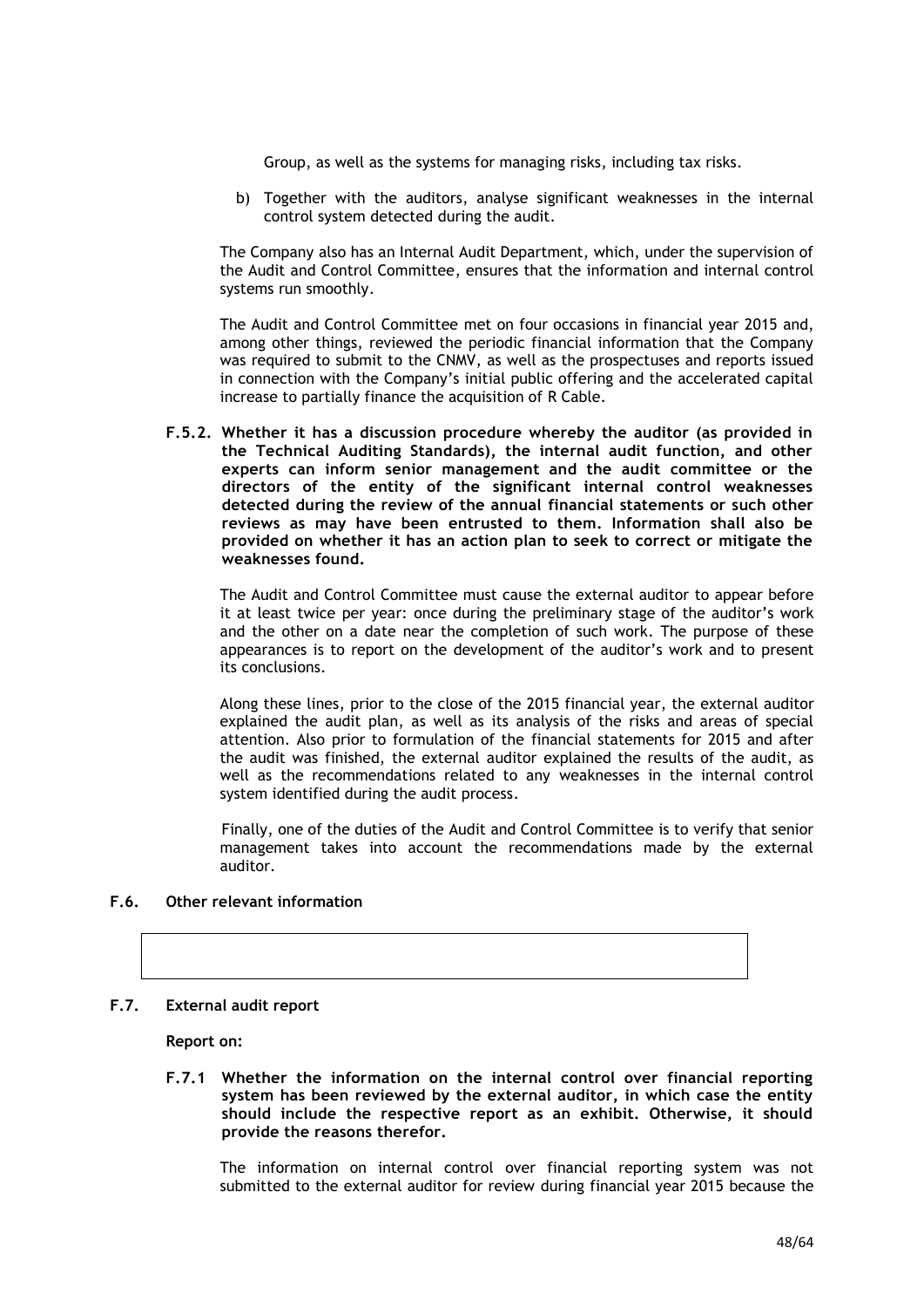Group, as well as the systems for managing risks, including tax risks.

b) Together with the auditors, analyse significant weaknesses in the internal control system detected during the audit.

The Company also has an Internal Audit Department, which, under the supervision of the Audit and Control Committee, ensures that the information and internal control systems run smoothly.

The Audit and Control Committee met on four occasions in financial year 2015 and, among other things, reviewed the periodic financial information that the Company was required to submit to the CNMV, as well as the prospectuses and reports issued in connection with the Company's initial public offering and the accelerated capital increase to partially finance the acquisition of R Cable.

**F.5.2. Whether it has a discussion procedure whereby the auditor (as provided in the Technical Auditing Standards), the internal audit function, and other experts can inform senior management and the audit committee or the directors of the entity of the significant internal control weaknesses detected during the review of the annual financial statements or such other reviews as may have been entrusted to them. Information shall also be provided on whether it has an action plan to seek to correct or mitigate the weaknesses found.**

The Audit and Control Committee must cause the external auditor to appear before it at least twice per year: once during the preliminary stage of the auditor's work and the other on a date near the completion of such work. The purpose of these appearances is to report on the development of the auditor's work and to present its conclusions.

Along these lines, prior to the close of the 2015 financial year, the external auditor explained the audit plan, as well as its analysis of the risks and areas of special attention. Also prior to formulation of the financial statements for 2015 and after the audit was finished, the external auditor explained the results of the audit, as well as the recommendations related to any weaknesses in the internal control system identified during the audit process.

Finally, one of the duties of the Audit and Control Committee is to verify that senior management takes into account the recommendations made by the external auditor.

## F.6. Other relevant information

## F.7. External audit report

**Report on:**

**F.7.1 Whether the information on the internal control over financial reporting system has been reviewed by the external auditor, in which case the entity should include the respective report as an exhibit. Otherwise, it should provide the reasons therefor.**

The information on internal control over financial reporting system was not submitted to the external auditor for review during financial year 2015 because the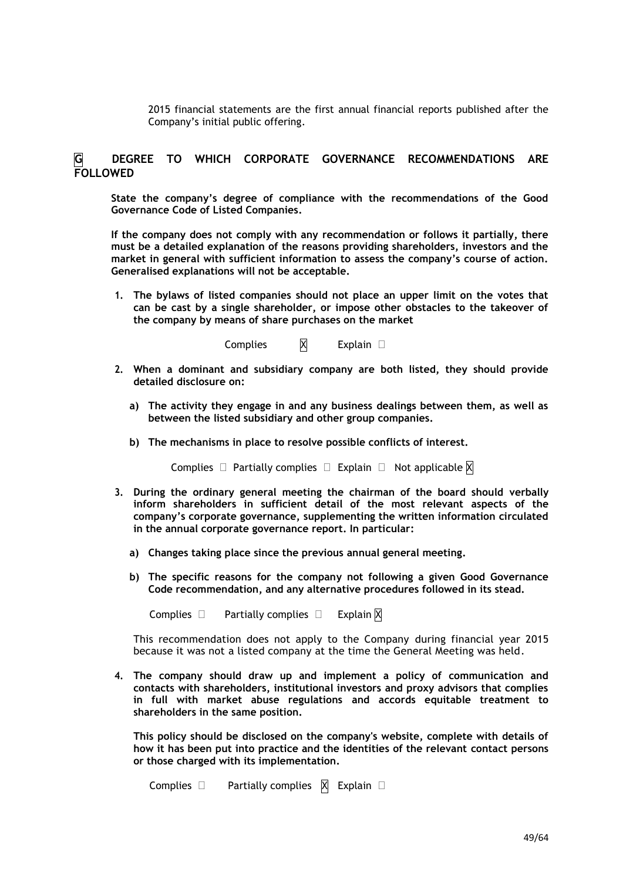2015 financial statements are the first annual financial reports published after the Company's initial public offering.

## G DEGREE TO WHICH CORPORATE GOVERNANCE RECOMMENDATIONS ARE FOLLOWED

**State the company's degree of compliance with the recommendations of the Good Governance Code of Listed Companies.**

**If the company does not comply with any recommendation or follows it partially, there must be a detailed explanation of the reasons providing shareholders, investors and the market in general with sufficient information to assess the company's course of action. Generalised explanations will not be acceptable.**

1. **The bylaws of listed companies should not place an upper limit on the votes that can be cast by a single shareholder, or impose other obstacles to the takeover of the company by means of share purchases on the market**

   Complies ☒ Explain ☐

2. **When a dominant and subsidiary company are both listed, they should provide detailed disclosure on:**

   a) **The activity they engage in and any business dealings between them, as well as between the listed subsidiary and other group companies.**

   b) **The mechanisms in place to resolve possible conflicts of interest.**

   Complies ☐ Partially complies ☐ Explain ☐ Not applicable ☒

3. **During the ordinary general meeting the chairman of the board should verbally inform shareholders in sufficient detail of the most relevant aspects of the company's corporate governance, supplementing the written information circulated in the annual corporate governance report. In particular:**

   a) **Changes taking place since the previous annual general meeting.**

   b) **The specific reasons for the company not following a given Good Governance Code recommendation, and any alternative procedures followed in its stead.**

   Complies ☐ Partially complies ☐ Explain ☒

   This recommendation does not apply to the Company during financial year 2015 because it was not a listed company at the time the General Meeting was held.

4. **The company should draw up and implement a policy of communication and contacts with shareholders, institutional investors and proxy advisors that complies in full with market abuse regulations and accords equitable treatment to shareholders in the same position.**

   **This policy should be disclosed on the company's website, complete with details of how it has been put into practice and the identities of the relevant contact persons or those charged with its implementation.**

   Complies ☐ Partially complies ☒ Explain ☐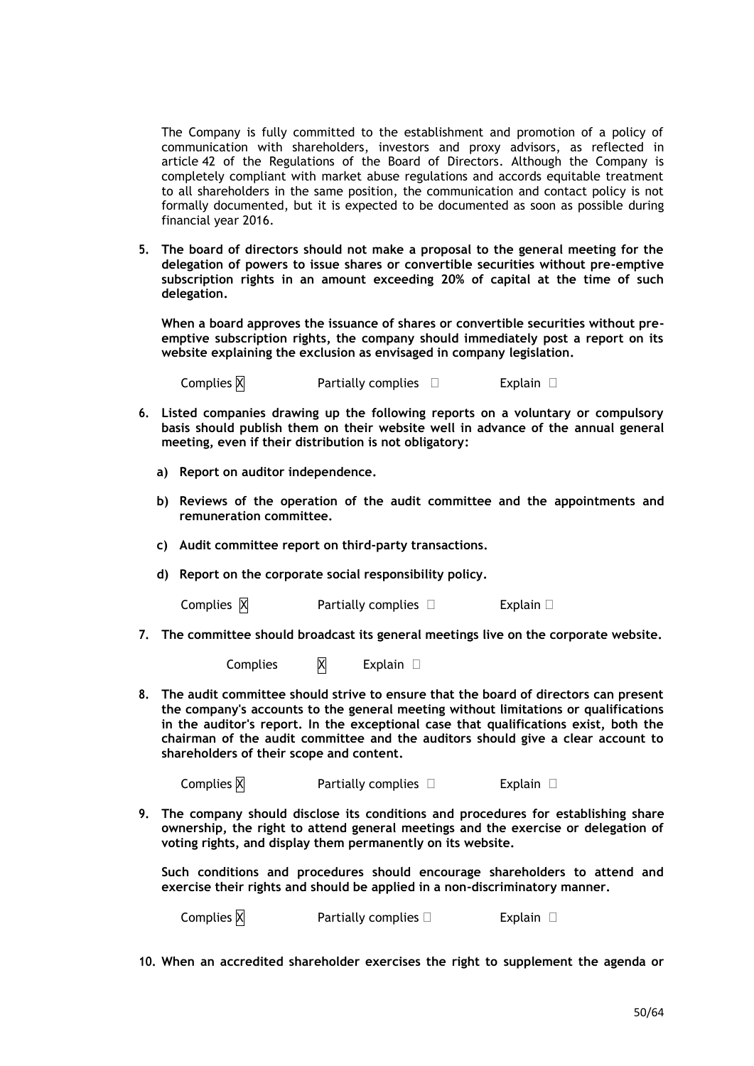The Company is fully committed to the establishment and promotion of a policy of communication with shareholders, investors and proxy advisors, as reflected in article 42 of the Regulations of the Board of Directors. Although the Company is completely compliant with market abuse regulations and accords equitable treatment to all shareholders in the same position, the communication and contact policy is not formally documented, but it is expected to be documented as soon as possible during financial year 2016.

5. **The board of directors should not make a proposal to the general meeting for the delegation of powers to issue shares or convertible securities without pre-emptive subscription rights in an amount exceeding 20% of capital at the time of such delegation.**

   **When a board approves the issuance of shares or convertible securities without pre-emptive subscription rights, the company should immediately post a report on its website explaining the exclusion as envisaged in company legislation.**

   Complies ☒ Partially complies ☐ Explain ☐

6. **Listed companies drawing up the following reports on a voluntary or compulsory basis should publish them on their website well in advance of the annual general meeting, even if their distribution is not obligatory:**

   a) **Report on auditor independence.**

   b) **Reviews of the operation of the audit committee and the appointments and remuneration committee.**

   c) **Audit committee report on third-party transactions.**

   d) **Report on the corporate social responsibility policy.**

   Complies ☒ Partially complies ☐ Explain ☐

7. **The committee should broadcast its general meetings live on the corporate website.**

   Complies ☒ Explain ☐

8. **The audit committee should strive to ensure that the board of directors can present the company's accounts to the general meeting without limitations or qualifications in the auditor's report. In the exceptional case that qualifications exist, both the chairman of the audit committee and the auditors should give a clear account to shareholders of their scope and content.**

   Complies ☒ Partially complies ☐ Explain ☐

9. **The company should disclose its conditions and procedures for establishing share ownership, the right to attend general meetings and the exercise or delegation of voting rights, and display them permanently on its website.**

   **Such conditions and procedures should encourage shareholders to attend and exercise their rights and should be applied in a non-discriminatory manner.**

   Complies ☒ Partially complies ☐ Explain ☐

10. **When an accredited shareholder exercises the right to supplement the agenda or**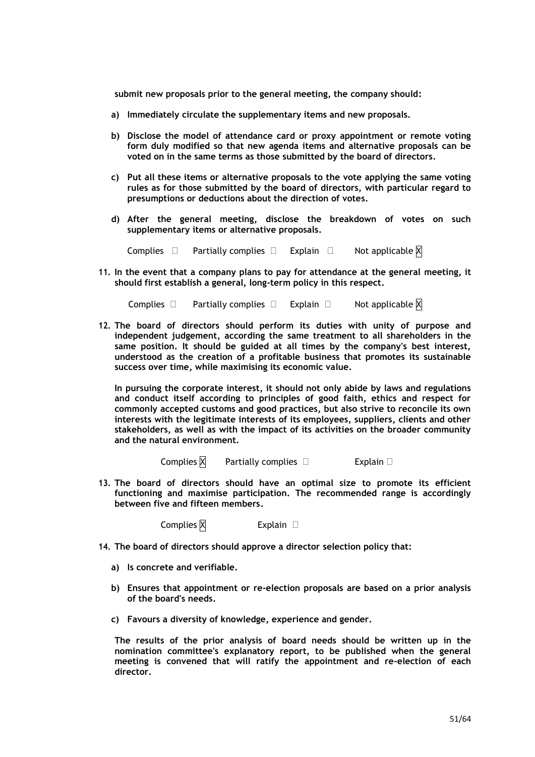**submit new proposals prior to the general meeting, the company should:**

**a) Immediately circulate the supplementary items and new proposals.**

**b) Disclose the model of attendance card or proxy appointment or remote voting form duly modified so that new agenda items and alternative proposals can be voted on in the same terms as those submitted by the board of directors.**

**c) Put all these items or alternative proposals to the vote applying the same voting rules as for those submitted by the board of directors, with particular regard to presumptions or deductions about the direction of votes.**

**d) After the general meeting, disclose the breakdown of votes on such supplementary items or alternative proposals.**

Complies ☐ Partially complies ☐ Explain ☐ Not applicable ☒

**11. In the event that a company plans to pay for attendance at the general meeting, it should first establish a general, long-term policy in this respect.**

Complies ☐ Partially complies ☐ Explain ☐ Not applicable ☒

**12. The board of directors should perform its duties with unity of purpose and independent judgement, according the same treatment to all shareholders in the same position. It should be guided at all times by the company's best interest, understood as the creation of a profitable business that promotes its sustainable success over time, while maximising its economic value.**

**In pursuing the corporate interest, it should not only abide by laws and regulations and conduct itself according to principles of good faith, ethics and respect for commonly accepted customs and good practices, but also strive to reconcile its own interests with the legitimate interests of its employees, suppliers, clients and other stakeholders, as well as with the impact of its activities on the broader community and the natural environment.**

Complies ☒ Partially complies ☐ Explain ☐

**13. The board of directors should have an optimal size to promote its efficient functioning and maximise participation. The recommended range is accordingly between five and fifteen members.**

Complies ☒ Explain ☐

**14. The board of directors should approve a director selection policy that:**

**a) Is concrete and verifiable.**

**b) Ensures that appointment or re-election proposals are based on a prior analysis of the board's needs.**

**c) Favours a diversity of knowledge, experience and gender.**

**The results of the prior analysis of board needs should be written up in the nomination committee's explanatory report, to be published when the general meeting is convened that will ratify the appointment and re-election of each director.**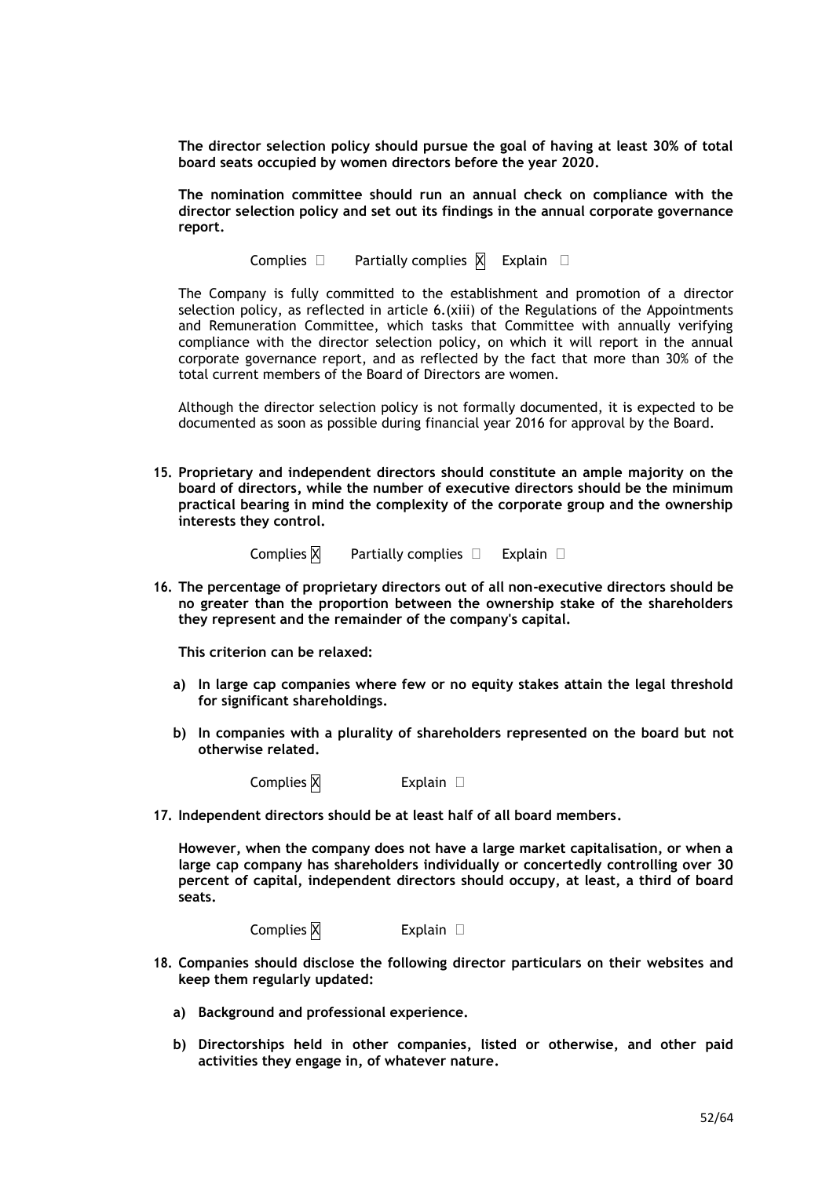**The director selection policy should pursue the goal of having at least 30% of total board seats occupied by women directors before the year 2020.**

**The nomination committee should run an annual check on compliance with the director selection policy and set out its findings in the annual corporate governance report.**

Complies ☐ Partially complies ☒ Explain ☐

The Company is fully committed to the establishment and promotion of a director selection policy, as reflected in article 6.(xiii) of the Regulations of the Appointments and Remuneration Committee, which tasks that Committee with annually verifying compliance with the director selection policy, on which it will report in the annual corporate governance report, and as reflected by the fact that more than 30% of the total current members of the Board of Directors are women.

Although the director selection policy is not formally documented, it is expected to be documented as soon as possible during financial year 2016 for approval by the Board.

15. **Proprietary and independent directors should constitute an ample majority on the board of directors, while the number of executive directors should be the minimum practical bearing in mind the complexity of the corporate group and the ownership interests they control.**

    Complies ☒ Partially complies ☐ Explain ☐

16. **The percentage of proprietary directors out of all non-executive directors should be no greater than the proportion between the ownership stake of the shareholders they represent and the remainder of the company's capital.**

    **This criterion can be relaxed:**

    a) **In large cap companies where few or no equity stakes attain the legal threshold for significant shareholdings.**

    b) **In companies with a plurality of shareholders represented on the board but not otherwise related.**

    Complies ☒ Explain ☐

17. **Independent directors should be at least half of all board members.**

    **However, when the company does not have a large market capitalisation, or when a large cap company has shareholders individually or concertedly controlling over 30 percent of capital, independent directors should occupy, at least, a third of board seats.**

    Complies ☒ Explain ☐

18. **Companies should disclose the following director particulars on their websites and keep them regularly updated:**

    a) **Background and professional experience.**

    b) **Directorships held in other companies, listed or otherwise, and other paid activities they engage in, of whatever nature.**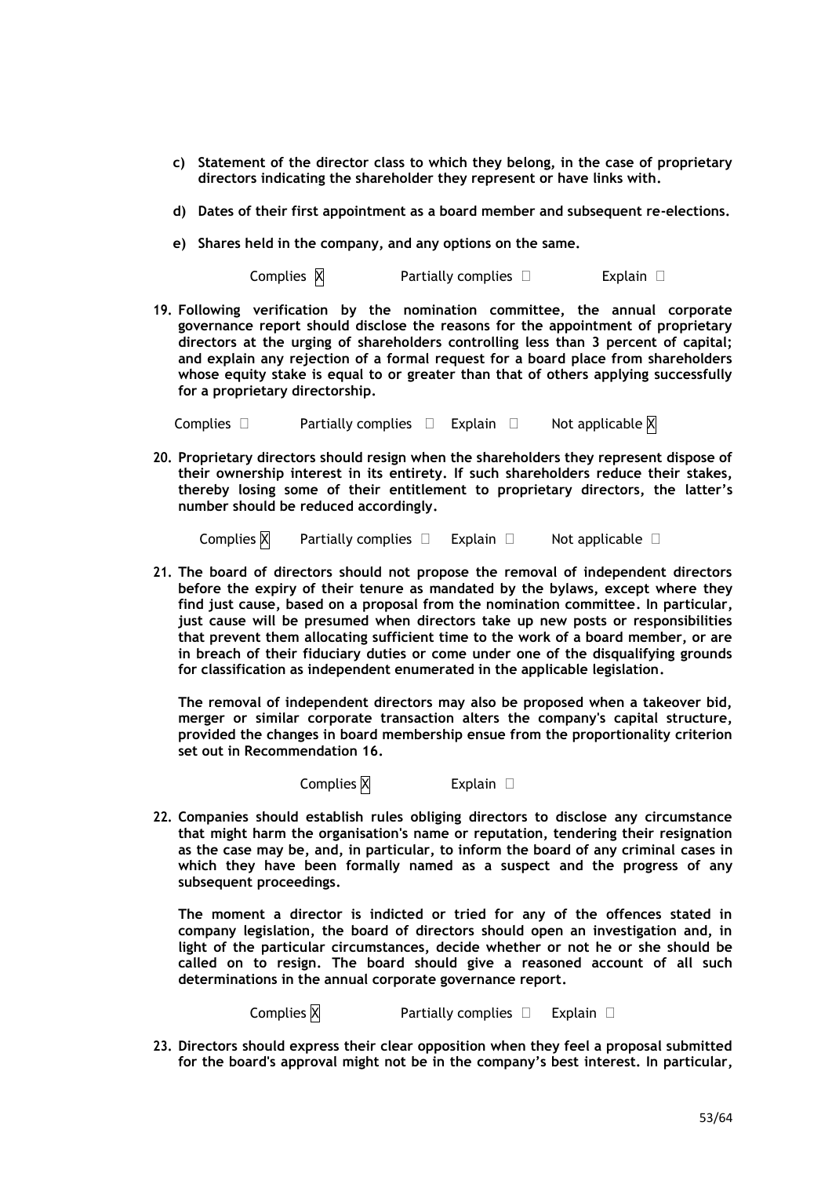- **c) Statement of the director class to which they belong, in the case of proprietary directors indicating the shareholder they represent or have links with.**

- **d) Dates of their first appointment as a board member and subsequent re-elections.**

- **e) Shares held in the company, and any options on the same.**

Complies X Partially complies ☐ Explain ☐

**19. Following verification by the nomination committee, the annual corporate governance report should disclose the reasons for the appointment of proprietary directors at the urging of shareholders controlling less than 3 percent of capital; and explain any rejection of a formal request for a board place from shareholders whose equity stake is equal to or greater than that of others applying successfully for a proprietary directorship.**

Complies ☐ Partially complies ☐ Explain ☐ Not applicable X

**20. Proprietary directors should resign when the shareholders they represent dispose of their ownership interest in its entirety. If such shareholders reduce their stakes, thereby losing some of their entitlement to proprietary directors, the latter's number should be reduced accordingly.**

Complies X Partially complies ☐ Explain ☐ Not applicable ☐

**21. The board of directors should not propose the removal of independent directors before the expiry of their tenure as mandated by the bylaws, except where they find just cause, based on a proposal from the nomination committee. In particular, just cause will be presumed when directors take up new posts or responsibilities that prevent them allocating sufficient time to the work of a board member, or are in breach of their fiduciary duties or come under one of the disqualifying grounds for classification as independent enumerated in the applicable legislation.**

**The removal of independent directors may also be proposed when a takeover bid, merger or similar corporate transaction alters the company's capital structure, provided the changes in board membership ensue from the proportionality criterion set out in Recommendation 16.**

Complies X Explain ☐

**22. Companies should establish rules obliging directors to disclose any circumstance that might harm the organisation's name or reputation, tendering their resignation as the case may be, and, in particular, to inform the board of any criminal cases in which they have been formally named as a suspect and the progress of any subsequent proceedings.**

**The moment a director is indicted or tried for any of the offences stated in company legislation, the board of directors should open an investigation and, in light of the particular circumstances, decide whether or not he or she should be called on to resign. The board should give a reasoned account of all such determinations in the annual corporate governance report.**

Complies X Partially complies ☐ Explain ☐

**23. Directors should express their clear opposition when they feel a proposal submitted for the board's approval might not be in the company's best interest. In particular,**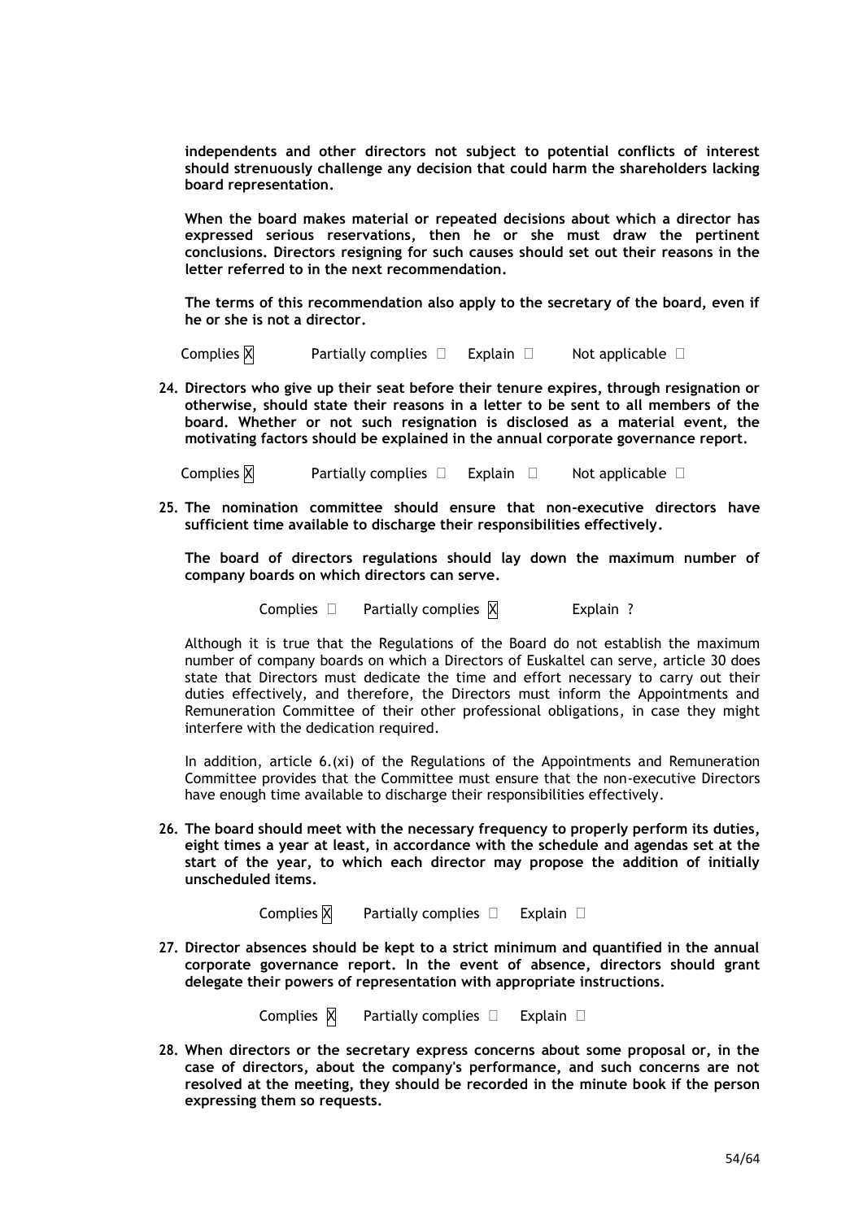**independents and other directors not subject to potential conflicts of interest should strenuously challenge any decision that could harm the shareholders lacking board representation.**

**When the board makes material or repeated decisions about which a director has expressed serious reservations, then he or she must draw the pertinent conclusions. Directors resigning for such causes should set out their reasons in the letter referred to in the next recommendation.**

**The terms of this recommendation also apply to the secretary of the board, even if he or she is not a director.**

Complies X Partially complies ☐ Explain ☐ Not applicable ☐

24. **Directors who give up their seat before their tenure expires, through resignation or otherwise, should state their reasons in a letter to be sent to all members of the board. Whether or not such resignation is disclosed as a material event, the motivating factors should be explained in the annual corporate governance report.**

Complies X Partially complies ☐ Explain ☐ Not applicable ☐

25. **The nomination committee should ensure that non-executive directors have sufficient time available to discharge their responsibilities effectively.**

**The board of directors regulations should lay down the maximum number of company boards on which directors can serve.**

Complies ☐ Partially complies X Explain ?

Although it is true that the Regulations of the Board do not establish the maximum number of company boards on which a Directors of Euskaltel can serve, article 30 does state that Directors must dedicate the time and effort necessary to carry out their duties effectively, and therefore, the Directors must inform the Appointments and Remuneration Committee of their other professional obligations, in case they might interfere with the dedication required.

In addition, article 6.(xi) of the Regulations of the Appointments and Remuneration Committee provides that the Committee must ensure that the non-executive Directors have enough time available to discharge their responsibilities effectively.

26. **The board should meet with the necessary frequency to properly perform its duties, eight times a year at least, in accordance with the schedule and agendas set at the start of the year, to which each director may propose the addition of initially unscheduled items.**

Complies X Partially complies ☐ Explain ☐

27. **Director absences should be kept to a strict minimum and quantified in the annual corporate governance report. In the event of absence, directors should grant delegate their powers of representation with appropriate instructions.**

Complies X Partially complies ☐ Explain ☐

28. **When directors or the secretary express concerns about some proposal or, in the case of directors, about the company's performance, and such concerns are not resolved at the meeting, they should be recorded in the minute book if the person expressing them so requests.**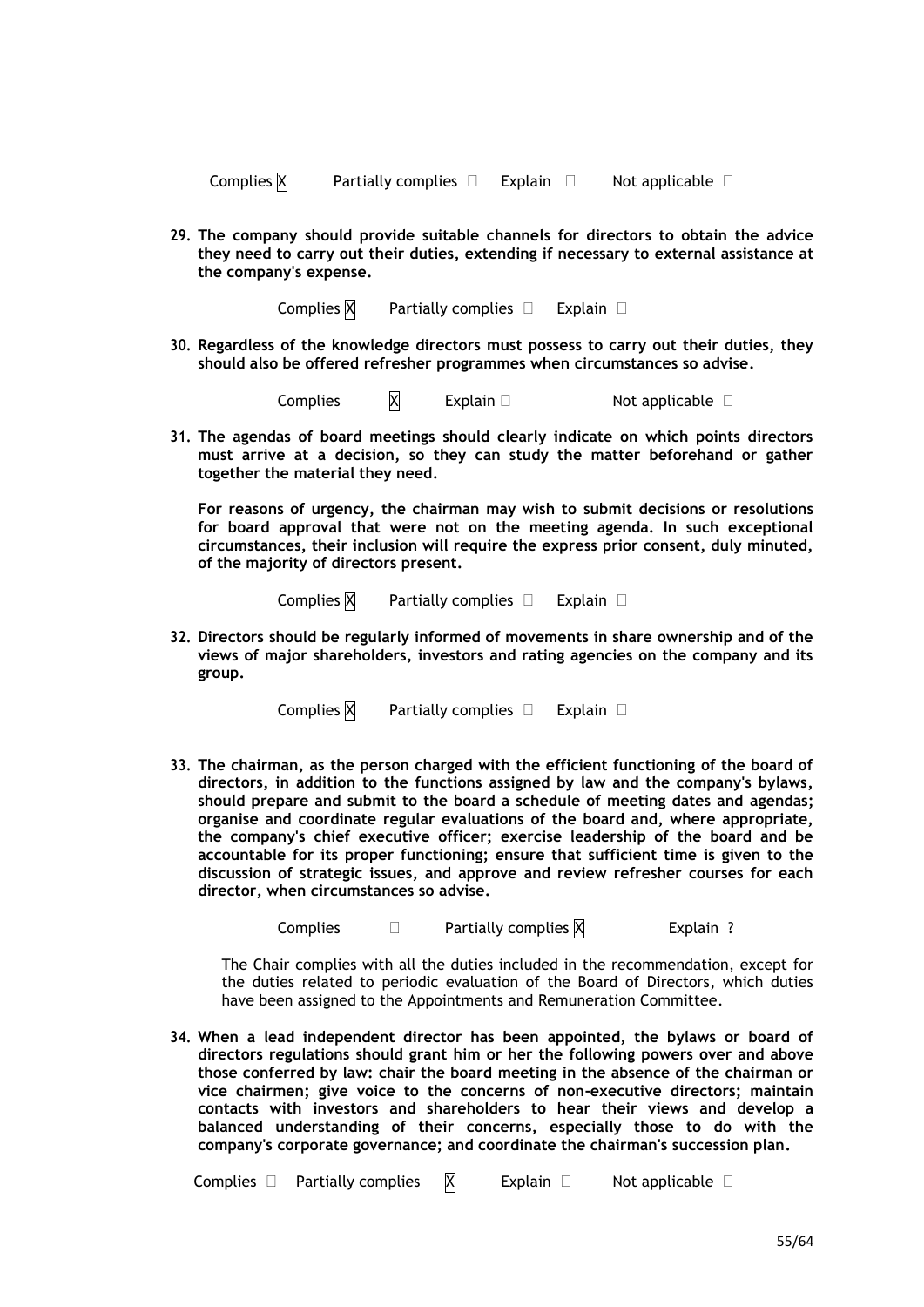Complies ☒ Partially complies ☐ Explain ☐ Not applicable ☐

**29. The company should provide suitable channels for directors to obtain the advice they need to carry out their duties, extending if necessary to external assistance at the company's expense.**

Complies ☒ Partially complies ☐ Explain ☐

**30. Regardless of the knowledge directors must possess to carry out their duties, they should also be offered refresher programmes when circumstances so advise.**

Complies ☒ Explain ☐ Not applicable ☐

**31. The agendas of board meetings should clearly indicate on which points directors must arrive at a decision, so they can study the matter beforehand or gather together the material they need.**

**For reasons of urgency, the chairman may wish to submit decisions or resolutions for board approval that were not on the meeting agenda. In such exceptional circumstances, their inclusion will require the express prior consent, duly minuted, of the majority of directors present.**

Complies ☒ Partially complies ☐ Explain ☐

**32. Directors should be regularly informed of movements in share ownership and of the views of major shareholders, investors and rating agencies on the company and its group.**

Complies ☒ Partially complies ☐ Explain ☐

**33. The chairman, as the person charged with the efficient functioning of the board of directors, in addition to the functions assigned by law and the company's bylaws, should prepare and submit to the board a schedule of meeting dates and agendas; organise and coordinate regular evaluations of the board and, where appropriate, the company's chief executive officer; exercise leadership of the board and be accountable for its proper functioning; ensure that sufficient time is given to the discussion of strategic issues, and approve and review refresher courses for each director, when circumstances so advise.**

Complies ☐ Partially complies ☒ Explain ?

The Chair complies with all the duties included in the recommendation, except for the duties related to periodic evaluation of the Board of Directors, which duties have been assigned to the Appointments and Remuneration Committee.

**34. When a lead independent director has been appointed, the bylaws or board of directors regulations should grant him or her the following powers over and above those conferred by law: chair the board meeting in the absence of the chairman or vice chairmen; give voice to the concerns of non-executive directors; maintain contacts with investors and shareholders to hear their views and develop a balanced understanding of their concerns, especially those to do with the company's corporate governance; and coordinate the chairman's succession plan.**

Complies ☐ Partially complies ☒ Explain ☐ Not applicable ☐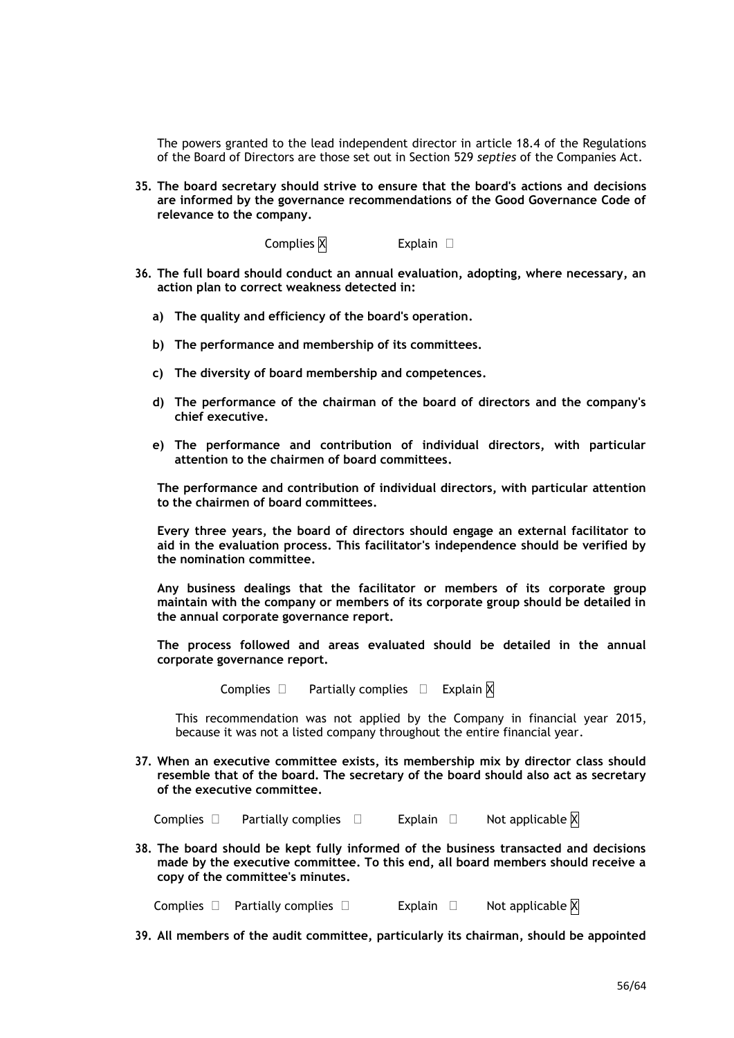The powers granted to the lead independent director in article 18.4 of the Regulations of the Board of Directors are those set out in Section 529 *septies* of the Companies Act.

**35. The board secretary should strive to ensure that the board's actions and decisions are informed by the governance recommendations of the Good Governance Code of relevance to the company.**

Complies ☒ Explain ☐

**36. The full board should conduct an annual evaluation, adopting, where necessary, an action plan to correct weakness detected in:**

**a) The quality and efficiency of the board's operation.**

**b) The performance and membership of its committees.**

**c) The diversity of board membership and competences.**

**d) The performance of the chairman of the board of directors and the company's chief executive.**

**e) The performance and contribution of individual directors, with particular attention to the chairmen of board committees.**

**The performance and contribution of individual directors, with particular attention to the chairmen of board committees.**

**Every three years, the board of directors should engage an external facilitator to aid in the evaluation process. This facilitator's independence should be verified by the nomination committee.**

**Any business dealings that the facilitator or members of its corporate group maintain with the company or members of its corporate group should be detailed in the annual corporate governance report.**

**The process followed and areas evaluated should be detailed in the annual corporate governance report.**

Complies ☐ Partially complies ☐ Explain ☒

This recommendation was not applied by the Company in financial year 2015, because it was not a listed company throughout the entire financial year.

**37. When an executive committee exists, its membership mix by director class should resemble that of the board. The secretary of the board should also act as secretary of the executive committee.**

Complies ☐ Partially complies ☐ Explain ☐ Not applicable ☒

**38. The board should be kept fully informed of the business transacted and decisions made by the executive committee. To this end, all board members should receive a copy of the committee's minutes.**

Complies ☐ Partially complies ☐ Explain ☐ Not applicable ☒

**39. All members of the audit committee, particularly its chairman, should be appointed**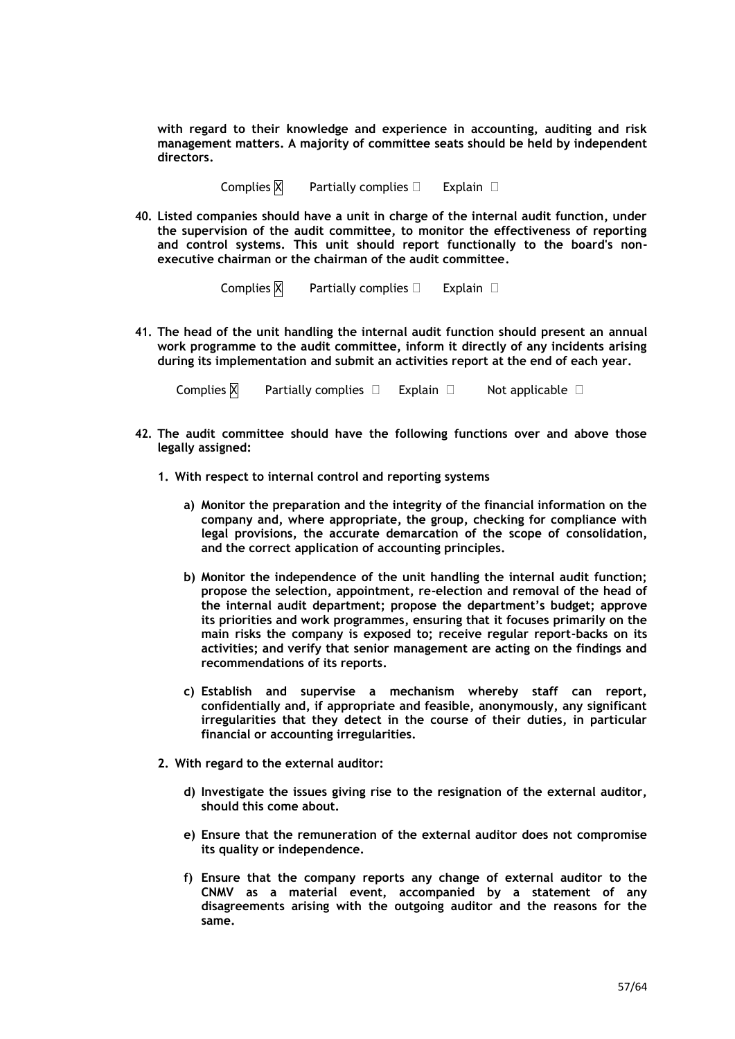**with regard to their knowledge and experience in accounting, auditing and risk management matters. A majority of committee seats should be held by independent directors.**

Complies ☒ Partially complies ☐ Explain ☐

40. **Listed companies should have a unit in charge of the internal audit function, under the supervision of the audit committee, to monitor the effectiveness of reporting and control systems. This unit should report functionally to the board's non-executive chairman or the chairman of the audit committee.**

Complies ☒ Partially complies ☐ Explain ☐

41. **The head of the unit handling the internal audit function should present an annual work programme to the audit committee, inform it directly of any incidents arising during its implementation and submit an activities report at the end of each year.**

Complies ☒ Partially complies ☐ Explain ☐ Not applicable ☐

42. **The audit committee should have the following functions over and above those legally assigned:**

    1. **With respect to internal control and reporting systems**

        a) **Monitor the preparation and the integrity of the financial information on the company and, where appropriate, the group, checking for compliance with legal provisions, the accurate demarcation of the scope of consolidation, and the correct application of accounting principles.**

        b) **Monitor the independence of the unit handling the internal audit function; propose the selection, appointment, re-election and removal of the head of the internal audit department; propose the department's budget; approve its priorities and work programmes, ensuring that it focuses primarily on the main risks the company is exposed to; receive regular report-backs on its activities; and verify that senior management are acting on the findings and recommendations of its reports.**

        c) **Establish and supervise a mechanism whereby staff can report, confidentially and, if appropriate and feasible, anonymously, any significant irregularities that they detect in the course of their duties, in particular financial or accounting irregularities.**

    2. **With regard to the external auditor:**

        d) **Investigate the issues giving rise to the resignation of the external auditor, should this come about.**

        e) **Ensure that the remuneration of the external auditor does not compromise its quality or independence.**

        f) **Ensure that the company reports any change of external auditor to the CNMV as a material event, accompanied by a statement of any disagreements arising with the outgoing auditor and the reasons for the same.**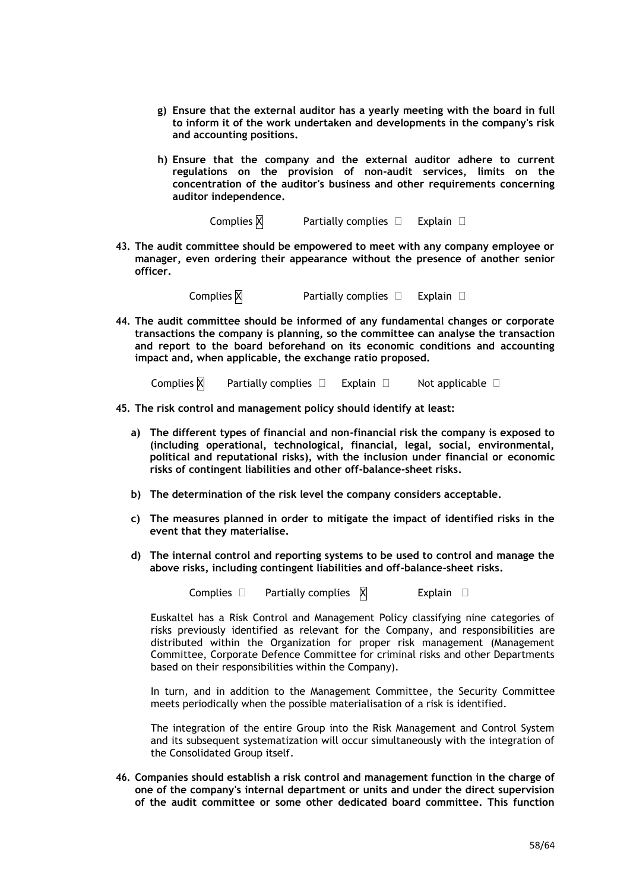- **g) Ensure that the external auditor has a yearly meeting with the board in full to inform it of the work undertaken and developments in the company's risk and accounting positions.**

- **h) Ensure that the company and the external auditor adhere to current regulations on the provision of non-audit services, limits on the concentration of the auditor's business and other requirements concerning auditor independence.**

Complies ☒ Partially complies ☐ Explain ☐

**43. The audit committee should be empowered to meet with any company employee or manager, even ordering their appearance without the presence of another senior officer.**

Complies ☒ Partially complies ☐ Explain ☐

**44. The audit committee should be informed of any fundamental changes or corporate transactions the company is planning, so the committee can analyse the transaction and report to the board beforehand on its economic conditions and accounting impact and, when applicable, the exchange ratio proposed.**

Complies ☒ Partially complies ☐ Explain ☐ Not applicable ☐

**45. The risk control and management policy should identify at least:**

- **a) The different types of financial and non-financial risk the company is exposed to (including operational, technological, financial, legal, social, environmental, political and reputational risks), with the inclusion under financial or economic risks of contingent liabilities and other off-balance-sheet risks.**

- **b) The determination of the risk level the company considers acceptable.**

- **c) The measures planned in order to mitigate the impact of identified risks in the event that they materialise.**

- **d) The internal control and reporting systems to be used to control and manage the above risks, including contingent liabilities and off-balance-sheet risks.**

Complies ☐ Partially complies ☒ Explain ☐

Euskaltel has a Risk Control and Management Policy classifying nine categories of risks previously identified as relevant for the Company, and responsibilities are distributed within the Organization for proper risk management (Management Committee, Corporate Defence Committee for criminal risks and other Departments based on their responsibilities within the Company).

In turn, and in addition to the Management Committee, the Security Committee meets periodically when the possible materialisation of a risk is identified.

The integration of the entire Group into the Risk Management and Control System and its subsequent systematization will occur simultaneously with the integration of the Consolidated Group itself.

**46. Companies should establish a risk control and management function in the charge of one of the company's internal department or units and under the direct supervision of the audit committee or some other dedicated board committee. This function**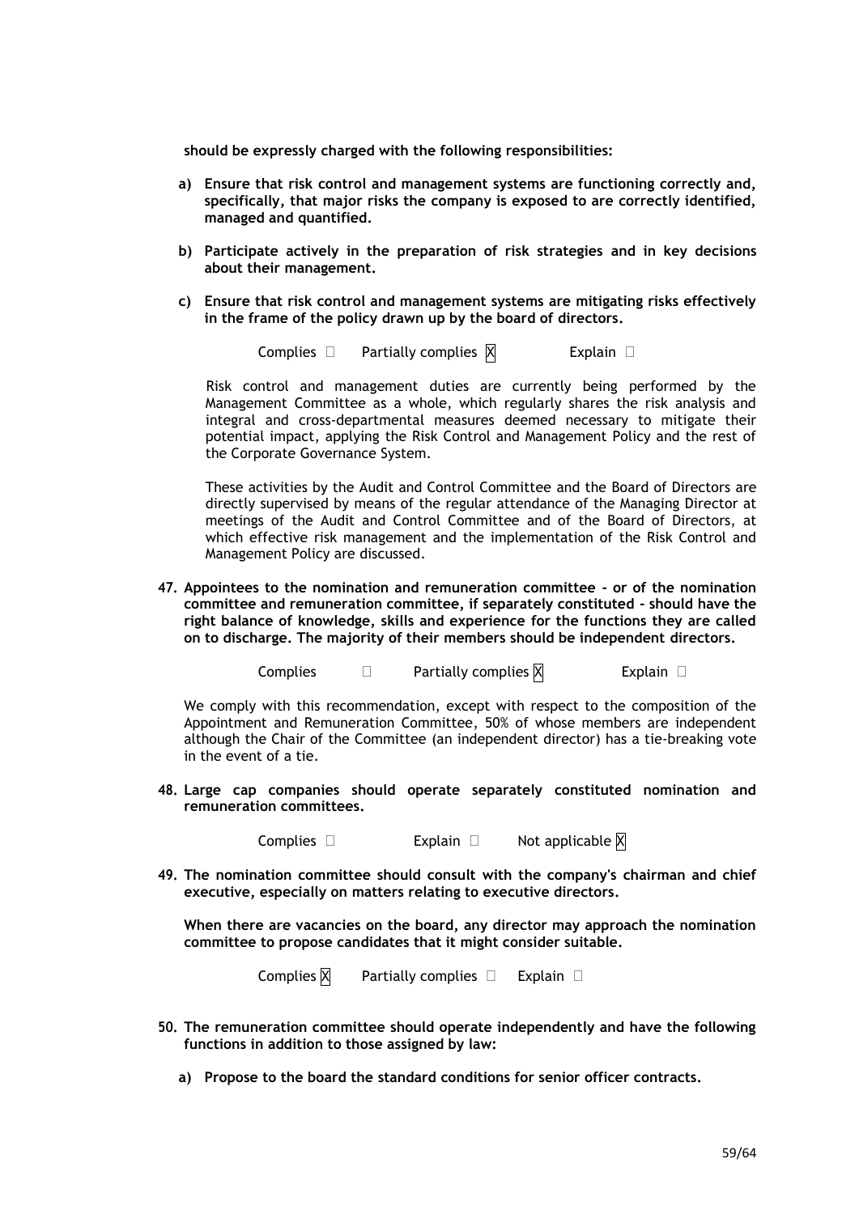**should be expressly charged with the following responsibilities:**

**a) Ensure that risk control and management systems are functioning correctly and, specifically, that major risks the company is exposed to are correctly identified, managed and quantified.**

**b) Participate actively in the preparation of risk strategies and in key decisions about their management.**

**c) Ensure that risk control and management systems are mitigating risks effectively in the frame of the policy drawn up by the board of directors.**

Complies ☐ Partially complies ☒ Explain ☐

Risk control and management duties are currently being performed by the Management Committee as a whole, which regularly shares the risk analysis and integral and cross-departmental measures deemed necessary to mitigate their potential impact, applying the Risk Control and Management Policy and the rest of the Corporate Governance System.

These activities by the Audit and Control Committee and the Board of Directors are directly supervised by means of the regular attendance of the Managing Director at meetings of the Audit and Control Committee and of the Board of Directors, at which effective risk management and the implementation of the Risk Control and Management Policy are discussed.

**47. Appointees to the nomination and remuneration committee - or of the nomination committee and remuneration committee, if separately constituted - should have the right balance of knowledge, skills and experience for the functions they are called on to discharge. The majority of their members should be independent directors.**

Complies ☐ Partially complies ☒ Explain ☐

We comply with this recommendation, except with respect to the composition of the Appointment and Remuneration Committee, 50% of whose members are independent although the Chair of the Committee (an independent director) has a tie-breaking vote in the event of a tie.

**48. Large cap companies should operate separately constituted nomination and remuneration committees.**

Complies ☐ Explain ☐ Not applicable ☒

**49. The nomination committee should consult with the company's chairman and chief executive, especially on matters relating to executive directors.**

**When there are vacancies on the board, any director may approach the nomination committee to propose candidates that it might consider suitable.**

Complies ☒ Partially complies ☐ Explain ☐

**50. The remuneration committee should operate independently and have the following functions in addition to those assigned by law:**

**a) Propose to the board the standard conditions for senior officer contracts.**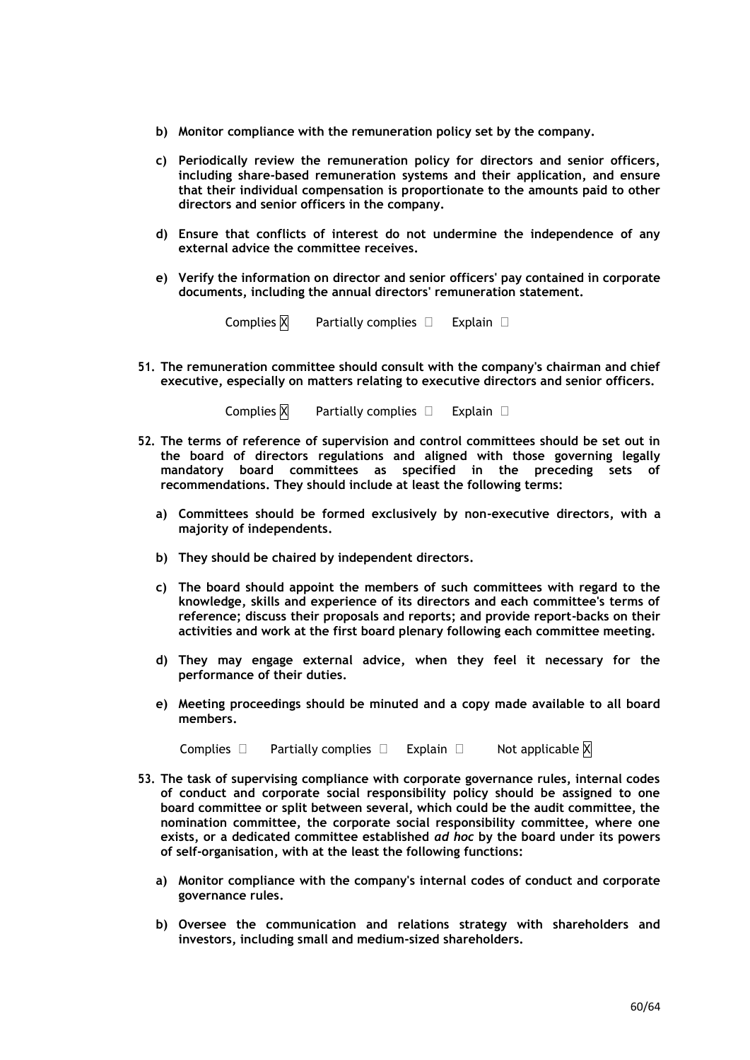**b) Monitor compliance with the remuneration policy set by the company.**

**c) Periodically review the remuneration policy for directors and senior officers, including share-based remuneration systems and their application, and ensure that their individual compensation is proportionate to the amounts paid to other directors and senior officers in the company.**

**d) Ensure that conflicts of interest do not undermine the independence of any external advice the committee receives.**

**e) Verify the information on director and senior officers' pay contained in corporate documents, including the annual directors' remuneration statement.**

Complies ☒ Partially complies ☐ Explain ☐

**51. The remuneration committee should consult with the company's chairman and chief executive, especially on matters relating to executive directors and senior officers.**

Complies ☒ Partially complies ☐ Explain ☐

**52. The terms of reference of supervision and control committees should be set out in the board of directors regulations and aligned with those governing legally mandatory board committees as specified in the preceding sets of recommendations. They should include at least the following terms:**

**a) Committees should be formed exclusively by non-executive directors, with a majority of independents.**

**b) They should be chaired by independent directors.**

**c) The board should appoint the members of such committees with regard to the knowledge, skills and experience of its directors and each committee's terms of reference; discuss their proposals and reports; and provide report-backs on their activities and work at the first board plenary following each committee meeting.**

**d) They may engage external advice, when they feel it necessary for the performance of their duties.**

**e) Meeting proceedings should be minuted and a copy made available to all board members.**

Complies ☐ Partially complies ☐ Explain ☐ Not applicable ☒

**53. The task of supervising compliance with corporate governance rules, internal codes of conduct and corporate social responsibility policy should be assigned to one board committee or split between several, which could be the audit committee, the nomination committee, the corporate social responsibility committee, where one exists, or a dedicated committee established *ad hoc* by the board under its powers of self-organisation, with at the least the following functions:**

**a) Monitor compliance with the company's internal codes of conduct and corporate governance rules.**

**b) Oversee the communication and relations strategy with shareholders and investors, including small and medium-sized shareholders.**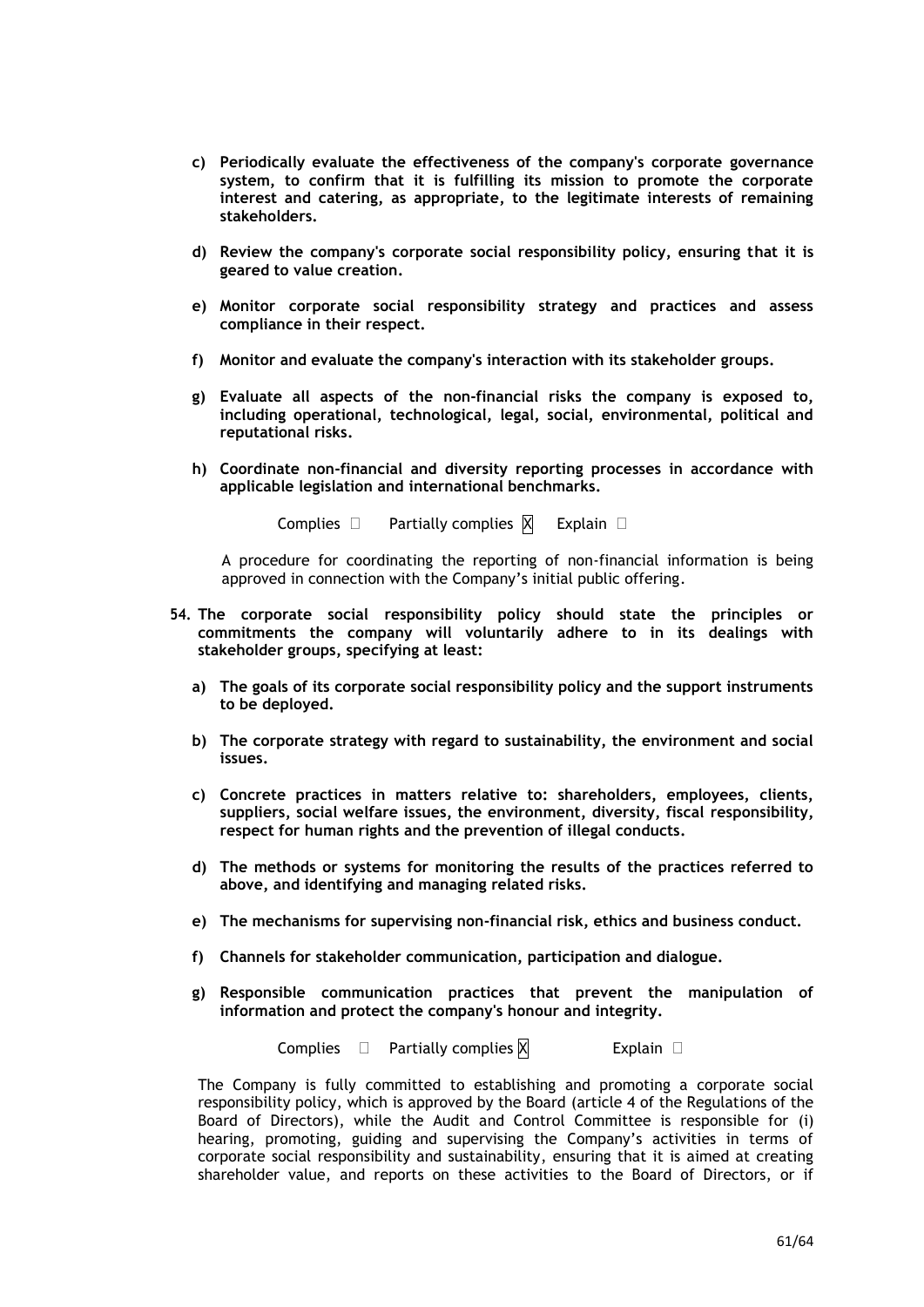**c) Periodically evaluate the effectiveness of the company's corporate governance system, to confirm that it is fulfilling its mission to promote the corporate interest and catering, as appropriate, to the legitimate interests of remaining stakeholders.**

**d) Review the company's corporate social responsibility policy, ensuring that it is geared to value creation.**

**e) Monitor corporate social responsibility strategy and practices and assess compliance in their respect.**

**f) Monitor and evaluate the company's interaction with its stakeholder groups.**

**g) Evaluate all aspects of the non-financial risks the company is exposed to, including operational, technological, legal, social, environmental, political and reputational risks.**

**h) Coordinate non-financial and diversity reporting processes in accordance with applicable legislation and international benchmarks.**

Complies ☐ Partially complies ☒ Explain ☐

A procedure for coordinating the reporting of non-financial information is being approved in connection with the Company's initial public offering.

**54. The corporate social responsibility policy should state the principles or commitments the company will voluntarily adhere to in its dealings with stakeholder groups, specifying at least:**

**a) The goals of its corporate social responsibility policy and the support instruments to be deployed.**

**b) The corporate strategy with regard to sustainability, the environment and social issues.**

**c) Concrete practices in matters relative to: shareholders, employees, clients, suppliers, social welfare issues, the environment, diversity, fiscal responsibility, respect for human rights and the prevention of illegal conducts.**

**d) The methods or systems for monitoring the results of the practices referred to above, and identifying and managing related risks.**

**e) The mechanisms for supervising non-financial risk, ethics and business conduct.**

**f) Channels for stakeholder communication, participation and dialogue.**

**g) Responsible communication practices that prevent the manipulation of information and protect the company's honour and integrity.**

Complies ☐ Partially complies ☒ Explain ☐

The Company is fully committed to establishing and promoting a corporate social responsibility policy, which is approved by the Board (article 4 of the Regulations of the Board of Directors), while the Audit and Control Committee is responsible for (i) hearing, promoting, guiding and supervising the Company's activities in terms of corporate social responsibility and sustainability, ensuring that it is aimed at creating shareholder value, and reports on these activities to the Board of Directors, or if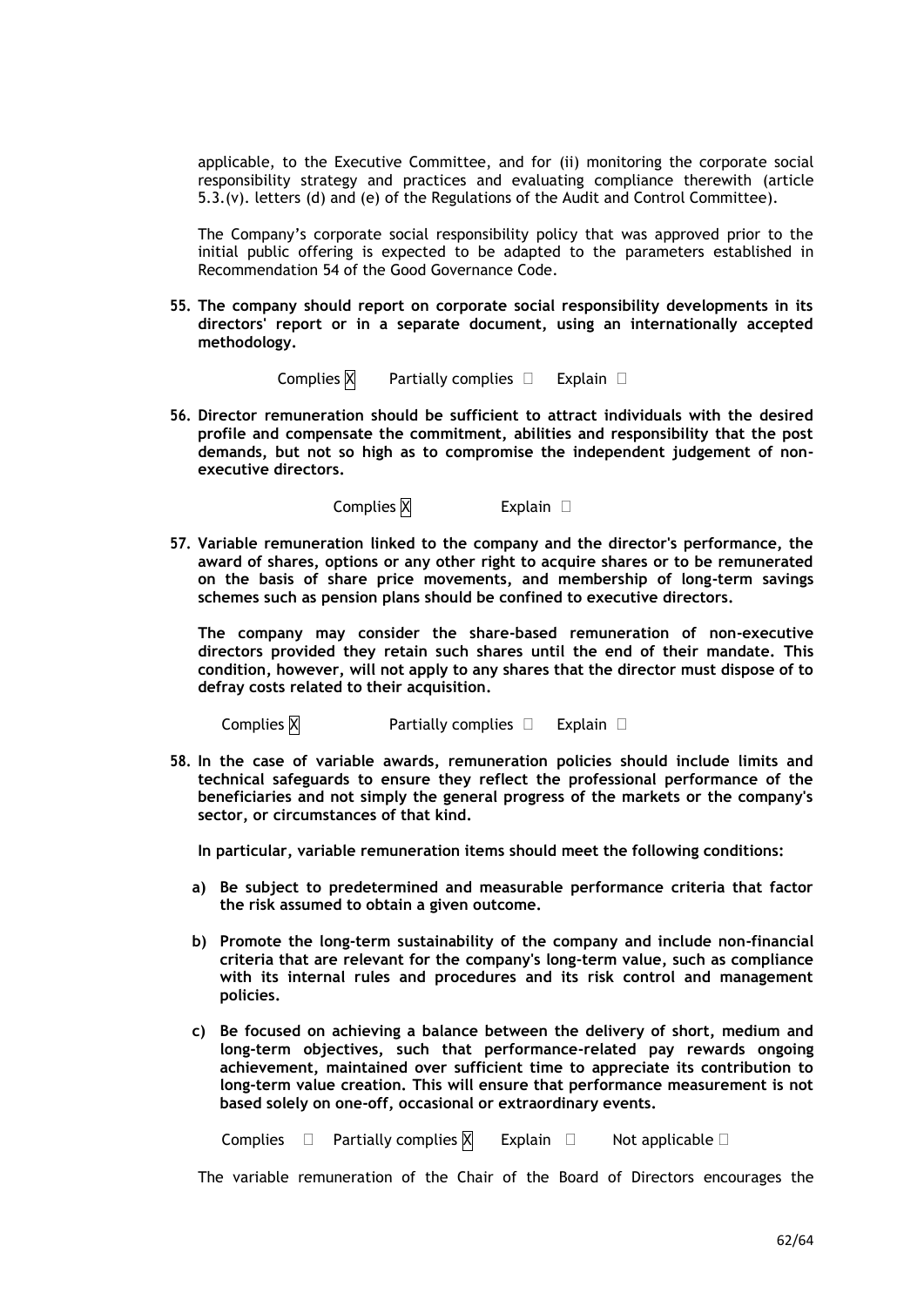applicable, to the Executive Committee, and for (ii) monitoring the corporate social responsibility strategy and practices and evaluating compliance therewith (article 5.3.(v). letters (d) and (e) of the Regulations of the Audit and Control Committee).

The Company's corporate social responsibility policy that was approved prior to the initial public offering is expected to be adapted to the parameters established in Recommendation 54 of the Good Governance Code.

**55. The company should report on corporate social responsibility developments in its directors' report or in a separate document, using an internationally accepted methodology.**

Complies X  Partially complies ☐  Explain ☐

**56. Director remuneration should be sufficient to attract individuals with the desired profile and compensate the commitment, abilities and responsibility that the post demands, but not so high as to compromise the independent judgement of non-executive directors.**

Complies X  Explain ☐

**57. Variable remuneration linked to the company and the director's performance, the award of shares, options or any other right to acquire shares or to be remunerated on the basis of share price movements, and membership of long-term savings schemes such as pension plans should be confined to executive directors.**

**The company may consider the share-based remuneration of non-executive directors provided they retain such shares until the end of their mandate. This condition, however, will not apply to any shares that the director must dispose of to defray costs related to their acquisition.**

Complies X  Partially complies ☐  Explain ☐

**58. In the case of variable awards, remuneration policies should include limits and technical safeguards to ensure they reflect the professional performance of the beneficiaries and not simply the general progress of the markets or the company's sector, or circumstances of that kind.**

**In particular, variable remuneration items should meet the following conditions:**

- **a) Be subject to predetermined and measurable performance criteria that factor the risk assumed to obtain a given outcome.**
- **b) Promote the long-term sustainability of the company and include non-financial criteria that are relevant for the company's long-term value, such as compliance with its internal rules and procedures and its risk control and management policies.**
- **c) Be focused on achieving a balance between the delivery of short, medium and long-term objectives, such that performance-related pay rewards ongoing achievement, maintained over sufficient time to appreciate its contribution to long-term value creation. This will ensure that performance measurement is not based solely on one-off, occasional or extraordinary events.**

Complies ☐  Partially complies X  Explain ☐  Not applicable ☐

The variable remuneration of the Chair of the Board of Directors encourages the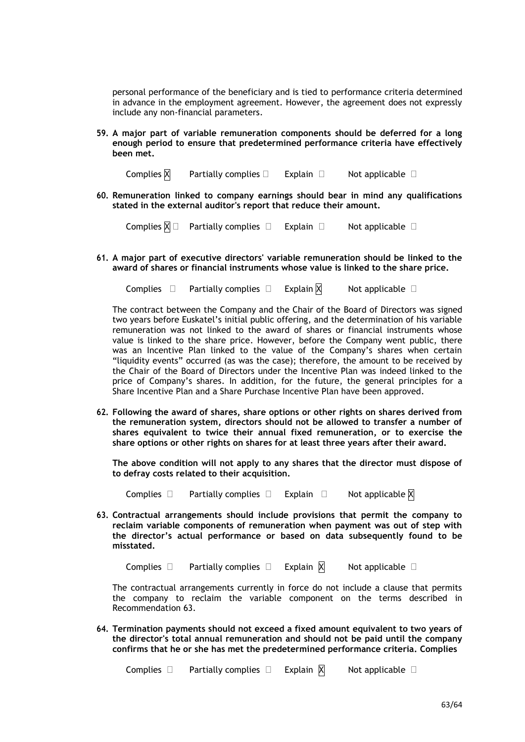personal performance of the beneficiary and is tied to performance criteria determined in advance in the employment agreement. However, the agreement does not expressly include any non-financial parameters.

**59. A major part of variable remuneration components should be deferred for a long enough period to ensure that predetermined performance criteria have effectively been met.**

Complies ☒ Partially complies ☐ Explain ☐ Not applicable ☐

**60. Remuneration linked to company earnings should bear in mind any qualifications stated in the external auditor's report that reduce their amount.**

Complies ☒ ☐ Partially complies ☐ Explain ☐ Not applicable ☐

**61. A major part of executive directors' variable remuneration should be linked to the award of shares or financial instruments whose value is linked to the share price.**

Complies ☐ Partially complies ☐ Explain ☒ Not applicable ☐

The contract between the Company and the Chair of the Board of Directors was signed two years before Euskatel's initial public offering, and the determination of his variable remuneration was not linked to the award of shares or financial instruments whose value is linked to the share price. However, before the Company went public, there was an Incentive Plan linked to the value of the Company's shares when certain "liquidity events" occurred (as was the case); therefore, the amount to be received by the Chair of the Board of Directors under the Incentive Plan was indeed linked to the price of Company's shares. In addition, for the future, the general principles for a Share Incentive Plan and a Share Purchase Incentive Plan have been approved.

**62. Following the award of shares, share options or other rights on shares derived from the remuneration system, directors should not be allowed to transfer a number of shares equivalent to twice their annual fixed remuneration, or to exercise the share options or other rights on shares for at least three years after their award.**

**The above condition will not apply to any shares that the director must dispose of to defray costs related to their acquisition.**

Complies ☐ Partially complies ☐ Explain ☐ Not applicable ☒

**63. Contractual arrangements should include provisions that permit the company to reclaim variable components of remuneration when payment was out of step with the director's actual performance or based on data subsequently found to be misstated.**

Complies ☐ Partially complies ☐ Explain ☒ Not applicable ☐

The contractual arrangements currently in force do not include a clause that permits the company to reclaim the variable component on the terms described in Recommendation 63.

**64. Termination payments should not exceed a fixed amount equivalent to two years of the director's total annual remuneration and should not be paid until the company confirms that he or she has met the predetermined performance criteria. Complies**

Complies ☐ Partially complies ☐ Explain ☒ Not applicable ☐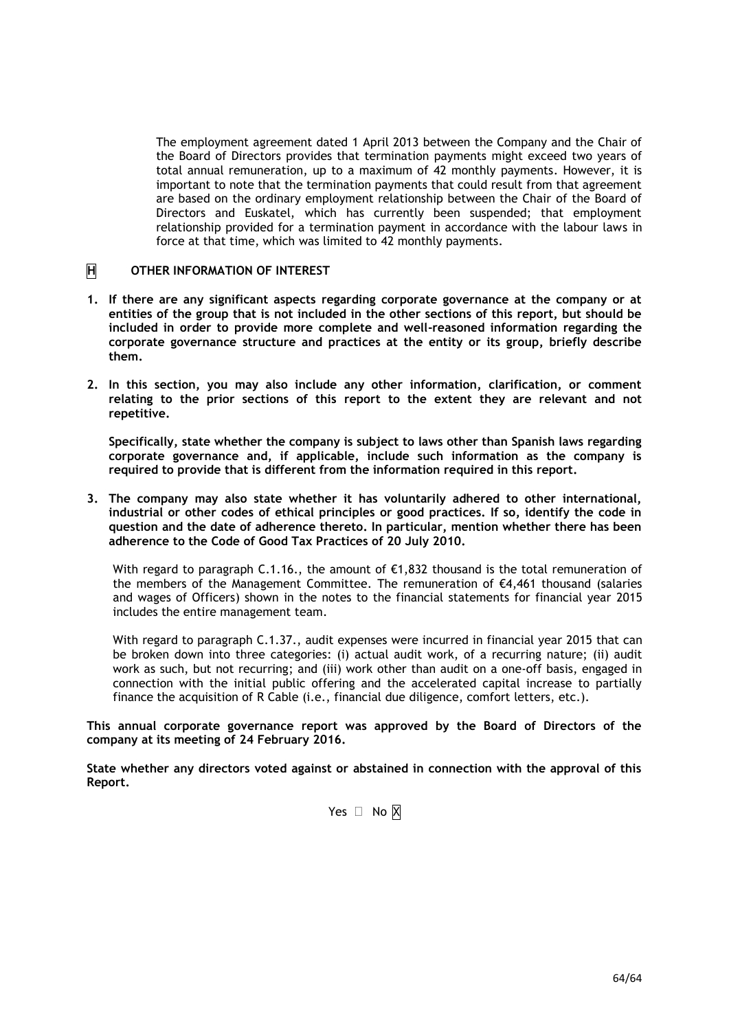The employment agreement dated 1 April 2013 between the Company and the Chair of the Board of Directors provides that termination payments might exceed two years of total annual remuneration, up to a maximum of 42 monthly payments. However, it is important to note that the termination payments that could result from that agreement are based on the ordinary employment relationship between the Chair of the Board of Directors and Euskatel, which has currently been suspended; that employment relationship provided for a termination payment in accordance with the labour laws in force at that time, which was limited to 42 monthly payments.

## H OTHER INFORMATION OF INTEREST

**1. If there are any significant aspects regarding corporate governance at the company or at entities of the group that is not included in the other sections of this report, but should be included in order to provide more complete and well-reasoned information regarding the corporate governance structure and practices at the entity or its group, briefly describe them.**

**2. In this section, you may also include any other information, clarification, or comment relating to the prior sections of this report to the extent they are relevant and not repetitive.**

**Specifically, state whether the company is subject to laws other than Spanish laws regarding corporate governance and, if applicable, include such information as the company is required to provide that is different from the information required in this report.**

**3. The company may also state whether it has voluntarily adhered to other international, industrial or other codes of ethical principles or good practices. If so, identify the code in question and the date of adherence thereto. In particular, mention whether there has been adherence to the Code of Good Tax Practices of 20 July 2010.**

With regard to paragraph C.1.16., the amount of €1,832 thousand is the total remuneration of the members of the Management Committee. The remuneration of €4,461 thousand (salaries and wages of Officers) shown in the notes to the financial statements for financial year 2015 includes the entire management team.

With regard to paragraph C.1.37., audit expenses were incurred in financial year 2015 that can be broken down into three categories: (i) actual audit work, of a recurring nature; (ii) audit work as such, but not recurring; and (iii) work other than audit on a one-off basis, engaged in connection with the initial public offering and the accelerated capital increase to partially finance the acquisition of R Cable (i.e., financial due diligence, comfort letters, etc.).

**This annual corporate governance report was approved by the Board of Directors of the company at its meeting of 24 February 2016.**

**State whether any directors voted against or abstained in connection with the approval of this Report.**

Yes ☐ No ☒